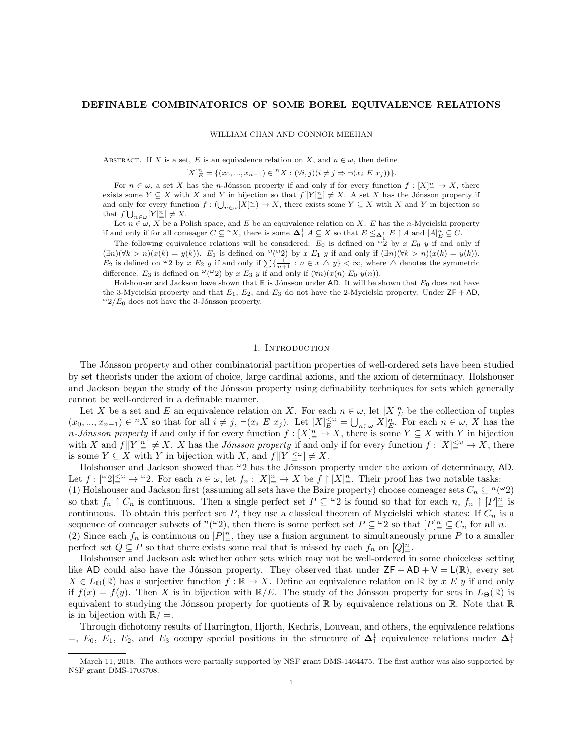# DEFINABLE COMBINATORICS OF SOME BOREL EQUIVALENCE RELATIONS

WILLIAM CHAN AND CONNOR MEEHAN

ABSTRACT. If $X$ is a set, $E$ is an equivalence relation on $X$, and $n \in \omega$, then define

$$[X]^n_E = \{(x_0, ..., x_{n-1}) \in {}^nX : (\forall i, j)(i \neq j \Rightarrow \neg(x_i \; E \; x_j))\}.$$

For $n \in \omega$, a set $X$ has the $n$-Jónsson property if and only if for every function $f : [X]^n_= \to X$, there exists some $Y \subseteq X$ with $X$ and $Y$ in bijection so that $f[[Y]^n_=] \neq X$. A set $X$ has the Jónsson property if and only for every function $f : (\bigcup_{n \in \omega}[X]^n_=) \to X$, there exists some $Y \subseteq X$ with $X$ and $Y$ in bijection so that $f[\bigcup_{n\in\omega}[Y]^n_=] \neq X$.

Let $n \in \omega$, $X$ be a Polish space, and $E$ be an equivalence relation on $X$. $E$ has the $n$-Mycielski property if and only if for all comeager $C \subseteq {}^nX$, there is some $\mathbf{\Delta}^1_1$ $A \subseteq X$ so that $E \leq_{\mathbf{\Delta}^1_1} E \upharpoonright A$ and $[A]^n_E \subseteq C$.

The following equivalence relations will be considered: $E_0$ is defined on ${}^\omega 2$ by $x \; E_0 \; y$ if and only if $(\exists n)(\forall k > n)(x(k) = y(k))$. $E_1$ is defined on ${}^\omega({}^\omega 2)$ by $x \; E_1 \; y$ if and only if $(\exists n)(\forall k > n)(x(k) = y(k))$. $E_2$ is defined on ${}^\omega 2$ by $x \; E_2 \; y$ if and only if $\sum\{\frac{1}{n+1} : n \in x \triangle y\} < \infty$, where $\triangle$ denotes the symmetric difference. $E_3$ is defined on ${}^\omega({}^\omega 2)$ by $x \; E_3 \; y$ if and only if $(\forall n)(x(n) \; E_0 \; y(n))$.

Holshouser and Jackson have shown that $\mathbb{R}$ is Jónsson under $\mathsf{AD}$. It will be shown that $E_0$ does not have the 3-Mycielski property and that $E_1$, $E_2$, and $E_3$ do not have the 2-Mycielski property. Under $\mathsf{ZF} + \mathsf{AD}$, ${}^\omega 2/E_0$ does not have the 3-Jónsson property.

## 1. Introduction

The Jónsson property and other combinatorial partition properties of well-ordered sets have been studied by set theorists under the axiom of choice, large cardinal axioms, and the axiom of determinacy. Holshouser and Jackson began the study of the Jónsson property using definability techniques for sets which generally cannot be well-ordered in a definable manner.

Let $X$ be a set and $E$ an equivalence relation on $X$. For each $n \in \omega$, let $[X]^n_E$ be the collection of tuples $(x_0, ..., x_{n-1}) \in {}^nX$ so that for all $i \neq j$, $\neg(x_i \; E \; x_j)$. Let $[X]^{<\omega}_E = \bigcup_{n\in\omega}[X]^n_E$. For each $n \in \omega$, $X$ has the *$n$-Jónsson property* if and only if for every function $f : [X]^n_= \to X$, there is some $Y \subseteq X$ with $Y$ in bijection with $X$ and $f[[Y]^n_=] \neq X$. $X$ has the *Jónsson property* if and only if for every function $f : [X]^{<\omega}_= \to X$, there is some $Y \subseteq X$ with $Y$ in bijection with $X$, and $f[[Y]^{<\omega}_=] \neq X$.

Holshouser and Jackson showed that ${}^\omega 2$ has the Jónsson property under the axiom of determinacy, $\mathsf{AD}$. Let $f : [{}^\omega 2]^{<\omega}_= \to {}^\omega 2$. For each $n \in \omega$, let $f_n : [X]^n_= \to X$ be $f \upharpoonright [X]^n_=$. Their proof has two notable tasks:
(1) Holshouser and Jackson first (assuming all sets have the Baire property) choose comeager sets $C_n \subseteq {}^n({}^\omega 2)$ so that $f_n \upharpoonright C_n$ is continuous. Then a single perfect set $P \subseteq {}^\omega 2$ is found so that for each $n$, $f_n \upharpoonright [P]^n_=$ is continuous. To obtain this perfect set $P$, they use a classical theorem of Mycielski which states: If $C_n$ is a sequence of comeager subsets of ${}^n({}^\omega 2)$, then there is some perfect set $P \subseteq {}^\omega 2$ so that $[P]^n_= \subseteq C_n$ for all $n$.
(2) Since each $f_n$ is continuous on $[P]^n_=$, they use a fusion argument to simultaneously prune $P$ to a smaller perfect set $Q \subseteq P$ so that there exists some real that is missed by each $f_n$ on $[Q]^n_=$.

Holshouser and Jackson ask whether other sets which may not be well-ordered in some choiceless setting like $\mathsf{AD}$ could also have the Jónsson property. They observed that under $\mathsf{ZF} + \mathsf{AD} + \mathsf{V} = \mathsf{L}(\mathbb{R})$, every set $X \in L_\Theta(\mathbb{R})$ has a surjective function $f : \mathbb{R} \to X$. Define an equivalence relation on $\mathbb{R}$ by $x \; E \; y$ if and only if $f(x) = f(y)$. Then $X$ is in bijection with $\mathbb{R}/E$. The study of the Jónsson property for sets in $L_\Theta(\mathbb{R})$ is equivalent to studying the Jónsson property for quotients of $\mathbb{R}$ by equivalence relations on $\mathbb{R}$. Note that $\mathbb{R}$ is in bijection with $\mathbb{R}/=$.

Through dichotomy results of Harrington, Hjorth, Kechris, Louveau, and others, the equivalence relations $=$, $E_0$, $E_1$, $E_2$, and $E_3$ occupy special positions in the structure of $\mathbf{\Delta}^1_1$ equivalence relations under $\mathbf{\Delta}^1_1$

March 11, 2018. The authors were partially supported by NSF grant DMS-1464475. The first author was also supported by NSF grant DMS-1703708.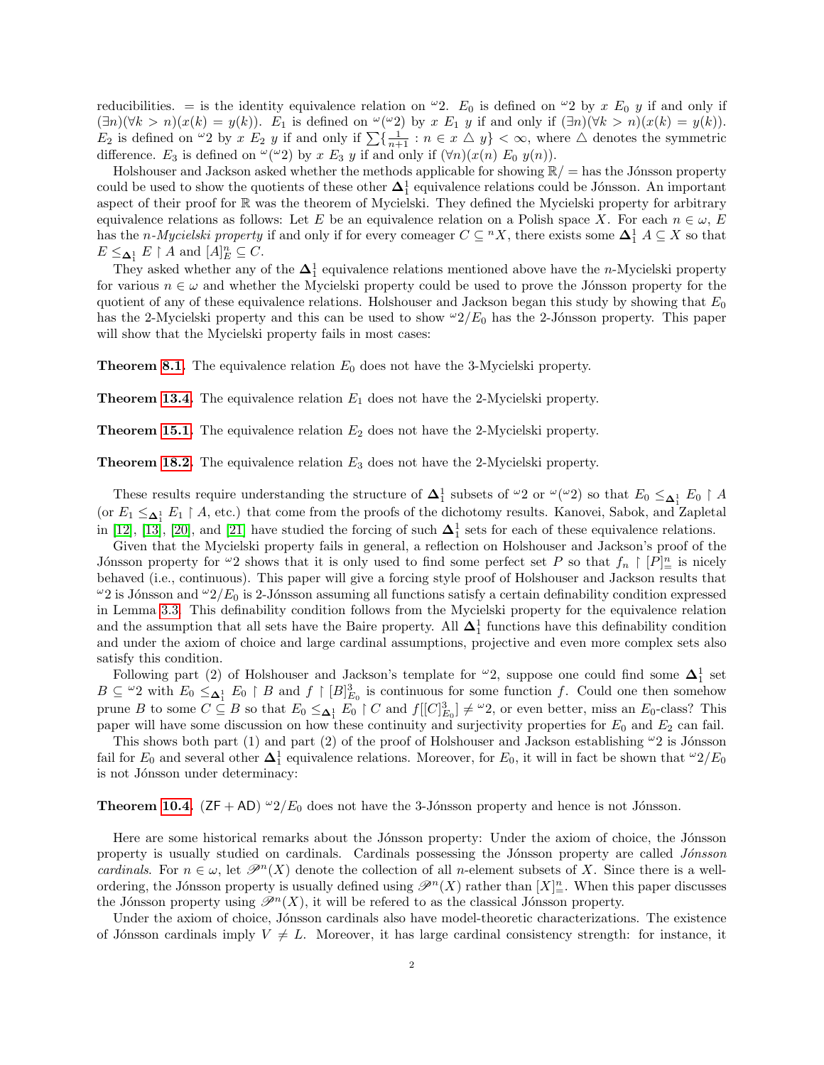reducibilities. $=$ is the identity equivalence relation on ${}^\omega 2$. $E_0$ is defined on ${}^\omega 2$ by $x\ E_0\ y$ if and only if $(\exists n)(\forall k > n)(x(k) = y(k))$. $E_1$ is defined on ${}^\omega({}^\omega 2)$ by $x\ E_1\ y$ if and only if $(\exists n)(\forall k > n)(x(k) = y(k))$. $E_2$ is defined on ${}^\omega 2$ by $x\ E_2\ y$ if and only if $\sum\{\frac{1}{n+1} : n \in x \triangle y\} < \infty$, where $\triangle$ denotes the symmetric difference. $E_3$ is defined on ${}^\omega({}^\omega 2)$ by $x\ E_3\ y$ if and only if $(\forall n)(x(n)\ E_0\ y(n))$.

Holshouser and Jackson asked whether the methods applicable for showing $\mathbb{R}/=$ has the Jónsson property could be used to show the quotients of these other $\mathbf{\Delta}^1_1$ equivalence relations could be Jónsson. An important aspect of their proof for $\mathbb{R}$ was the theorem of Mycielski. They defined the Mycielski property for arbitrary equivalence relations as follows: Let $E$ be an equivalence relation on a Polish space $X$. For each $n \in \omega$, $E$ has the *$n$-Mycielski property* if and only if for every comeager $C \subseteq {}^n X$, there exists some $\mathbf{\Delta}^1_1$ $A \subseteq X$ so that $E \leq_{\mathbf{\Delta}^1_1} E \restriction A$ and $[A]^n_E \subseteq C$.

They asked whether any of the $\mathbf{\Delta}^1_1$ equivalence relations mentioned above have the $n$-Mycielski property for various $n \in \omega$ and whether the Mycielski property could be used to prove the Jónsson property for the quotient of any of these equivalence relations. Holshouser and Jackson began this study by showing that $E_0$ has the 2-Mycielski property and this can be used to show ${}^\omega 2/E_0$ has the 2-Jónsson property. This paper will show that the Mycielski property fails in most cases:

**Theorem 8.1.** The equivalence relation $E_0$ does not have the 3-Mycielski property.

**Theorem 13.4.** The equivalence relation $E_1$ does not have the 2-Mycielski property.

**Theorem 15.1.** The equivalence relation $E_2$ does not have the 2-Mycielski property.

**Theorem 18.2.** The equivalence relation $E_3$ does not have the 2-Mycielski property.

These results require understanding the structure of $\mathbf{\Delta}^1_1$ subsets of ${}^\omega 2$ or ${}^\omega({}^\omega 2)$ so that $E_0 \leq_{\mathbf{\Delta}^1_1} E_0 \restriction A$ (or $E_1 \leq_{\mathbf{\Delta}^1_1} E_1 \restriction A$, etc.) that come from the proofs of the dichotomy results. Kanovei, Sabok, and Zapletal in [12], [13], [20], and [21] have studied the forcing of such $\mathbf{\Delta}^1_1$ sets for each of these equivalence relations.

Given that the Mycielski property fails in general, a reflection on Holshouser and Jackson's proof of the Jónsson property for ${}^\omega 2$ shows that it is only used to find some perfect set $P$ so that $f_n \restriction [P]^n_=$ is nicely behaved (i.e., continuous). This paper will give a forcing style proof of Holshouser and Jackson results that ${}^\omega 2$ is Jónsson and ${}^\omega 2/E_0$ is 2-Jónsson assuming all functions satisfy a certain definability condition expressed in Lemma 3.3. This definability condition follows from the Mycielski property for the equivalence relation and the assumption that all sets have the Baire property. All $\mathbf{\Delta}^1_1$ functions have this definability condition and under the axiom of choice and large cardinal assumptions, projective and even more complex sets also satisfy this condition.

Following part (2) of Holshouser and Jackson's template for ${}^\omega 2$, suppose one could find some $\mathbf{\Delta}^1_1$ set $B \subseteq {}^\omega 2$ with $E_0 \leq_{\mathbf{\Delta}^1_1} E_0 \restriction B$ and $f \restriction [B]^3_{E_0}$ is continuous for some function $f$. Could one then somehow prune $B$ to some $C \subseteq B$ so that $E_0 \leq_{\mathbf{\Delta}^1_1} E_0 \restriction C$ and $f[[C]^3_{E_0}] \neq {}^\omega 2$, or even better, miss an $E_0$-class? This paper will have some discussion on how these continuity and surjectivity properties for $E_0$ and $E_2$ can fail.

This shows both part (1) and part (2) of the proof of Holshouser and Jackson establishing ${}^\omega 2$ is Jónsson fail for $E_0$ and several other $\mathbf{\Delta}^1_1$ equivalence relations. Moreover, for $E_0$, it will in fact be shown that ${}^\omega 2/E_0$ is not Jónsson under determinacy:

**Theorem 10.4.** ($\mathsf{ZF} + \mathsf{AD}$) ${}^\omega 2/E_0$ does not have the 3-Jónsson property and hence is not Jónsson.

Here are some historical remarks about the Jónsson property: Under the axiom of choice, the Jónsson property is usually studied on cardinals. Cardinals possessing the Jónsson property are called *Jónsson cardinals*. For $n \in \omega$, let $\mathscr{P}^n(X)$ denote the collection of all $n$-element subsets of $X$. Since there is a well-ordering, the Jónsson property is usually defined using $\mathscr{P}^n(X)$ rather than $[X]^n_=$. When this paper discusses the Jónsson property using $\mathscr{P}^n(X)$, it will be refered to as the classical Jónsson property.

Under the axiom of choice, Jónsson cardinals also have model-theoretic characterizations. The existence of Jónsson cardinals imply $V \neq L$. Moreover, it has large cardinal consistency strength: for instance, it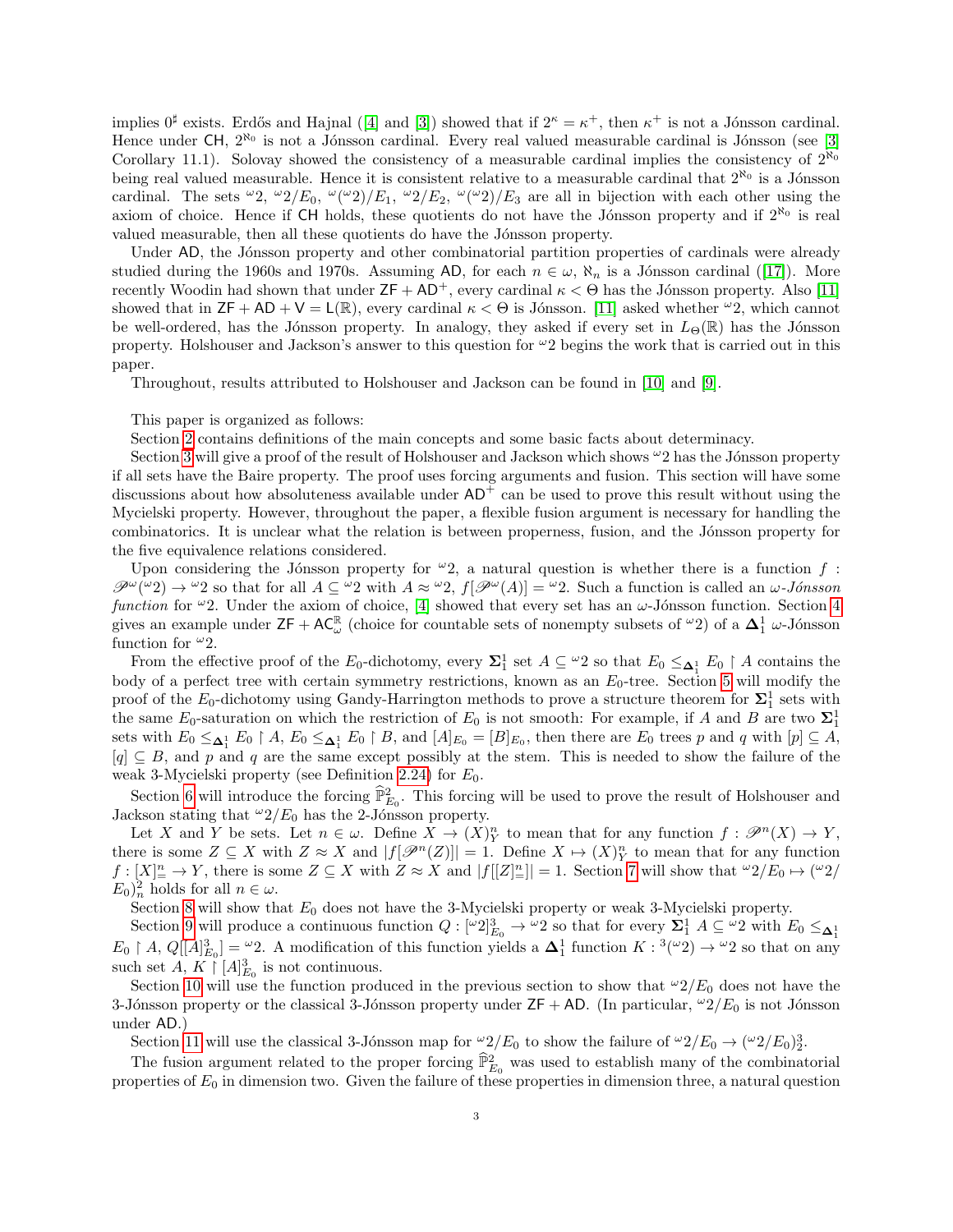implies $0^\sharp$ exists. Erdős and Hajnal ([4] and [3]) showed that if $2^\kappa = \kappa^+$, then $\kappa^+$ is not a Jónsson cardinal. Hence under $\mathsf{CH}$, $2^{\aleph_0}$ is not a Jónsson cardinal. Every real valued measurable cardinal is Jónsson (see [3] Corollary 11.1). Solovay showed the consistency of a measurable cardinal implies the consistency of $2^{\aleph_0}$ being real valued measurable. Hence it is consistent relative to a measurable cardinal that $2^{\aleph_0}$ is a Jónsson cardinal. The sets ${}^\omega 2$, ${}^\omega 2/E_0$, ${}^\omega({}^\omega 2)/E_1$, ${}^\omega 2/E_2$, ${}^\omega({}^\omega 2)/E_3$ are all in bijection with each other using the axiom of choice. Hence if $\mathsf{CH}$ holds, these quotients do not have the Jónsson property and if $2^{\aleph_0}$ is real valued measurable, then all these quotients do have the Jónsson property.

Under $\mathsf{AD}$, the Jónsson property and other combinatorial partition properties of cardinals were already studied during the 1960s and 1970s. Assuming $\mathsf{AD}$, for each $n \in \omega$, $\aleph_n$ is a Jónsson cardinal ([17]). More recently Woodin had shown that under $\mathsf{ZF} + \mathsf{AD}^+$, every cardinal $\kappa < \Theta$ has the Jónsson property. Also [11] showed that in $\mathsf{ZF} + \mathsf{AD} + \mathsf{V} = \mathsf{L}(\mathbb{R})$, every cardinal $\kappa < \Theta$ is Jónsson. [11] asked whether ${}^\omega 2$, which cannot be well-ordered, has the Jónsson property. In analogy, they asked if every set in $L_\Theta(\mathbb{R})$ has the Jónsson property. Holshouser and Jackson's answer to this question for ${}^\omega 2$ begins the work that is carried out in this paper.

Throughout, results attributed to Holshouser and Jackson can be found in [10] and [9].

This paper is organized as follows:

Section 2 contains definitions of the main concepts and some basic facts about determinacy.

Section 3 will give a proof of the result of Holshouser and Jackson which shows ${}^\omega 2$ has the Jónsson property if all sets have the Baire property. The proof uses forcing arguments and fusion. This section will have some discussions about how absoluteness available under $\mathsf{AD}^+$ can be used to prove this result without using the Mycielski property. However, throughout the paper, a flexible fusion argument is necessary for handling the combinatorics. It is unclear what the relation is between properness, fusion, and the Jónsson property for the five equivalence relations considered.

Upon considering the Jónsson property for ${}^\omega 2$, a natural question is whether there is a function $f : \mathscr{P}^\omega({}^\omega 2) \to {}^\omega 2$ so that for all $A \subseteq {}^\omega 2$ with $A \approx {}^\omega 2$, $f[\mathscr{P}^\omega(A)] = {}^\omega 2$. Such a function is called an *$\omega$-Jónsson function* for ${}^\omega 2$. Under the axiom of choice, [4] showed that every set has an $\omega$-Jónsson function. Section 4 gives an example under $\mathsf{ZF} + \mathsf{AC}_\omega^\mathbb{R}$ (choice for countable sets of nonempty subsets of ${}^\omega 2$) of a $\mathbf{\Delta}_1^1$ $\omega$-Jónsson function for ${}^\omega 2$.

From the effective proof of the $E_0$-dichotomy, every $\mathbf{\Sigma}_1^1$ set $A \subseteq {}^\omega 2$ so that $E_0 \leq_{\mathbf{\Delta}_1^1} E_0 \upharpoonright A$ contains the body of a perfect tree with certain symmetry restrictions, known as an $E_0$-tree. Section 5 will modify the proof of the $E_0$-dichotomy using Gandy-Harrington methods to prove a structure theorem for $\mathbf{\Sigma}_1^1$ sets with the same $E_0$-saturation on which the restriction of $E_0$ is not smooth: For example, if $A$ and $B$ are two $\mathbf{\Sigma}_1^1$ sets with $E_0 \leq_{\mathbf{\Delta}_1^1} E_0 \upharpoonright A$, $E_0 \leq_{\mathbf{\Delta}_1^1} E_0 \upharpoonright B$, and $[A]_{E_0} = [B]_{E_0}$, then there are $E_0$ trees $p$ and $q$ with $[p] \subseteq A$, $[q] \subseteq B$, and $p$ and $q$ are the same except possibly at the stem. This is needed to show the failure of the weak 3-Mycielski property (see Definition 2.24) for $E_0$.

Section 6 will introduce the forcing $\widehat{\mathbb{P}}^2_{E_0}$. This forcing will be used to prove the result of Holshouser and Jackson stating that ${}^\omega 2/E_0$ has the 2-Jónsson property.

Let $X$ and $Y$ be sets. Let $n \in \omega$. Define $X \to (X)^n_Y$ to mean that for any function $f : \mathscr{P}^n(X) \to Y$, there is some $Z \subseteq X$ with $Z \approx X$ and $|f[\mathscr{P}^n(Z)]| = 1$. Define $X \mapsto (X)^n_Y$ to mean that for any function $f : [X]^n_= \to Y$, there is some $Z \subseteq X$ with $Z \approx X$ and $|f[[Z]^n_=]| = 1$. Section 7 will show that ${}^\omega 2/E_0 \mapsto ({}^\omega 2/E_0)^2_n$ holds for all $n \in \omega$.

Section 8 will show that $E_0$ does not have the 3-Mycielski property or weak 3-Mycielski property.

Section 9 will produce a continuous function $Q : [{}^\omega 2]^3_{E_0} \to {}^\omega 2$ so that for every $\mathbf{\Sigma}_1^1$ $A \subseteq {}^\omega 2$ with $E_0 \leq_{\mathbf{\Delta}_1^1} E_0 \upharpoonright A$, $Q[[A]^3_{E_0}] = {}^\omega 2$. A modification of this function yields a $\mathbf{\Delta}_1^1$ function $K : {}^3({}^\omega 2) \to {}^\omega 2$ so that on any such set $A$, $K \upharpoonright [A]^3_{E_0}$ is not continuous.

Section 10 will use the function produced in the previous section to show that ${}^\omega 2/E_0$ does not have the 3-Jónsson property or the classical 3-Jónsson property under $\mathsf{ZF} + \mathsf{AD}$. (In particular, ${}^\omega 2/E_0$ is not Jónsson under $\mathsf{AD}$.)

Section 11 will use the classical 3-Jónsson map for ${}^\omega 2/E_0$ to show the failure of ${}^\omega 2/E_0 \to ({}^\omega 2/E_0)^3_2$.

The fusion argument related to the proper forcing $\widehat{\mathbb{P}}^2_{E_0}$ was used to establish many of the combinatorial properties of $E_0$ in dimension two. Given the failure of these properties in dimension three, a natural question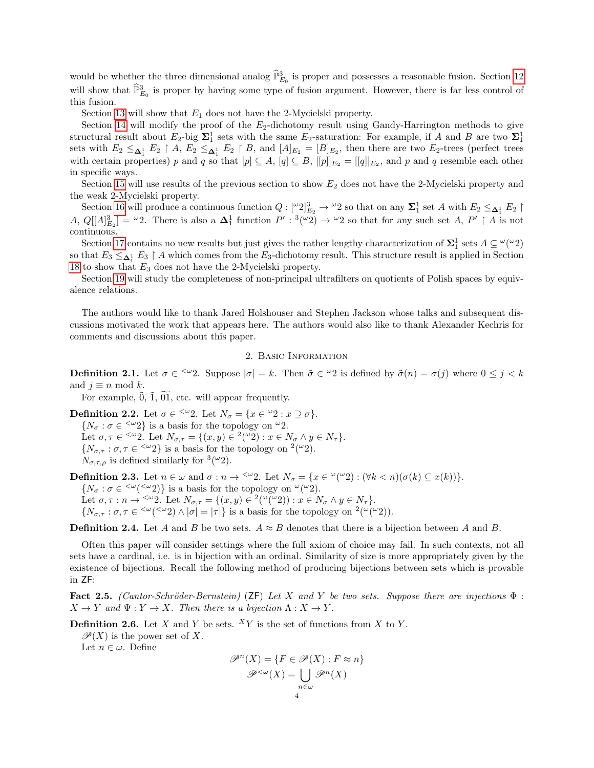would be whether the three dimensional analog $\widehat{\mathbb{P}}^3_{E_0}$ is proper and possesses a reasonable fusion. Section 12 will show that $\widehat{\mathbb{P}}^3_{E_0}$ is proper by having some type of fusion argument. However, there is far less control of this fusion.

Section 13 will show that $E_1$ does not have the 2-Mycielski property.

Section 14 will modify the proof of the $E_2$-dichotomy result using Gandy-Harrington methods to give structural result about $E_2$-big $\mathbf{\Sigma}^1_1$ sets with the same $E_2$-saturation: For example, if $A$ and $B$ are two $\mathbf{\Sigma}^1_1$ sets with $E_2 \leq_{\mathbf{\Delta}^1_1} E_2 \upharpoonright A$, $E_2 \leq_{\mathbf{\Delta}^1_1} E_2 \upharpoonright B$, and $[A]_{E_2} = [B]_{E_2}$, then there are two $E_2$-trees (perfect trees with certain properties) $p$ and $q$ so that $[p] \subseteq A$, $[q] \subseteq B$, $[[p]]_{E_2} = [[q]]_{E_2}$, and $p$ and $q$ resemble each other in specific ways.

Section 15 will use results of the previous section to show $E_2$ does not have the 2-Mycielski property and the weak 2-Mycielski property.

Section 16 will produce a continuous function $Q : [{}^\omega 2]^3_{E_2} \to {}^\omega 2$ so that on any $\mathbf{\Sigma}^1_1$ set $A$ with $E_2 \leq_{\mathbf{\Delta}^1_1} E_2 \upharpoonright A$, $Q[[A]^3_{E_2}] = {}^\omega 2$. There is also a $\mathbf{\Delta}^1_1$ function $P' : {}^3({}^\omega 2) \to {}^\omega 2$ so that for any such set $A$, $P' \upharpoonright A$ is not continuous.

Section 17 contains no new results but just gives the rather lengthy characterization of $\mathbf{\Sigma}^1_1$ sets $A \subseteq {}^\omega({}^\omega 2)$ so that $E_3 \leq_{\mathbf{\Delta}^1_1} E_3 \upharpoonright A$ which comes from the $E_3$-dichotomy result. This structure result is applied in Section 18 to show that $E_3$ does not have the 2-Mycielski property.

Section 19 will study the completeness of non-principal ultrafilters on quotients of Polish spaces by equivalence relations.

The authors would like to thank Jared Holshouser and Stephen Jackson whose talks and subsequent discussions motivated the work that appears here. The authors would also like to thank Alexander Kechris for comments and discussions about this paper.

## 2. Basic Information

**Definition 2.1.** Let $\sigma \in {}^{<\omega}2$. Suppose $|\sigma| = k$. Then $\tilde{\sigma} \in {}^\omega 2$ is defined by $\tilde{\sigma}(n) = \sigma(j)$ where $0 \leq j < k$ and $j \equiv n \mod k$.

For example, $\tilde{0}$, $\tilde{1}$, $\widetilde{01}$, etc. will appear frequently.

**Definition 2.2.** Let $\sigma \in {}^{<\omega}2$. Let $N_\sigma = \{x \in {}^\omega 2 : x \supseteq \sigma\}$.

$\{N_\sigma : \sigma \in {}^{<\omega}2\}$ is a basis for the topology on ${}^\omega 2$.

Let $\sigma, \tau \in {}^{<\omega}2$. Let $N_{\sigma,\tau} = \{(x, y) \in {}^2({}^\omega 2) : x \in N_\sigma \wedge y \in N_\tau\}$.

$\{N_{\sigma,\tau} : \sigma, \tau \in {}^{<\omega}2\}$ is a basis for the topology on ${}^2({}^\omega 2)$.

$N_{\sigma,\tau,\rho}$ is defined similarly for ${}^3({}^\omega 2)$.

**Definition 2.3.** Let $n \in \omega$ and $\sigma : n \to {}^{<\omega}2$. Let $N_\sigma = \{x \in {}^\omega({}^\omega 2) : (\forall k < n)(\sigma(k) \subseteq x(k))\}$.

$\{N_\sigma : \sigma \in {}^{<\omega}({}^{<\omega}2)\}$ is a basis for the topology on ${}^\omega({}^\omega 2)$.

Let $\sigma, \tau : n \to {}^{<\omega}2$. Let $N_{\sigma,\tau} = \{(x, y) \in {}^2({}^\omega({}^\omega 2)) : x \in N_\sigma \wedge y \in N_\tau\}$.

$\{N_{\sigma,\tau} : \sigma, \tau \in {}^{<\omega}({}^{<\omega}2) \wedge |\sigma| = |\tau|\}$ is a basis for the topology on ${}^2({}^\omega({}^\omega 2))$.

**Definition 2.4.** Let $A$ and $B$ be two sets. $A \approx B$ denotes that there is a bijection between $A$ and $B$.

Often this paper will consider settings where the full axiom of choice may fail. In such contexts, not all sets have a cardinal, i.e. is in bijection with an ordinal. Similarity of size is more appropriately given by the existence of bijections. Recall the following method of producing bijections between sets which is provable in $\mathsf{ZF}$:

**Fact 2.5.** *(Cantor-Schröder-Bernstein) ($\mathsf{ZF}$) Let $X$ and $Y$ be two sets. Suppose there are injections $\Phi : X \to Y$ and $\Psi : Y \to X$. Then there is a bijection $\Lambda : X \to Y$.*

**Definition 2.6.** Let $X$ and $Y$ be sets. ${}^X Y$ is the set of functions from $X$ to $Y$.

$\mathscr{P}(X)$ is the power set of $X$.

Let $n \in \omega$. Define

$$\mathscr{P}^n(X) = \{F \in \mathscr{P}(X) : F \approx n\}$$

$$\mathscr{P}^{<\omega}(X) = \bigcup_{n \in \omega} \mathscr{P}^n(X)$$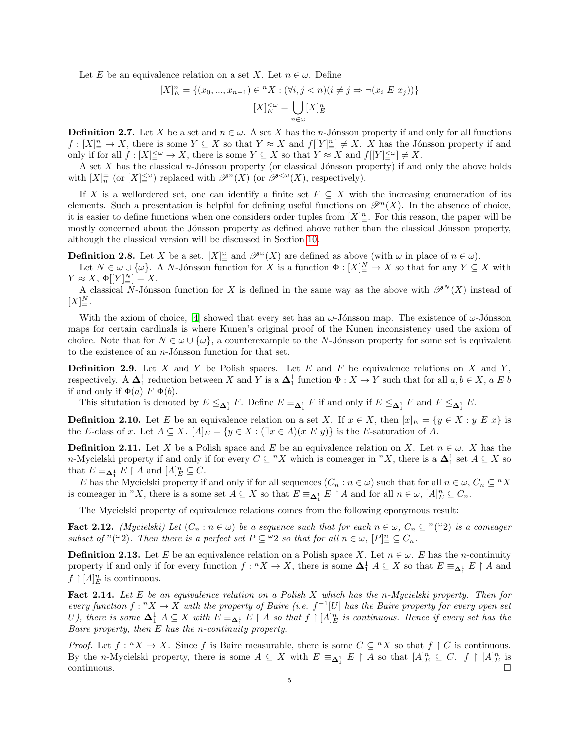Let $E$ be an equivalence relation on a set $X$. Let $n \in \omega$. Define

$$[X]^n_E = \{(x_0, ..., x_{n-1}) \in {}^nX : (\forall i, j < n)(i \neq j \Rightarrow \neg(x_i \; E \; x_j))\}$$

$$[X]^{<\omega}_E = \bigcup_{n \in \omega} [X]^n_E$$

**Definition 2.7.** Let $X$ be a set and $n \in \omega$. A set $X$ has the $n$-Jónsson property if and only for all functions $f : [X]^n_= \to X$, there is some $Y \subseteq X$ so that $Y \approx X$ and $f[[Y]^n_=] \neq X$. $X$ has the Jónsson property if and only if for all $f : [X]^{<\omega}_= \to X$, there is some $Y \subseteq X$ so that $Y \approx X$ and $f[[Y]^{<\omega}_=] \neq X$.

A set $X$ has the classical $n$-Jónsson property (or classical Jónsson property) if and only the above holds with $[X]^=_n$ (or $[X]^{<\omega}_=$) replaced with $\mathscr{P}^n(X)$ (or $\mathscr{P}^{<\omega}(X)$, respectively).

If $X$ is a wellordered set, one can identify a finite set $F \subseteq X$ with the increasing enumeration of its elements. Such a presentation is helpful for defining useful functions on $\mathscr{P}^n(X)$. In the absence of choice, it is easier to define functions when one considers order tuples from $[X]^n_=$. For this reason, the paper will be mostly concerned about the Jónsson property as defined above rather than the classical Jónsson property, although the classical version will be discussed in Section 10.

**Definition 2.8.** Let $X$ be a set. $[X]^\omega_=$ and $\mathscr{P}^\omega(X)$ are defined as above (with $\omega$ in place of $n \in \omega$).

Let $N \in \omega \cup \{\omega\}$. A $N$-Jónsson function for $X$ is a function $\Phi : [X]^N_= \to X$ so that for any $Y \subseteq X$ with $Y \approx X$, $\Phi[[Y]^N_=] = X$.

A classical $N$-Jónsson function for $X$ is defined in the same way as the above with $\mathscr{P}^N(X)$ instead of $[X]^N_=$.

With the axiom of choice, [4] showed that every set has an $\omega$-Jónsson map. The existence of $\omega$-Jónsson maps for certain cardinals is where Kunen's original proof of the Kunen inconsistency used the axiom of choice. Note that for $N \in \omega \cup \{\omega\}$, a counterexample to the $N$-Jónsson property for some set is equivalent to the existence of an $n$-Jónsson function for that set.

**Definition 2.9.** Let $X$ and $Y$ be Polish spaces. Let $E$ and $F$ be equivalence relations on $X$ and $Y$, respectively. A $\mathbf{\Delta}^1_1$ reduction between $X$ and $Y$ is a $\mathbf{\Delta}^1_1$ function $\Phi : X \to Y$ such that for all $a, b \in X$, $a \; E \; b$ if and only if $\Phi(a) \; F \; \Phi(b)$.

This situtation is denoted by $E \leq_{\mathbf{\Delta}^1_1} F$. Define $E \equiv_{\mathbf{\Delta}^1_1} F$ if and only if $E \leq_{\mathbf{\Delta}^1_1} F$ and $F \leq_{\mathbf{\Delta}^1_1} E$.

**Definition 2.10.** Let $E$ be an equivalence relation on a set $X$. If $x \in X$, then $[x]_E = \{y \in X : y \; E \; x\}$ is the $E$-class of $x$. Let $A \subseteq X$. $[A]_E = \{y \in X : (\exists x \in A)(x \; E \; y)\}$ is the $E$-saturation of $A$.

**Definition 2.11.** Let $X$ be a Polish space and $E$ be an equivalence relation on $X$. Let $n \in \omega$. $X$ has the $n$-Mycielski property if and only if for every $C \subseteq {}^nX$ which is comeager in ${}^nX$, there is a $\mathbf{\Delta}^1_1$ set $A \subseteq X$ so that $E \equiv_{\mathbf{\Delta}^1_1} E \restriction A$ and $[A]^n_E \subseteq C$.

$E$ has the Mycielski property if and only if for all sequences $(C_n : n \in \omega)$ such that for all $n \in \omega$, $C_n \subseteq {}^nX$ is comeager in ${}^nX$, there is a some set $A \subseteq X$ so that $E \equiv_{\mathbf{\Delta}^1_1} E \restriction A$ and for all $n \in \omega$, $[A]^n_E \subseteq C_n$.

The Mycielski property of equivalence relations comes from the following eponymous result:

**Fact 2.12.** *(Mycielski) Let $(C_n : n \in \omega)$ be a sequence such that for each $n \in \omega$, $C_n \subseteq {}^n({}^\omega 2)$ is a comeager subset of ${}^n({}^\omega 2)$. Then there is a perfect set $P \subseteq {}^\omega 2$ so that for all $n \in \omega$, $[P]^n_= \subseteq C_n$.*

**Definition 2.13.** Let $E$ be an equivalence relation on a Polish space $X$. Let $n \in \omega$. $E$ has the $n$-continuity property if and only if for every function $f : {}^nX \to X$, there is some $\mathbf{\Delta}^1_1$ $A \subseteq X$ so that $E \equiv_{\mathbf{\Delta}^1_1} E \restriction A$ and $f \restriction [A]^n_E$ is continuous.

**Fact 2.14.** *Let $E$ be an equivalence relation on a Polish $X$ which has the $n$-Mycielski property. Then for every function $f : {}^nX \to X$ with the property of Baire (i.e. $f^{-1}[U]$ has the Baire property for every open set $U$), there is some $\mathbf{\Delta}^1_1$ $A \subseteq X$ with $E \equiv_{\mathbf{\Delta}^1_1} E \restriction A$ so that $f \restriction [A]^n_E$ is continuous. Hence if every set has the Baire property, then $E$ has the $n$-continuity property.*

*Proof.* Let $f : {}^nX \to X$. Since $f$ is Baire measurable, there is some $C \subseteq {}^nX$ so that $f \restriction C$ is continuous. By the $n$-Mycielski property, there is some $A \subseteq X$ with $E \equiv_{\mathbf{\Delta}^1_1} E \restriction A$ so that $[A]^n_E \subseteq C$. $f \restriction [A]^n_E$ is continuous. $\square$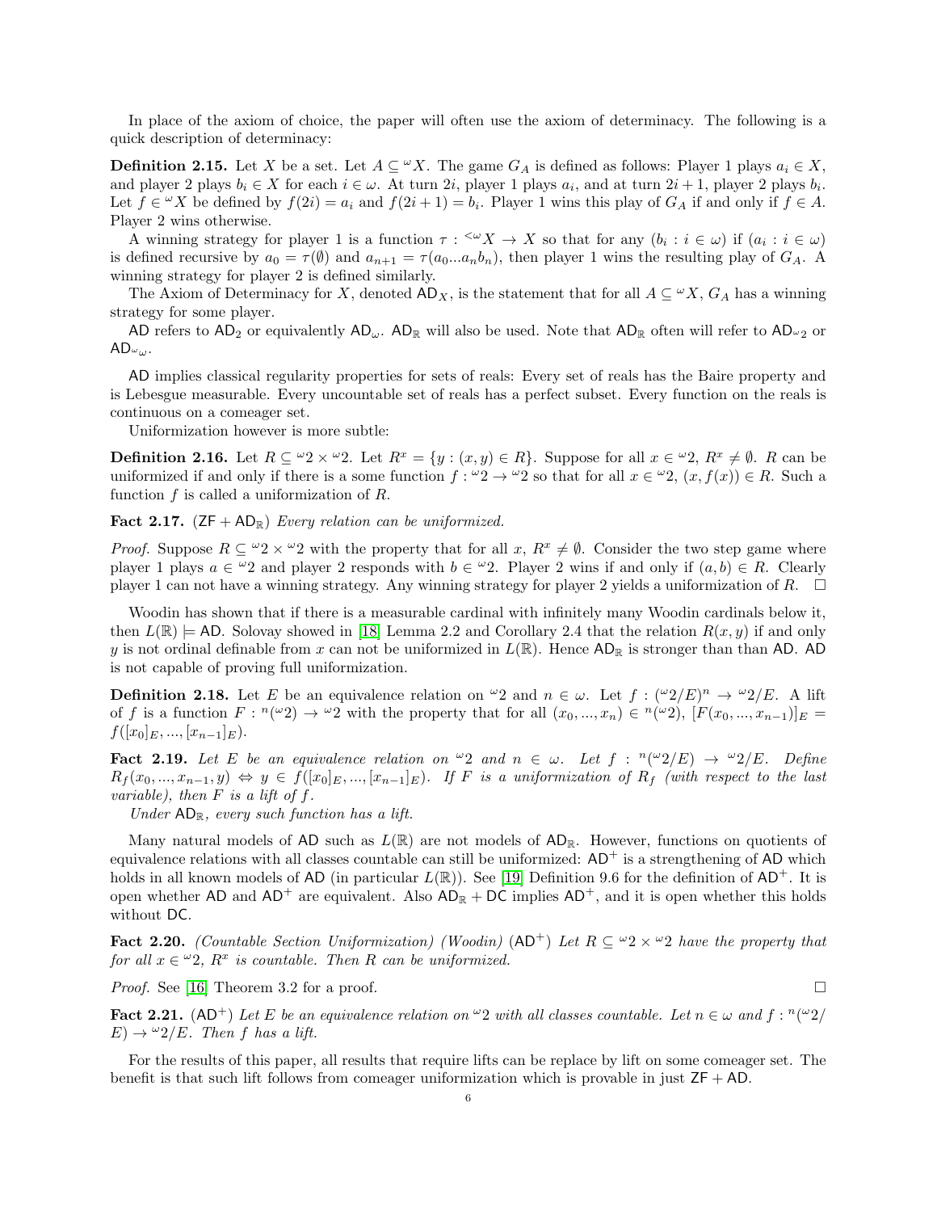In place of the axiom of choice, the paper will often use the axiom of determinacy. The following is a quick description of determinacy:

**Definition 2.15.** Let $X$ be a set. Let $A \subseteq {}^{\omega}X$. The game $G_A$ is defined as follows: Player 1 plays $a_i \in X$, and player 2 plays $b_i \in X$ for each $i \in \omega$. At turn $2i$, player 1 plays $a_i$, and at turn $2i+1$, player 2 plays $b_i$. Let $f \in {}^{\omega}X$ be defined by $f(2i) = a_i$ and $f(2i+1) = b_i$. Player 1 wins this play of $G_A$ if and only if $f \in A$. Player 2 wins otherwise.

A winning strategy for player 1 is a function $\tau : {}^{<\omega}X \to X$ so that for any $(b_i : i \in \omega)$ if $(a_i : i \in \omega)$ is defined recursive by $a_0 = \tau(\emptyset)$ and $a_{n+1} = \tau(a_0...a_nb_n)$, then player 1 wins the resulting play of $G_A$. A winning strategy for player 2 is defined similarly.

The Axiom of Determinacy for $X$, denoted $\mathsf{AD}_X$, is the statement that for all $A \subseteq {}^{\omega}X$, $G_A$ has a winning strategy for some player.

$\mathsf{AD}$ refers to $\mathsf{AD}_2$ or equivalently $\mathsf{AD}_\omega$. $\mathsf{AD}_\mathbb{R}$ will also be used. Note that $\mathsf{AD}_\mathbb{R}$ often will refer to $\mathsf{AD}_{{}^{\omega}2}$ or $\mathsf{AD}_{{}^{\omega}\omega}$.

$\mathsf{AD}$ implies classical regularity properties for sets of reals: Every set of reals has the Baire property and is Lebesgue measurable. Every uncountable set of reals has a perfect subset. Every function on the reals is continuous on a comeager set.

Uniformization however is more subtle:

**Definition 2.16.** Let $R \subseteq {}^{\omega}2 \times {}^{\omega}2$. Let $R^x = \{y : (x, y) \in R\}$. Suppose for all $x \in {}^{\omega}2$, $R^x \neq \emptyset$. $R$ can be uniformized if and only if there is a some function $f : {}^{\omega}2 \to {}^{\omega}2$ so that for all $x \in {}^{\omega}2$, $(x, f(x)) \in R$. Such a function $f$ is called a uniformization of $R$.

**Fact 2.17.** ($\mathsf{ZF} + \mathsf{AD}_\mathbb{R}$) *Every relation can be uniformized.*

*Proof.* Suppose $R \subseteq {}^{\omega}2 \times {}^{\omega}2$ with the property that for all $x$, $R^x \neq \emptyset$. Consider the two step game where player 1 plays $a \in {}^{\omega}2$ and player 2 responds with $b \in {}^{\omega}2$. Player 2 wins if and only if $(a, b) \in R$. Clearly player 1 can not have a winning strategy. Any winning strategy for player 2 yields a uniformization of $R$. $\square$

Woodin has shown that if there is a measurable cardinal with infinitely many Woodin cardinals below it, then $L(\mathbb{R}) \models \mathsf{AD}$. Solovay showed in [18] Lemma 2.2 and Corollary 2.4 that the relation $R(x, y)$ if and only $y$ is not ordinal definable from $x$ can not be uniformized in $L(\mathbb{R})$. Hence $\mathsf{AD}_\mathbb{R}$ is stronger than than $\mathsf{AD}$. $\mathsf{AD}$ is not capable of proving full uniformization.

**Definition 2.18.** Let $E$ be an equivalence relation on ${}^{\omega}2$ and $n \in \omega$. Let $f : ({}^{\omega}2/E)^n \to {}^{\omega}2/E$. A lift of $f$ is a function $F : {}^{n}({}^{\omega}2) \to {}^{\omega}2$ with the property that for all $(x_0, ..., x_n) \in {}^{n}({}^{\omega}2)$, $[F(x_0, ..., x_{n-1})]_E = f([x_0]_E, ..., [x_{n-1}]_E)$.

**Fact 2.19.** *Let $E$ be an equivalence relation on ${}^{\omega}2$ and $n \in \omega$. Let $f : {}^{n}({}^{\omega}2/E) \to {}^{\omega}2/E$. Define $R_f(x_0, ..., x_{n-1}, y) \Leftrightarrow y \in f([x_0]_E, ..., [x_{n-1}]_E)$. If $F$ is a uniformization of $R_f$ (with respect to the last variable), then $F$ is a lift of $f$.*

*Under $\mathsf{AD}_\mathbb{R}$, every such function has a lift.*

Many natural models of $\mathsf{AD}$ such as $L(\mathbb{R})$ are not models of $\mathsf{AD}_\mathbb{R}$. However, functions on quotients of equivalence relations with all classes countable can still be uniformized: $\mathsf{AD}^+$ is a strengthening of $\mathsf{AD}$ which holds in all known models of $\mathsf{AD}$ (in particular $L(\mathbb{R})$). See [19] Definition 9.6 for the definition of $\mathsf{AD}^+$. It is open whether $\mathsf{AD}$ and $\mathsf{AD}^+$ are equivalent. Also $\mathsf{AD}_\mathbb{R} + \mathsf{DC}$ implies $\mathsf{AD}^+$, and it is open whether this holds without $\mathsf{DC}$.

**Fact 2.20.** *(Countable Section Uniformization) (Woodin)* ($\mathsf{AD}^+$) *Let $R \subseteq {}^{\omega}2 \times {}^{\omega}2$ have the property that for all $x \in {}^{\omega}2$, $R^x$ is countable. Then $R$ can be uniformized.*

*Proof.* See [16] Theorem 3.2 for a proof. $\square$

**Fact 2.21.** ($\mathsf{AD}^+$) *Let $E$ be an equivalence relation on ${}^{\omega}2$ with all classes countable. Let $n \in \omega$ and $f : {}^{n}({}^{\omega}2/E) \to {}^{\omega}2/E$. Then $f$ has a lift.*

For the results of this paper, all results that require lifts can be replace by lift on some comeager set. The benefit is that such lift follows from comeager uniformization which is provable in just $\mathsf{ZF} + \mathsf{AD}$.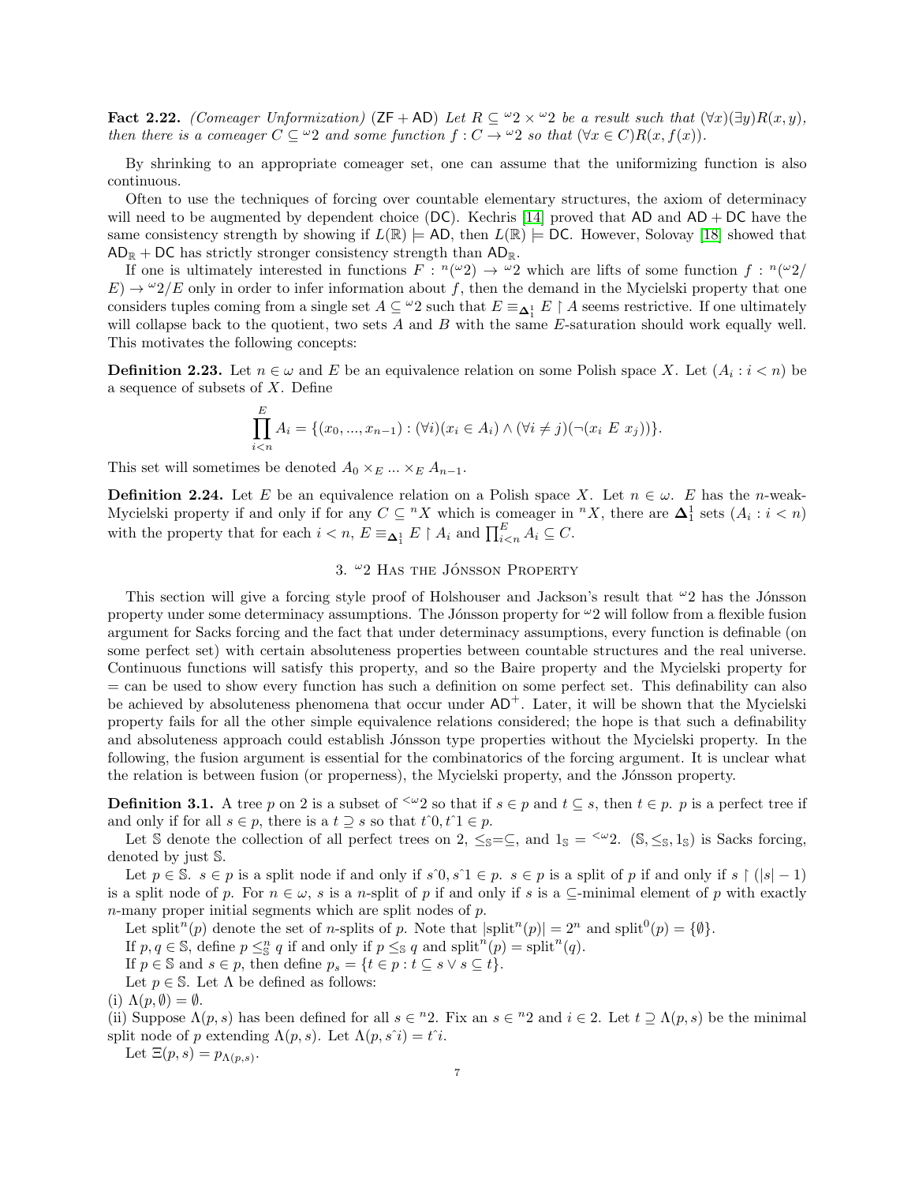**Fact 2.22.** *(Comeager Unformization)* $(\mathsf{ZF} + \mathsf{AD})$ *Let $R \subseteq {}^\omega 2 \times {}^\omega 2$ be a result such that $(\forall x)(\exists y)R(x,y)$, then there is a comeager $C \subseteq {}^\omega 2$ and some function $f : C \to {}^\omega 2$ so that $(\forall x \in C)R(x, f(x))$.*

By shrinking to an appropriate comeager set, one can assume that the uniformizing function is also continuous.

Often to use the techniques of forcing over countable elementary structures, the axiom of determinacy will need to be augmented by dependent choice ($\mathsf{DC}$). Kechris [14] proved that $\mathsf{AD}$ and $\mathsf{AD} + \mathsf{DC}$ have the same consistency strength by showing if $L(\mathbb{R}) \models \mathsf{AD}$, then $L(\mathbb{R}) \models \mathsf{DC}$. However, Solovay [18] showed that $\mathsf{AD}_\mathbb{R} + \mathsf{DC}$ has strictly stronger consistency strength than $\mathsf{AD}_\mathbb{R}$.

If one is ultimately interested in functions $F : {}^n({}^\omega 2) \to {}^\omega 2$ which are lifts of some function $f : {}^n({}^\omega 2/E) \to {}^\omega 2/E$ only in order to infer information about $f$, then the demand in the Mycielski property that one considers tuples coming from a single set $A \subseteq {}^\omega 2$ such that $E \equiv_{\mathbf{\Delta}^1_1} E \upharpoonright A$ seems restrictive. If one ultimately will collapse back to the quotient, two sets $A$ and $B$ with the same $E$-saturation should work equally well. This motivates the following concepts:

**Definition 2.23.** Let $n \in \omega$ and $E$ be an equivalence relation on some Polish space $X$. Let $(A_i : i < n)$ be a sequence of subsets of $X$. Define

$$\prod_{i<n}^{E} A_i = \{(x_0, ..., x_{n-1}) : (\forall i)(x_i \in A_i) \wedge (\forall i \neq j)(\neg(x_i \; E \; x_j))\}.$$

This set will sometimes be denoted $A_0 \times_E ... \times_E A_{n-1}$.

**Definition 2.24.** Let $E$ be an equivalence relation on a Polish space $X$. Let $n \in \omega$. $E$ has the $n$-weak-Mycielski property if and only if for any $C \subseteq {}^n X$ which is comeager in ${}^n X$, there are $\mathbf{\Delta}^1_1$ sets $(A_i : i < n)$ with the property that for each $i < n$, $E \equiv_{\mathbf{\Delta}^1_1} E \upharpoonright A_i$ and $\prod_{i<n}^E A_i \subseteq C$.

## 3. ${}^\omega 2$ Has the Jónsson Property

This section will give a forcing style proof of Holshouser and Jackson's result that ${}^\omega 2$ has the Jónsson property under some determinacy assumptions. The Jónsson property for ${}^\omega 2$ will follow from a flexible fusion argument for Sacks forcing and the fact that under determinacy assumptions, every function is definable (on some perfect set) with certain absoluteness properties between countable structures and the real universe. Continuous functions will satisfy this property, and so the Baire property and the Mycielski property for $=$ can be used to show every function has such a definition on some perfect set. This definability can also be achieved by absoluteness phenomena that occur under $\mathsf{AD}^+$. Later, it will be shown that the Mycielski property fails for all the other simple equivalence relations considered; the hope is that such a definability and absoluteness approach could establish Jónsson type properties without the Mycielski property. In the following, the fusion argument is essential for the combinatorics of the forcing argument. It is unclear what the relation is between fusion (or properness), the Mycielski property, and the Jónsson property.

**Definition 3.1.** A tree $p$ on 2 is a subset of ${}^{<\omega}2$ so that if $s \in p$ and $t \subseteq s$, then $t \in p$. $p$ is a perfect tree if and only if for all $s \in p$, there is a $t \supseteq s$ so that $t\hat{\ }0, t\hat{\ }1 \in p$.

Let $\mathbb{S}$ denote the collection of all perfect trees on 2, $\leq_\mathbb{S} = \subseteq$, and $1_\mathbb{S} = {}^{<\omega}2$. $(\mathbb{S}, \leq_\mathbb{S}, 1_\mathbb{S})$ is Sacks forcing, denoted by just $\mathbb{S}$.

Let $p \in \mathbb{S}$. $s \in p$ is a split node if and only if $s\hat{\ }0, s\hat{\ }1 \in p$. $s \in p$ is a split of $p$ if and only if $s \upharpoonright (|s| - 1)$ is a split node of $p$. For $n \in \omega$, $s$ is a $n$-split of $p$ if and only if $s$ is a $\subseteq$-minimal element of $p$ with exactly $n$-many proper initial segments which are split nodes of $p$.

Let $\text{split}^n(p)$ denote the set of $n$-splits of $p$. Note that $|\text{split}^n(p)| = 2^n$ and $\text{split}^0(p) = \{\emptyset\}$.

If $p, q \in \mathbb{S}$, define $p \leq^n_\mathbb{S} q$ if and only if $p \leq_\mathbb{S} q$ and $\text{split}^n(p) = \text{split}^n(q)$.

If $p \in \mathbb{S}$ and $s \in p$, then define $p_s = \{t \in p : t \subseteq s \vee s \subseteq t\}$.

Let $p \in \mathbb{S}$. Let $\Lambda$ be defined as follows:

(i) $\Lambda(p, \emptyset) = \emptyset$.

(ii) Suppose $\Lambda(p, s)$ has been defined for all $s \in {}^n 2$. Fix an $s \in {}^n 2$ and $i \in 2$. Let $t \supseteq \Lambda(p, s)$ be the minimal split node of $p$ extending $\Lambda(p, s)$. Let $\Lambda(p, s\hat{\ }i) = t\hat{\ }i$.

Let $\Xi(p, s) = p_{\Lambda(p,s)}$.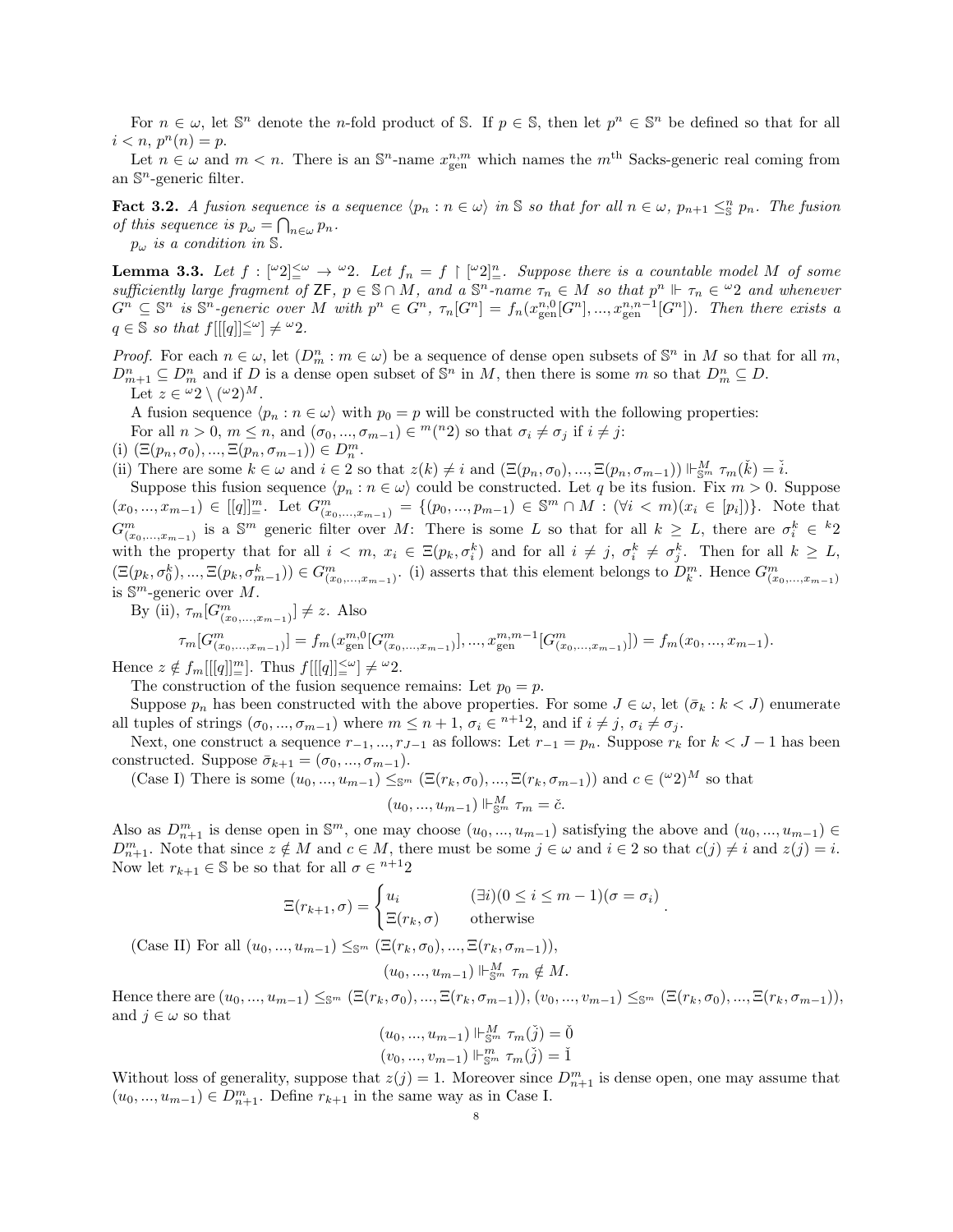For $n \in \omega$, let $\mathbb{S}^n$ denote the $n$-fold product of $\mathbb{S}$. If $p \in \mathbb{S}$, then let $p^n \in \mathbb{S}^n$ be defined so that for all $i < n$, $p^n(n) = p$.

Let $n \in \omega$ and $m < n$. There is an $\mathbb{S}^n$-name $x_{\text{gen}}^{n,m}$ which names the $m^{\text{th}}$ Sacks-generic real coming from an $\mathbb{S}^n$-generic filter.

**Fact 3.2.** *A fusion sequence is a sequence $\langle p_n : n \in \omega\rangle$ in $\mathbb{S}$ so that for all $n \in \omega$, $p_{n+1} \leq_{\mathbb{S}}^n p_n$. The fusion of this sequence is $p_\omega = \bigcap_{n\in\omega} p_n$.*

*$p_\omega$ is a condition in $\mathbb{S}$.*

**Lemma 3.3.** *Let $f : [{}^\omega 2]^{\leq\omega}_= \to {}^\omega 2$. Let $f_n = f \upharpoonright [{}^\omega 2]^n_=$. Suppose there is a countable model $M$ of some sufficiently large fragment of $\mathsf{ZF}$, $p \in \mathbb{S} \cap M$, and a $\mathbb{S}^n$-name $\tau_n \in M$ so that $p^n \Vdash \tau_n \in {}^\omega 2$ and whenever $G^n \subseteq \mathbb{S}^n$ is $\mathbb{S}^n$-generic over $M$ with $p^n \in G^n$, $\tau_n[G^n] = f_n(x_{\text{gen}}^{n,0}[G^n], ..., x_{\text{gen}}^{n,n-1}[G^n])$. Then there exists a $q \in \mathbb{S}$ so that $f[[[q]]^{\leq\omega}_=] \neq {}^\omega 2$.*

*Proof.* For each $n \in \omega$, let $(D^n_m : m \in \omega)$ be a sequence of dense open subsets of $\mathbb{S}^n$ in $M$ so that for all $m$, $D^n_{m+1} \subseteq D^n_m$ and if $D$ is a dense open subset of $\mathbb{S}^n$ in $M$, then there is some $m$ so that $D^n_m \subseteq D$.

Let $z \in {}^\omega 2 \setminus ({}^\omega 2)^M$.

A fusion sequence $\langle p_n : n \in \omega\rangle$ with $p_0 = p$ will be constructed with the following properties:

For all $n > 0$, $m \leq n$, and $(\sigma_0, ..., \sigma_{m-1}) \in {}^m({}^n 2)$ so that $\sigma_i \neq \sigma_j$ if $i \neq j$:

(i) $(\Xi(p_n, \sigma_0), ..., \Xi(p_n, \sigma_{m-1})) \in D^m_n$.

(ii) There are some $k \in \omega$ and $i \in 2$ so that $z(k) \neq i$ and $(\Xi(p_n, \sigma_0), ..., \Xi(p_n, \sigma_{m-1})) \Vdash^M_{\mathbb{S}^m} \tau_m(\check{k}) = \check{i}$.

Suppose this fusion sequence $\langle p_n : n \in \omega\rangle$ could be constructed. Let $q$ be its fusion. Fix $m > 0$. Suppose $(x_0, ..., x_{m-1}) \in [[q]]^m_=$. Let $G^m_{(x_0,...,x_{m-1})} = \{(p_0, ..., p_{m-1}) \in \mathbb{S}^m \cap M : (\forall i < m)(x_i \in [p_i])\}$. Note that $G^m_{(x_0,...,x_{m-1})}$ is a $\mathbb{S}^m$ generic filter over $M$: There is some $L$ so that for all $k \geq L$, there are $\sigma^k_i \in {}^k 2$ with the property that for all $i < m$, $x_i \in \Xi(p_k, \sigma^k_i)$ and for all $i \neq j$, $\sigma^k_i \neq \sigma^k_j$. Then for all $k \geq L$, $(\Xi(p_k, \sigma^k_0), ..., \Xi(p_k, \sigma^k_{m-1})) \in G^m_{(x_0,...,x_{m-1})}$. (i) asserts that this element belongs to $D^m_k$. Hence $G^m_{(x_0,...,x_{m-1})}$ is $\mathbb{S}^m$-generic over $M$.

By (ii), $\tau_m[G^m_{(x_0,...,x_{m-1})}] \neq z$. Also

$$\tau_m[G^m_{(x_0,...,x_{m-1})}] = f_m(x_{\text{gen}}^{m,0}[G^m_{(x_0,...,x_{m-1})}], ..., x_{\text{gen}}^{m,m-1}[G^m_{(x_0,...,x_{m-1})}]) = f_m(x_0, ..., x_{m-1}).$$

Hence $z \notin f_m[[[q]]^m_=]$. Thus $f[[[q]]^{\leq\omega}_=] \neq {}^\omega 2$.

The construction of the fusion sequence remains: Let $p_0 = p$.

Suppose $p_n$ has been constructed with the above properties. For some $J \in \omega$, let $(\bar{\sigma}_k : k < J)$ enumerate all tuples of strings $(\sigma_0, ..., \sigma_{m-1})$ where $m \leq n+1$, $\sigma_i \in {}^{n+1}2$, and if $i \neq j$, $\sigma_i \neq \sigma_j$.

Next, one construct a sequence $r_{-1}, ..., r_{J-1}$ as follows: Let $r_{-1} = p_n$. Suppose $r_k$ for $k < J-1$ has been constructed. Suppose $\bar{\sigma}_{k+1} = (\sigma_0, ..., \sigma_{m-1})$.

(Case I) There is some $(u_0, ..., u_{m-1}) \leq_{\mathbb{S}^m} (\Xi(r_k, \sigma_0), ..., \Xi(r_k, \sigma_{m-1}))$ and $c \in ({}^\omega 2)^M$ so that

$$(u_0, ..., u_{m-1}) \Vdash^M_{\mathbb{S}^m} \tau_m = \check{c}.$$

Also as $D^m_{n+1}$ is dense open in $\mathbb{S}^m$, one may choose $(u_0, ..., u_{m-1})$ satisfying the above and $(u_0, ..., u_{m-1}) \in D^m_{n+1}$. Note that since $z \notin M$ and $c \in M$, there must be some $j \in \omega$ and $i \in 2$ so that $c(j) \neq i$ and $z(j) = i$. Now let $r_{k+1} \in \mathbb{S}$ be so that for all $\sigma \in {}^{n+1}2$

$$\Xi(r_{k+1}, \sigma) = \begin{cases} u_i & (\exists i)(0 \leq i \leq m-1)(\sigma = \sigma_i) \\ \Xi(r_k, \sigma) & \text{otherwise} \end{cases}.$$

(Case II) For all $(u_0, ..., u_{m-1}) \leq_{\mathbb{S}^m} (\Xi(r_k, \sigma_0), ..., \Xi(r_k, \sigma_{m-1}))$,

$$(u_0, ..., u_{m-1}) \Vdash^M_{\mathbb{S}^m} \tau_m \notin M.$$

Hence there are $(u_0, ..., u_{m-1}) \leq_{\mathbb{S}^m} (\Xi(r_k, \sigma_0), ..., \Xi(r_k, \sigma_{m-1}))$, $(v_0, ..., v_{m-1}) \leq_{\mathbb{S}^m} (\Xi(r_k, \sigma_0), ..., \Xi(r_k, \sigma_{m-1}))$, and $j \in \omega$ so that

$$(u_0, ..., u_{m-1}) \Vdash^M_{\mathbb{S}^m} \tau_m(\check{j}) = \check{0}$$
$$(v_0, ..., v_{m-1}) \Vdash^m_{\mathbb{S}^m} \tau_m(\check{j}) = \check{1}$$

Without loss of generality, suppose that $z(j) = 1$. Moreover since $D^m_{n+1}$ is dense open, one may assume that $(u_0, ..., u_{m-1}) \in D^m_{n+1}$. Define $r_{k+1}$ in the same way as in Case I.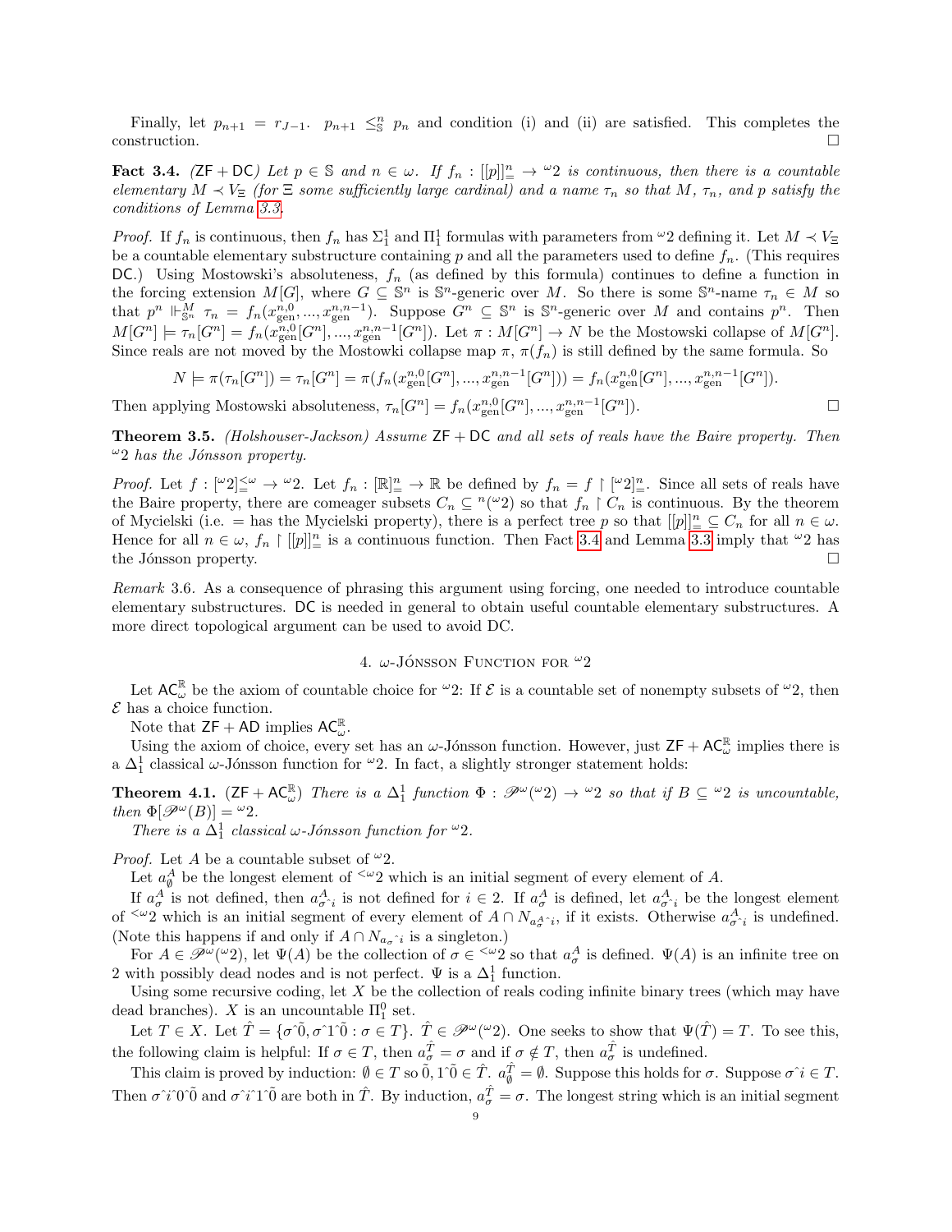Finally, let $p_{n+1} = r_{J-1}$. $p_{n+1} \leq^n_{\mathbb{S}} p_n$ and condition (i) and (ii) are satisfied. This completes the construction. □

**Fact 3.4.** *($\mathsf{ZF} + \mathsf{DC}$) Let $p \in \mathbb{S}$ and $n \in \omega$. If $f_n : [[p]]^n_= \to {}^\omega 2$ is continuous, then there is a countable elementary $M \prec V_\Xi$ (for $\Xi$ some sufficiently large cardinal) and a name $\tau_n$ so that $M$, $\tau_n$, and $p$ satisfy the conditions of Lemma 3.3.*

*Proof.* If $f_n$ is continuous, then $f_n$ has $\Sigma^1_1$ and $\Pi^1_1$ formulas with parameters from ${}^\omega 2$ defining it. Let $M \prec V_\Xi$ be a countable elementary substructure containing $p$ and all the parameters used to define $f_n$. (This requires $\mathsf{DC}$.) Using Mostowski's absoluteness, $f_n$ (as defined by this formula) continues to define a function in the forcing extension $M[G]$, where $G \subseteq \mathbb{S}^n$ is $\mathbb{S}^n$-generic over $M$. So there is some $\mathbb{S}^n$-name $\tau_n \in M$ so that $p^n \Vdash^M_{\mathbb{S}^n} \tau_n = f_n(x^{n,0}_{\text{gen}}, ..., x^{n,n-1}_{\text{gen}})$. Suppose $G^n \subseteq \mathbb{S}^n$ is $\mathbb{S}^n$-generic over $M$ and contains $p^n$. Then $M[G^n] \models \tau_n[G^n] = f_n(x^{n,0}_{\text{gen}}[G^n], ..., x^{n,n-1}_{\text{gen}}[G^n])$. Let $\pi : M[G^n] \to N$ be the Mostowski collapse of $M[G^n]$. Since reals are not moved by the Mostowki collapse map $\pi$, $\pi(f_n)$ is still defined by the same formula. So

$$N \models \pi(\tau_n[G^n]) = \tau_n[G^n] = \pi(f_n(x^{n,0}_{\text{gen}}[G^n], ..., x^{n,n-1}_{\text{gen}}[G^n])) = f_n(x^{n,0}_{\text{gen}}[G^n], ..., x^{n,n-1}_{\text{gen}}[G^n]).$$

Then applying Mostowski absoluteness, $\tau_n[G^n] = f_n(x^{n,0}_{\text{gen}}[G^n], ..., x^{n,n-1}_{\text{gen}}[G^n])$. □

**Theorem 3.5.** *(Holshouser-Jackson) Assume $\mathsf{ZF} + \mathsf{DC}$ and all sets of reals have the Baire property. Then ${}^\omega 2$ has the Jónsson property.*

*Proof.* Let $f : [{}^\omega 2]^{<\omega}_= \to {}^\omega 2$. Let $f_n : [\mathbb{R}]^n_= \to \mathbb{R}$ be defined by $f_n = f \restriction [{}^\omega 2]^n_=$. Since all sets of reals have the Baire property, there are comeager subsets $C_n \subseteq {}^n({}^\omega 2)$ so that $f_n \restriction C_n$ is continuous. By the theorem of Mycielski (i.e. $=$ has the Mycielski property), there is a perfect tree $p$ so that $[[p]]^n_= \subseteq C_n$ for all $n \in \omega$. Hence for all $n \in \omega$, $f_n \restriction [[p]]^n_=$ is a continuous function. Then Fact 3.4 and Lemma 3.3 imply that ${}^\omega 2$ has the Jónsson property. □

*Remark* 3.6. As a consequence of phrasing this argument using forcing, one needed to introduce countable elementary substructures. $\mathsf{DC}$ is needed in general to obtain useful countable elementary substructures. A more direct topological argument can be used to avoid DC.

## 4. $\omega$-Jónsson Function for ${}^\omega 2$

Let $\mathsf{AC}^{\mathbb{R}}_\omega$ be the axiom of countable choice for ${}^\omega 2$: If $\mathcal{E}$ is a countable set of nonempty subsets of ${}^\omega 2$, then $\mathcal{E}$ has a choice function.

Note that $\mathsf{ZF} + \mathsf{AD}$ implies $\mathsf{AC}^{\mathbb{R}}_\omega$.

Using the axiom of choice, every set has an $\omega$-Jónsson function. However, just $\mathsf{ZF} + \mathsf{AC}^{\mathbb{R}}_\omega$ implies there is a $\Delta^1_1$ classical $\omega$-Jónsson function for ${}^\omega 2$. In fact, a slightly stronger statement holds:

**Theorem 4.1.** *($\mathsf{ZF} + \mathsf{AC}^{\mathbb{R}}_\omega$) There is a $\Delta^1_1$ function $\Phi : \mathscr{P}^\omega({}^\omega 2) \to {}^\omega 2$ so that if $B \subseteq {}^\omega 2$ is uncountable, then $\Phi[\mathscr{P}^\omega(B)] = {}^\omega 2$.*

*There is a $\Delta^1_1$ classical $\omega$-Jónsson function for ${}^\omega 2$.*

*Proof.* Let $A$ be a countable subset of ${}^\omega 2$.

Let $a^A_\emptyset$ be the longest element of ${}^{<\omega}2$ which is an initial segment of every element of $A$.

If $a^A_\sigma$ is not defined, then $a^A_{\sigma\hat{}i}$ is not defined for $i \in 2$. If $a^A_\sigma$ is defined, let $a^A_{\sigma\hat{}i}$ be the longest element of ${}^{<\omega}2$ which is an initial segment of every element of $A \cap N_{a^A_\sigma\hat{}i}$, if it exists. Otherwise $a^A_{\sigma\hat{}i}$ is undefined. (Note this happens if and only if $A \cap N_{a_\sigma\hat{}i}$ is a singleton.)

For $A \in \mathscr{P}^\omega({}^\omega 2)$, let $\Psi(A)$ be the collection of $\sigma \in {}^{<\omega}2$ so that $a^A_\sigma$ is defined. $\Psi(A)$ is an infinite tree on 2 with possibly dead nodes and is not perfect. $\Psi$ is a $\Delta^1_1$ function.

Using some recursive coding, let $X$ be the collection of reals coding infinite binary trees (which may have dead branches). $X$ is an uncountable $\Pi^0_1$ set.

Let $T \in X$. Let $\hat{T} = \{\sigma\hat{}\tilde{0}, \sigma\hat{}1\hat{}\tilde{0} : \sigma \in T\}$. $\hat{T} \in \mathscr{P}^\omega({}^\omega 2)$. One seeks to show that $\Psi(\hat{T}) = T$. To see this, the following claim is helpful: If $\sigma \in T$, then $a^{\hat{T}}_\sigma = \sigma$ and if $\sigma \notin T$, then $a^{\hat{T}}_\sigma$ is undefined.

This claim is proved by induction: $\emptyset \in T$ so $\tilde{0}, 1\hat{}\tilde{0} \in \hat{T}$. $a^{\hat{T}}_\emptyset = \emptyset$. Suppose this holds for $\sigma$. Suppose $\sigma\hat{}i \in T$. Then $\sigma\hat{}i\hat{}0\hat{}\tilde{0}$ and $\sigma\hat{}i\hat{}1\hat{}\tilde{0}$ are both in $\hat{T}$. By induction, $a^{\hat{T}}_\sigma = \sigma$. The longest string which is an initial segment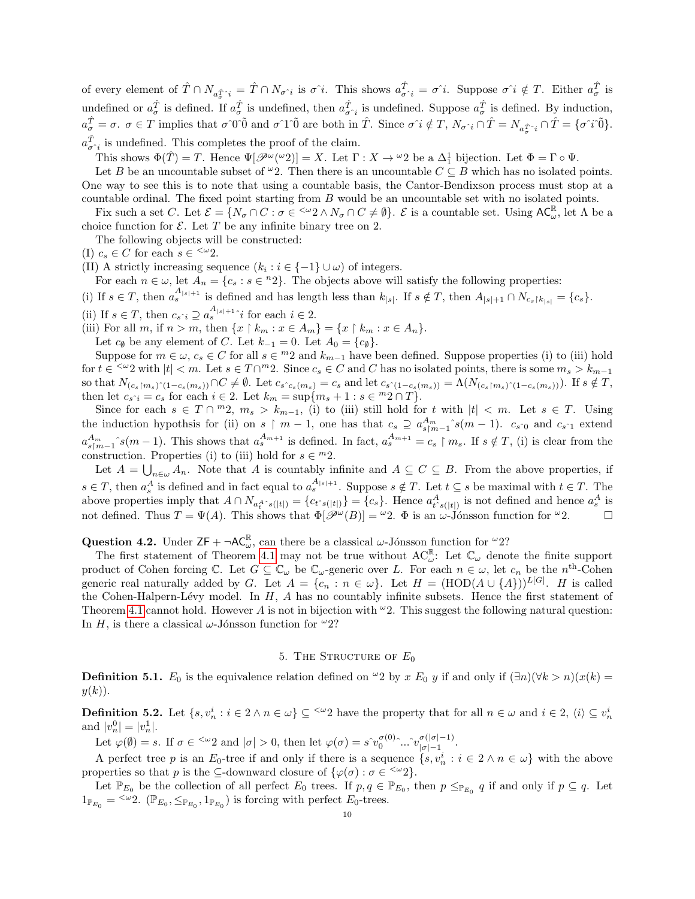of every element of $\hat{T} \cap N_{a^{\hat{T}}_{\sigma}\hat{\ }i} = \hat{T} \cap N_{\sigma\hat{\ }i}$ is $\sigma\hat{\ }i$. This shows $a^{\hat{T}}_{\sigma\hat{\ }i} = \sigma\hat{\ }i$. Suppose $\sigma\hat{\ }i \notin T$. Either $a^{\hat{T}}_{\sigma}$ is undefined or $a^{\hat{T}}_{\sigma}$ is defined. If $a^{\hat{T}}_{\sigma}$ is undefined, then $a^{\hat{T}}_{\sigma\hat{\ }i}$ is undefined. Suppose $a^{\hat{T}}_{\sigma}$ is defined. By induction, $a^{\hat{T}}_{\sigma} = \sigma$. $\sigma \in T$ implies that $\sigma\hat{\ }0\hat{\ }\bar{0}$ and $\sigma\hat{\ }1\hat{\ }\bar{0}$ are both in $\hat{T}$. Since $\sigma\hat{\ }i \notin T$, $N_{\sigma\hat{\ }i} \cap \hat{T} = N_{a^{\hat{T}}_{\sigma}\hat{\ }i} \cap \hat{T} = \{\sigma\hat{\ }i\hat{\ }\bar{0}\}$. $a^{\hat{T}}_{\sigma\hat{\ }i}$ is undefined. This completes the proof of the claim.

This shows $\Phi(\hat{T}) = T$. Hence $\Psi[\mathscr{P}^{\omega}({}^{\omega}2)] = X$. Let $\Gamma : X \to {}^{\omega}2$ be a $\Delta^1_1$ bijection. Let $\Phi = \Gamma \circ \Psi$.

Let $B$ be an uncountable subset of ${}^{\omega}2$. Then there is an uncountable $C \subseteq B$ which has no isolated points. One way to see this is to note that using a countable basis, the Cantor-Bendixson process must stop at a countable ordinal. The fixed point starting from $B$ would be an uncountable set with no isolated points.

Fix such a set $C$. Let $\mathcal{E} = \{N_{\sigma} \cap C : \sigma \in {}^{<\omega}2 \wedge N_{\sigma} \cap C \neq \emptyset\}$. $\mathcal{E}$ is a countable set. Using $\mathsf{AC}^{\mathbb{R}}_{\omega}$, let $\Lambda$ be a choice function for $\mathcal{E}$. Let $T$ be any infinite binary tree on 2.

The following objects will be constructed:

(I) $c_s \in C$ for each $s \in {}^{<\omega}2$.

(II) A strictly increasing sequence $(k_i : i \in \{-1\} \cup \omega)$ of integers.

For each $n \in \omega$, let $A_n = \{c_s : s \in {}^{n}2\}$. The objects above will satisfy the following properties:

(i) If $s \in T$, then $a^{A_{|s|+1}}_s$ is defined and has length less than $k_{|s|}$. If $s \notin T$, then $A_{|s|+1} \cap N_{c_s \restriction k_{|s|}} = \{c_s\}$.

(ii) If $s \in T$, then $c_{s\hat{\ }i} \supseteq a^{A_{|s|+1}}_s\hat{\ }i$ for each $i \in 2$.

(iii) For all $m$, if $n > m$, then $\{x \restriction k_m : x \in A_m\} = \{x \restriction k_m : x \in A_n\}$.

Let $c_{\emptyset}$ be any element of $C$. Let $k_{-1} = 0$. Let $A_0 = \{c_{\emptyset}\}$.

Suppose for $m \in \omega$, $c_s \in C$ for all $s \in {}^{m}2$ and $k_{m-1}$ have been defined. Suppose properties (i) to (iii) hold for $t \in {}^{<\omega}2$ with $|t| < m$. Let $s \in T \cap {}^{m}2$. Since $c_s \in C$ and $C$ has no isolated points, there is some $m_s > k_{m-1}$ so that $N_{(c_s \restriction m_s)\hat{\ }(1-c_s(m_s))} \cap C \neq \emptyset$. Let $c_{s\hat{\ }c_s(m_s)} = c_s$ and let $c_{s\hat{\ }(1-c_s(m_s))} = \Lambda(N_{(c_s \restriction m_s)\hat{\ }(1-c_s(m_s))})$. If $s \notin T$, then let $c_{s\hat{\ }i} = c_s$ for each $i \in 2$. Let $k_m = \sup\{m_s + 1 : s \in {}^{m}2 \cap T\}$.

Since for each $s \in T \cap {}^{m}2$, $m_s > k_{m-1}$, (i) to (iii) still hold for $t$ with $|t| < m$. Let $s \in T$. Using the induction hypothsis for (ii) on $s \restriction m-1$, one has that $c_s \supseteq a^{A_m}_{s \restriction m-1}\hat{\ }s(m-1)$. $c_{s\hat{\ }0}$ and $c_{s\hat{\ }1}$ extend $a^{A_m}_{s \restriction m-1}\hat{\ }s(m-1)$. This shows that $a^{A_{m+1}}_s$ is defined. In fact, $a^{A_{m+1}}_s = c_s \restriction m_s$. If $s \notin T$, (i) is clear from the construction. Properties (i) to (iii) hold for $s \in {}^{m}2$.

Let $A = \bigcup_{n \in \omega} A_n$. Note that $A$ is countably infinite and $A \subseteq C \subseteq B$. From the above properties, if $s \in T$, then $a^A_s$ is defined and in fact equal to $a^{A_{|s|+1}}_s$. Suppose $s \notin T$. Let $t \subseteq s$ be maximal with $t \in T$. The above properties imply that $A \cap N_{a^A_t\hat{\ }s(|t|)} = \{c_{t\hat{\ }s(|t|)}\} = \{c_s\}$. Hence $a^A_{t\hat{\ }s(|t|)}$ is not defined and hence $a^A_s$ is not defined. Thus $T = \Psi(A)$. This shows that $\Phi[\mathscr{P}^{\omega}(B)] = {}^{\omega}2$. $\Phi$ is an $\omega$-Jónsson function for ${}^{\omega}2$. $\square$

**Question 4.2.** Under $\mathsf{ZF} + \neg\mathsf{AC}^{\mathbb{R}}_{\omega}$, can there be a classical $\omega$-Jónsson function for ${}^{\omega}2$?

The first statement of Theorem 4.1 may not be true without $\mathsf{AC}^{\mathbb{R}}_{\omega}$: Let $\mathbb{C}_{\omega}$ denote the finite support product of Cohen forcing $\mathbb{C}$. Let $G \subseteq \mathbb{C}_{\omega}$ be $\mathbb{C}_{\omega}$-generic over $L$. For each $n \in \omega$, let $c_n$ be the $n^{\text{th}}$-Cohen generic real naturally added by $G$. Let $A = \{c_n : n \in \omega\}$. Let $H = (\text{HOD}(A \cup \{A\}))^{L[G]}$. $H$ is called the Cohen-Halpern-Lévy model. In $H$, $A$ has no countably infinite subsets. Hence the first statement of Theorem 4.1 cannot hold. However $A$ is not in bijection with ${}^{\omega}2$. This suggest the following natural question: In $H$, is there a classical $\omega$-Jónsson function for ${}^{\omega}2$?

## 5. The Structure of $E_0$

**Definition 5.1.** $E_0$ is the equivalence relation defined on ${}^{\omega}2$ by $x\ E_0\ y$ if and only if $(\exists n)(\forall k > n)(x(k) = y(k))$.

**Definition 5.2.** Let $\{s, v^i_n : i \in 2 \wedge n \in \omega\} \subseteq {}^{<\omega}2$ have the property that for all $n \in \omega$ and $i \in 2$, $\langle i \rangle \subseteq v^i_n$ and $|v^0_n| = |v^1_n|$.

Let $\varphi(\emptyset) = s$. If $\sigma \in {}^{<\omega}2$ and $|\sigma| > 0$, then let $\varphi(\sigma) = s\hat{\ }v^{\sigma(0)}_0\hat{\ }...\hat{\ }v^{\sigma(|\sigma|-1)}_{|\sigma|-1}$.

A perfect tree $p$ is an $E_0$-tree if and only if there is a sequence $\{s, v^i_n : i \in 2 \wedge n \in \omega\}$ with the above properties so that $p$ is the $\subseteq$-downward closure of $\{\varphi(\sigma) : \sigma \in {}^{<\omega}2\}$.

Let $\mathbb{P}_{E_0}$ be the collection of all perfect $E_0$ trees. If $p, q \in \mathbb{P}_{E_0}$, then $p \leq_{\mathbb{P}_{E_0}} q$ if and only if $p \subseteq q$. Let $1_{\mathbb{P}_{E_0}} = {}^{<\omega}2$. $(\mathbb{P}_{E_0}, \leq_{\mathbb{P}_{E_0}}, 1_{\mathbb{P}_{E_0}})$ is forcing with perfect $E_0$-trees.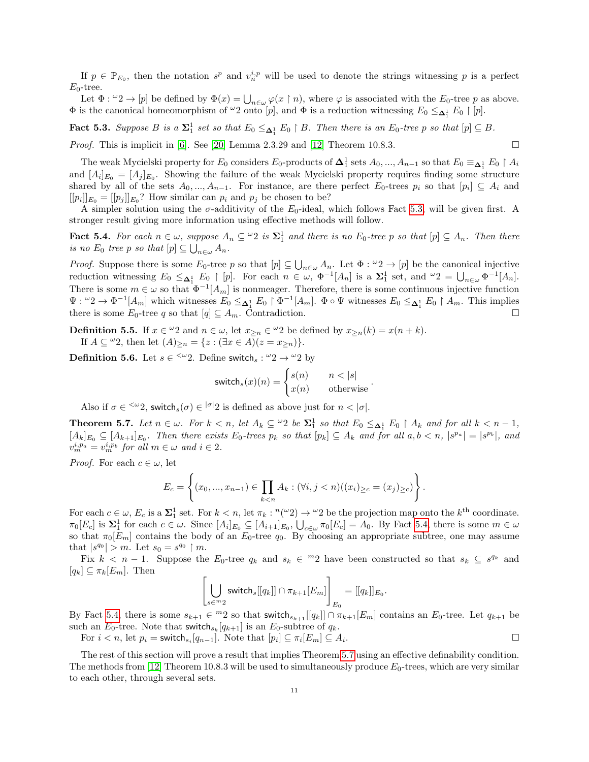If $p \in \mathbb{P}_{E_0}$, then the notation $s^p$ and $v_n^{i,p}$ will be used to denote the strings witnessing $p$ is a perfect $E_0$-tree.

Let $\Phi : {}^\omega 2 \to [p]$ be defined by $\Phi(x) = \bigcup_{n\in\omega} \varphi(x \upharpoonright n)$, where $\varphi$ is associated with the $E_0$-tree $p$ as above. $\Phi$ is the canonical homeomorphism of ${}^\omega 2$ onto $[p]$, and $\Phi$ is a reduction witnessing $E_0 \leq_{\mathbf{\Delta}_1^1} E_0 \upharpoonright [p]$.

**Fact 5.3.** *Suppose $B$ is a $\mathbf{\Sigma}_1^1$ set so that $E_0 \leq_{\mathbf{\Delta}_1^1} E_0 \upharpoonright B$. Then there is an $E_0$-tree $p$ so that $[p] \subseteq B$.*

*Proof.* This is implicit in [6]. See [20] Lemma 2.3.29 and [12] Theorem 10.8.3. □

The weak Mycielski property for $E_0$ considers $E_0$-products of $\mathbf{\Delta}_1^1$ sets $A_0, ..., A_{n-1}$ so that $E_0 \equiv_{\mathbf{\Delta}_1^1} E_0 \upharpoonright A_i$ and $[A_i]_{E_0} = [A_j]_{E_0}$. Showing the failure of the weak Mycielski property requires finding some structure shared by all of the sets $A_0, ..., A_{n-1}$. For instance, are there perfect $E_0$-trees $p_i$ so that $[p_i] \subseteq A_i$ and $[[p_i]]_{E_0} = [[p_j]]_{E_0}$? How similar can $p_i$ and $p_j$ be chosen to be?

A simpler solution using the $\sigma$-additivity of the $E_0$-ideal, which follows Fact 5.3, will be given first. A stronger result giving more information using effective methods will follow.

**Fact 5.4.** *For each $n \in \omega$, suppose $A_n \subseteq {}^\omega 2$ is $\mathbf{\Sigma}_1^1$ and there is no $E_0$-tree $p$ so that $[p] \subseteq A_n$. Then there is no $E_0$ tree $p$ so that $[p] \subseteq \bigcup_{n\in\omega} A_n$.*

*Proof.* Suppose there is some $E_0$-tree $p$ so that $[p] \subseteq \bigcup_{n\in\omega} A_n$. Let $\Phi : {}^\omega 2 \to [p]$ be the canonical injective reduction witnessing $E_0 \leq_{\mathbf{\Delta}_1^1} E_0 \upharpoonright [p]$. For each $n \in \omega$, $\Phi^{-1}[A_n]$ is a $\mathbf{\Sigma}_1^1$ set, and ${}^\omega 2 = \bigcup_{n\in\omega} \Phi^{-1}[A_n]$. There is some $m \in \omega$ so that $\Phi^{-1}[A_m]$ is nonmeager. Therefore, there is some continuous injective function $\Psi : {}^\omega 2 \to \Phi^{-1}[A_m]$ which witnesses $E_0 \leq_{\mathbf{\Delta}_1^1} E_0 \upharpoonright \Phi^{-1}[A_m]$. $\Phi \circ \Psi$ witnesses $E_0 \leq_{\mathbf{\Delta}_1^1} E_0 \upharpoonright A_m$. This implies there is some $E_0$-tree $q$ so that $[q] \subseteq A_m$. Contradiction. □

**Definition 5.5.** If $x \in {}^\omega 2$ and $n \in \omega$, let $x_{\geq n} \in {}^\omega 2$ be defined by $x_{\geq n}(k) = x(n + k)$.

If $A \subseteq {}^\omega 2$, then let $(A)_{\geq n} = \{z : (\exists x \in A)(z = x_{\geq n})\}$.

**Definition 5.6.** Let $s \in {}^{<\omega}2$. Define $\mathsf{switch}_s : {}^\omega 2 \to {}^\omega 2$ by

$$\mathsf{switch}_s(x)(n) = \begin{cases} s(n) & n < |s| \\ x(n) & \text{otherwise} \end{cases}.$$

Also if $\sigma \in {}^{<\omega}2$, $\mathsf{switch}_s(\sigma) \in {}^{|\sigma|}2$ is defined as above just for $n < |\sigma|$.

**Theorem 5.7.** *Let $n \in \omega$. For $k < n$, let $A_k \subseteq {}^\omega 2$ be $\mathbf{\Sigma}_1^1$ so that $E_0 \leq_{\mathbf{\Delta}_1^1} E_0 \upharpoonright A_k$ and for all $k < n - 1$, $[A_k]_{E_0} \subseteq [A_{k+1}]_{E_0}$. Then there exists $E_0$-trees $p_k$ so that $[p_k] \subseteq A_k$ and for all $a, b < n$, $|s^{p_a}| = |s^{p_b}|$, and $v_m^{i,p_a} = v_m^{i,p_b}$ for all $m \in \omega$ and $i \in 2$.*

*Proof.* For each $c \in \omega$, let

$$E_c = \left\{(x_0, ..., x_{n-1}) \in \prod_{k<n} A_k : (\forall i, j < n)((x_i)_{\geq c} = (x_j)_{\geq c})\right\}.$$

For each $c \in \omega$, $E_c$ is a $\mathbf{\Sigma}_1^1$ set. For $k < n$, let $\pi_k : {}^n({}^\omega 2) \to {}^\omega 2$ be the projection map onto the $k^{\text{th}}$ coordinate. $\pi_0[E_c]$ is $\mathbf{\Sigma}_1^1$ for each $c \in \omega$. Since $[A_i]_{E_0} \subseteq [A_{i+1}]_{E_0}$, $\bigcup_{c\in\omega} \pi_0[E_c] = A_0$. By Fact 5.4, there is some $m \in \omega$ so that $\pi_0[E_m]$ contains the body of an $E_0$-tree $q_0$. By choosing an appropriate subtree, one may assume that $|s^{q_0}| > m$. Let $s_0 = s^{q_0} \upharpoonright m$.

Fix $k < n - 1$. Suppose the $E_0$-tree $q_k$ and $s_k \in {}^m 2$ have been constructed so that $s_k \subseteq s^{q_k}$ and $[q_k] \subseteq \pi_k[E_m]$. Then

$$\left[\bigcup_{s\in {}^m 2} \mathsf{switch}_s[[q_k]] \cap \pi_{k+1}[E_m]\right]_{E_0} = [[q_k]]_{E_0}.$$

By Fact 5.4, there is some $s_{k+1} \in {}^m 2$ so that $\mathsf{switch}_{s_{k+1}}[[q_k]] \cap \pi_{k+1}[E_m]$ contains $E_0$-tree. Let $q_{k+1}$ be such an $E_0$-tree. Note that $\mathsf{switch}_{s_k}[q_{k+1}]$ is an $E_0$-subtree of $q_k$.

For $i < n$, let $p_i = \mathsf{switch}_{s_i}[q_{n-1}]$. Note that $[p_i] \subseteq \pi_i[E_m] \subseteq A_i$. □

The rest of this section will prove a result that implies Theorem 5.7 using an effective definability condition. The methods from [12] Theorem 10.8.3 will be used to simultaneously produce $E_0$-trees, which are very similar to each other, through several sets.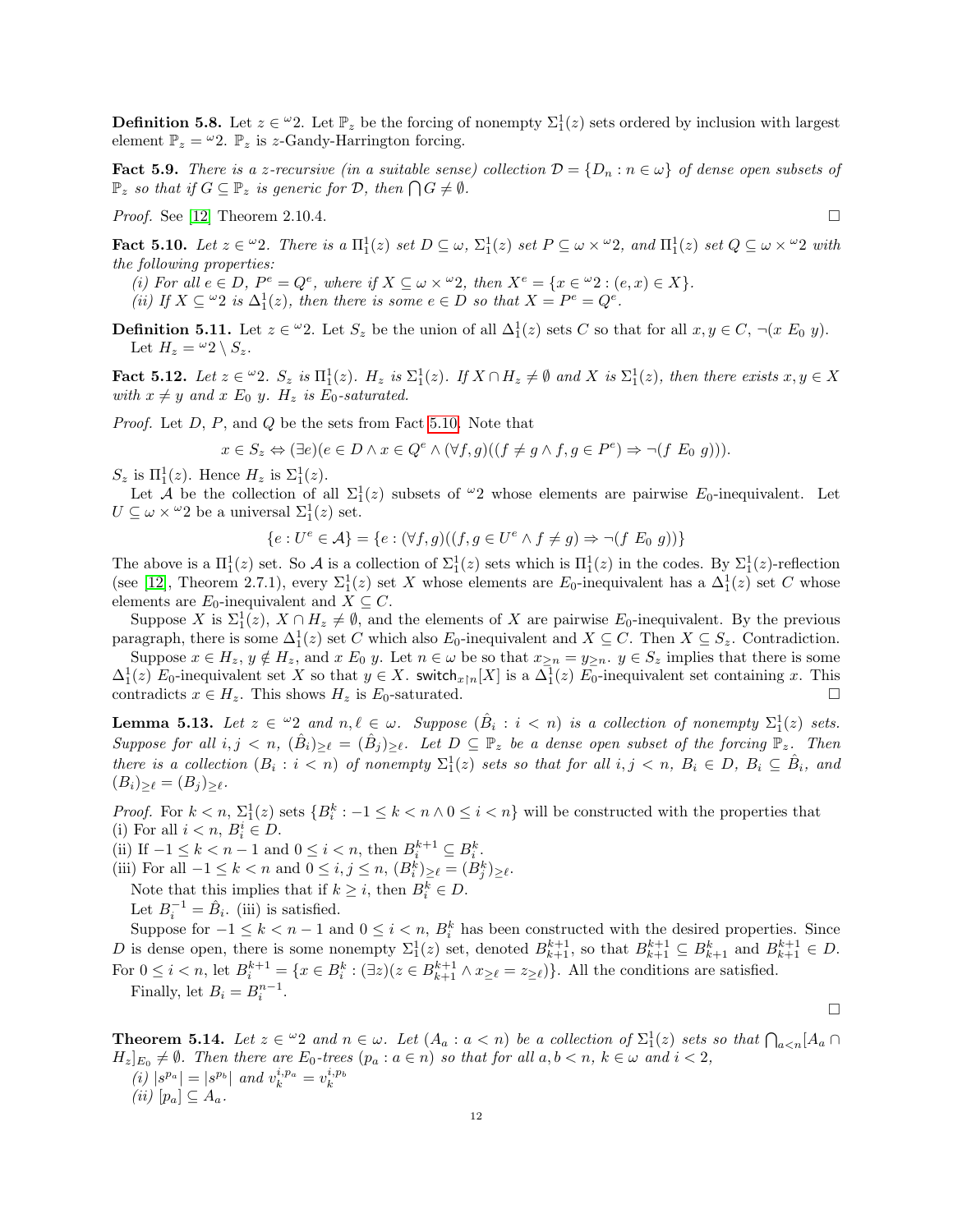**Definition 5.8.** Let $z \in {}^\omega 2$. Let $\mathbb{P}_z$ be the forcing of nonempty $\Sigma^1_1(z)$ sets ordered by inclusion with largest element $\mathbb{P}_z = {}^\omega 2$. $\mathbb{P}_z$ is $z$-Gandy-Harrington forcing.

**Fact 5.9.** *There is a $z$-recursive (in a suitable sense) collection $\mathcal{D} = \{D_n : n \in \omega\}$ of dense open subsets of $\mathbb{P}_z$ so that if $G \subseteq \mathbb{P}_z$ is generic for $\mathcal{D}$, then $\bigcap G \neq \emptyset$.*

*Proof.* See [12] Theorem 2.10.4. □

**Fact 5.10.** *Let $z \in {}^\omega 2$. There is a $\Pi^1_1(z)$ set $D \subseteq \omega$, $\Sigma^1_1(z)$ set $P \subseteq \omega \times {}^\omega 2$, and $\Pi^1_1(z)$ set $Q \subseteq \omega \times {}^\omega 2$ with the following properties:*

*(i) For all $e \in D$, $P^e = Q^e$, where if $X \subseteq \omega \times {}^\omega 2$, then $X^e = \{x \in {}^\omega 2 : (e, x) \in X\}$.*

*(ii) If $X \subseteq {}^\omega 2$ is $\Delta^1_1(z)$, then there is some $e \in D$ so that $X = P^e = Q^e$.*

**Definition 5.11.** Let $z \in {}^\omega 2$. Let $S_z$ be the union of all $\Delta^1_1(z)$ sets $C$ so that for all $x, y \in C$, $\neg(x\ E_0\ y)$. Let $H_z = {}^\omega 2 \setminus S_z$.

**Fact 5.12.** *Let $z \in {}^\omega 2$. $S_z$ is $\Pi^1_1(z)$. $H_z$ is $\Sigma^1_1(z)$. If $X \cap H_z \neq \emptyset$ and $X$ is $\Sigma^1_1(z)$, then there exists $x, y \in X$ with $x \neq y$ and $x\ E_0\ y$. $H_z$ is $E_0$-saturated.*

*Proof.* Let $D$, $P$, and $Q$ be the sets from Fact 5.10. Note that

$$x \in S_z \Leftrightarrow (\exists e)(e \in D \wedge x \in Q^e \wedge (\forall f, g)((f \neq g \wedge f, g \in P^e) \Rightarrow \neg(f\ E_0\ g))).$$

$S_z$ is $\Pi^1_1(z)$. Hence $H_z$ is $\Sigma^1_1(z)$.

Let $\mathcal{A}$ be the collection of all $\Sigma^1_1(z)$ subsets of ${}^\omega 2$ whose elements are pairwise $E_0$-inequivalent. Let $U \subseteq \omega \times {}^\omega 2$ be a universal $\Sigma^1_1(z)$ set.

$$\{e : U^e \in \mathcal{A}\} = \{e : (\forall f, g)((f, g \in U^e \wedge f \neq g) \Rightarrow \neg(f\ E_0\ g))\}$$

The above is a $\Pi^1_1(z)$ set. So $\mathcal{A}$ is a collection of $\Sigma^1_1(z)$ sets which is $\Pi^1_1(z)$ in the codes. By $\Sigma^1_1(z)$-reflection (see [12], Theorem 2.7.1), every $\Sigma^1_1(z)$ set $X$ whose elements are $E_0$-inequivalent has a $\Delta^1_1(z)$ set $C$ whose elements are $E_0$-inequivalent and $X \subseteq C$.

Suppose $X$ is $\Sigma^1_1(z)$, $X \cap H_z \neq \emptyset$, and the elements of $X$ are pairwise $E_0$-inequivalent. By the previous paragraph, there is some $\Delta^1_1(z)$ set $C$ which also $E_0$-inequivalent and $X \subseteq C$. Then $X \subseteq S_z$. Contradiction.

Suppose $x \in H_z$, $y \notin H_z$, and $x\ E_0\ y$. Let $n \in \omega$ be so that $x_{\geq n} = y_{\geq n}$. $y \in S_z$ implies that there is some $\Delta^1_1(z)$ $E_0$-inequivalent set $X$ so that $y \in X$. $\mathsf{switch}_{x \restriction n}[X]$ is a $\Delta^1_1(z)$ $E_0$-inequivalent set containing $x$. This contradicts $x \in H_z$. This shows $H_z$ is $E_0$-saturated. □

**Lemma 5.13.** *Let $z \in {}^\omega 2$ and $n, \ell \in \omega$. Suppose $(\hat{B}_i : i < n)$ is a collection of nonempty $\Sigma^1_1(z)$ sets. Suppose for all $i, j < n$, $(\hat{B}_i)_{\geq \ell} = (\hat{B}_j)_{\geq \ell}$. Let $D \subseteq \mathbb{P}_z$ be a dense open subset of the forcing $\mathbb{P}_z$. Then there is a collection $(B_i : i < n)$ of nonempty $\Sigma^1_1(z)$ sets so that for all $i, j < n$, $B_i \in D$, $B_i \subseteq \hat{B}_i$, and $(B_i)_{\geq \ell} = (B_j)_{\geq \ell}$.*

*Proof.* For $k < n$, $\Sigma^1_1(z)$ sets $\{B^k_i : -1 \leq k < n \wedge 0 \leq i < n\}$ will be constructed with the properties that
(i) For all $i < n$, $B^i_i \in D$.
(ii) If $-1 \leq k < n - 1$ and $0 \leq i < n$, then $B^{k+1}_i \subseteq B^k_i$.
(iii) For all $-1 \leq k < n$ and $0 \leq i, j \leq n$, $(B^k_i)_{\geq \ell} = (B^k_j)_{\geq \ell}$.

Note that this implies that if $k \geq i$, then $B^k_i \in D$.

Let $B^{-1}_i = \hat{B}_i$. (iii) is satisfied.

Suppose for $-1 \leq k < n-1$ and $0 \leq i < n$, $B^k_i$ has been constructed with the desired properties. Since $D$ is dense open, there is some nonempty $\Sigma^1_1(z)$ set, denoted $B^{k+1}_{k+1}$, so that $B^{k+1}_{k+1} \subseteq B^k_{k+1}$ and $B^{k+1}_{k+1} \in D$. For $0 \leq i < n$, let $B^{k+1}_i = \{x \in B^k_i : (\exists z)(z \in B^{k+1}_{k+1} \wedge x_{\geq \ell} = z_{\geq \ell})\}$. All the conditions are satisfied.

Finally, let $B_i = B^{n-1}_i$. □

**Theorem 5.14.** *Let $z \in {}^\omega 2$ and $n \in \omega$. Let $(A_a : a < n)$ be a collection of $\Sigma^1_1(z)$ sets so that $\bigcap_{a<n}[A_a \cap H_z]_{E_0} \neq \emptyset$. Then there are $E_0$-trees $(p_a : a \in n)$ so that for all $a, b < n$, $k \in \omega$ and $i < 2$,*

*(i) $|s^{p_a}| = |s^{p_b}|$ and $v^{i,p_a}_k = v^{i,p_b}_k$*

*(ii) $[p_a] \subseteq A_a$.*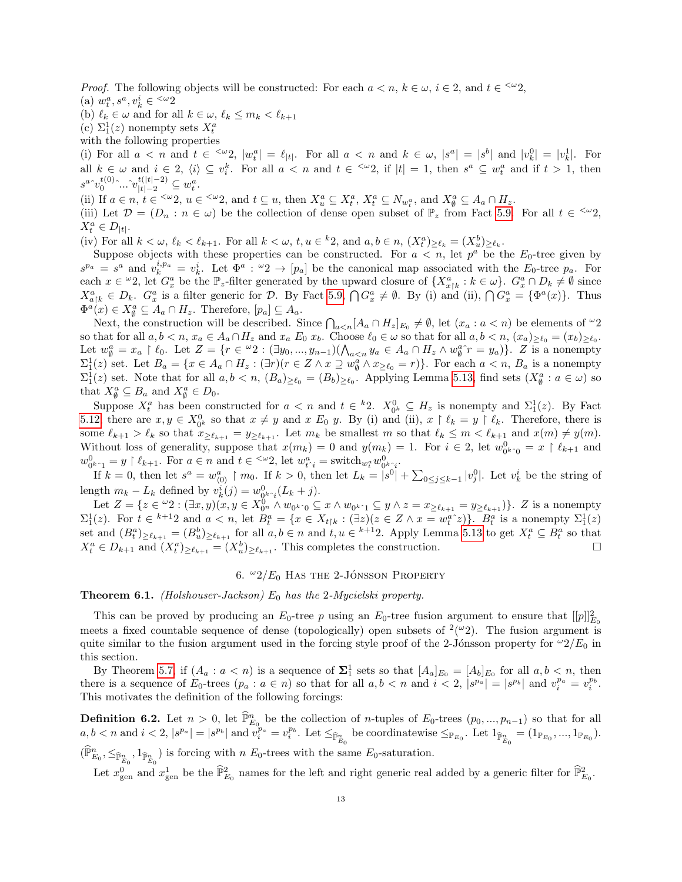*Proof.* The following objects will be constructed: For each $a < n$, $k \in \omega$, $i \in 2$, and $t \in {}^{<\omega}2$,

(a) $w^a_t, s^a, v^i_k \in {}^{<\omega}2$

(b) $\ell_k \in \omega$ and for all $k \in \omega$, $\ell_k \leq m_k < \ell_{k+1}$

(c) $\Sigma^1_1(z)$ nonempty sets $X^a_t$

with the following properties

(i) For all $a < n$ and $t \in {}^{<\omega}2$, $|w^a_t| = \ell_{|t|}$. For all $a < n$ and $k \in \omega$, $|s^a| = |s^b|$ and $|v^0_k| = |v^1_k|$. For all $k \in \omega$ and $i \in 2$, $\langle i \rangle \subseteq v^k_i$. For all $a < n$ and $t \in {}^{<\omega}2$, if $|t| = 1$, then $s^a \subseteq w^a_t$ and if $t > 1$, then $s^a{}^\frown v_0^{t(0)}{}^\frown ...{}^\frown v_{|t|-2}^{t(|t|-2)} \subseteq w^a_t$.

(ii) If $a \in n$, $t \in {}^{<\omega}2$, $u \in {}^{<\omega}2$, and $t \subseteq u$, then $X^a_u \subseteq X^a_t$, $X^a_t \subseteq N_{w^a_t}$, and $X^a_\emptyset \subseteq A_a \cap H_z$.

(iii) Let $\mathcal{D} = (D_n : n \in \omega)$ be the collection of dense open subset of $\mathbb{P}_z$ from Fact 5.9. For all $t \in {}^{<\omega}2$, $X^a_t \in D_{|t|}$.

(iv) For all $k < \omega$, $\ell_k < \ell_{k+1}$. For all $k < \omega$, $t, u \in {}^k2$, and $a, b \in n$, $(X^a_t)_{\geq \ell_k} = (X^b_u)_{\geq \ell_k}$.

Suppose objects with these properties can be constructed. For $a < n$, let $p^a$ be the $E_0$-tree given by $s^{p_a} = s^a$ and $v^{i,p_a}_k = v^i_k$. Let $\Phi^a : {}^\omega 2 \to [p_a]$ be the canonical map associated with the $E_0$-tree $p_a$. For each $x \in {}^\omega 2$, let $G^a_x$ be the $\mathbb{P}_z$-filter generated by the upward closure of $\{X^a_{x \restriction k} : k \in \omega\}$. $G^a_x \cap D_k \neq \emptyset$ since $X^a_{a \restriction k} \in D_k$. $G^a_x$ is a filter generic for $\mathcal{D}$. By Fact 5.9, $\bigcap G^a_x \neq \emptyset$. By (i) and (ii), $\bigcap G^a_x = \{\Phi^a(x)\}$. Thus $\Phi^a(x) \in X^a_\emptyset \subseteq A_a \cap H_z$. Therefore, $[p_a] \subseteq A_a$.

Next, the construction will be described. Since $\bigcap_{a<n}[A_a \cap H_z]_{E_0} \neq \emptyset$, let $(x_a : a < n)$ be elements of ${}^\omega 2$ so that for all $a, b < n$, $x_a \in A_a \cap H_z$ and $x_a \; E_0 \; x_b$. Choose $\ell_0 \in \omega$ so that for all $a, b < n$, $(x_a)_{\geq \ell_0} = (x_b)_{\geq \ell_0}$. Let $w^a_\emptyset = x_a \restriction \ell_0$. Let $Z = \{r \in {}^\omega 2 : (\exists y_0, ..., y_{n-1})(\bigwedge_{a<n} y_a \in A_a \cap H_z \wedge w^a_\emptyset{}^\frown r = y_a)\}$. $Z$ is a nonempty $\Sigma^1_1(z)$ set. Let $B_a = \{x \in A_a \cap H_z : (\exists r)(r \in Z \wedge x \supseteq w^a_\emptyset \wedge x_{\geq \ell_0} = r)\}$. For each $a < n$, $B_a$ is a nonempty $\Sigma^1_1(z)$ set. Note that for all $a, b < n$, $(B_a)_{\geq \ell_0} = (B_b)_{\geq \ell_0}$. Applying Lemma 5.13, find sets $(X^a_\emptyset : a \in \omega)$ so that $X^a_\emptyset \subseteq B_a$ and $X^a_\emptyset \in D_0$.

Suppose $X^a_t$ has been constructed for $a < n$ and $t \in {}^k2$. $X^0_{0^k} \subseteq H_z$ is nonempty and $\Sigma^1_1(z)$. By Fact 5.12, there are $x, y \in X^0_{0^k}$ so that $x \neq y$ and $x \; E_0 \; y$. By (i) and (ii), $x \restriction \ell_k = y \restriction \ell_k$. Therefore, there is some $\ell_{k+1} > \ell_k$ so that $x_{\geq \ell_{k+1}} = y_{\geq \ell_{k+1}}$. Let $m_k$ be smallest $m$ so that $\ell_k \leq m < \ell_{k+1}$ and $x(m) \neq y(m)$. Without loss of generality, suppose that $x(m_k) = 0$ and $y(m_k) = 1$. For $i \in 2$, let $w^0_{0^k{}^\frown 0} = x \restriction \ell_{k+1}$ and $w^0_{0^k{}^\frown 1} = y \restriction \ell_{k+1}$. For $a \in n$ and $t \in {}^{<\omega}2$, let $w^a_{t^\frown i} = \text{switch}_{w^a_t w^0_{0^k{}^\frown i}}$.

If $k = 0$, then let $s^a = w^a_{\langle 0 \rangle} \restriction m_0$. If $k > 0$, then let $L_k = |s^0| + \sum_{0 \leq j \leq k-1} |v^0_j|$. Let $v^i_k$ be the string of length $m_k - L_k$ defined by $v^i_k(j) = w^0_{0^k{}^\frown i}(L_k + j)$.

Let $Z = \{z \in {}^\omega 2 : (\exists x, y)(x, y \in X^0_{0^n} \wedge w_{0^k{}^\frown 0} \subseteq x \wedge w_{0^k{}^\frown 1} \subseteq y \wedge z = x_{\geq \ell_{k+1}} = y_{\geq \ell_{k+1}})\}$. $Z$ is a nonempty $\Sigma^1_1(z)$. For $t \in {}^{k+1}2$ and $a < n$, let $B^a_t = \{x \in X_{t \restriction k} : (\exists z)(z \in Z \wedge x = w^a_t{}^\frown z)\}$. $B^a_t$ is a nonempty $\Sigma^1_1(z)$ set and $(B^a_t)_{\geq \ell_{k+1}} = (B^b_u)_{\geq \ell_{k+1}}$ for all $a, b \in n$ and $t, u \in {}^{k+1}2$. Apply Lemma 5.13 to get $X^a_t \subseteq B^a_t$ so that $X^a_t \in D_{k+1}$ and $(X^a_t)_{\geq \ell_{k+1}} = (X^b_u)_{\geq \ell_{k+1}}$. This completes the construction. $\square$

## 6. ${}^\omega 2/E_0$ Has the 2-Jónsson Property

**Theorem 6.1.** *(Holshouser-Jackson) $E_0$ has the 2-Mycielski property.*

This can be proved by producing an $E_0$-tree $p$ using an $E_0$-tree fusion argument to ensure that $[[p]]^2_{E_0}$ meets a fixed countable sequence of dense (topologically) open subsets of ${}^2({}^\omega 2)$. The fusion argument is quite similar to the fusion argument used in the forcing style proof of the 2-Jónsson property for ${}^\omega 2/E_0$ in this section.

By Theorem 5.7, if $(A_a : a < n)$ is a sequence of $\mathbf{\Sigma}^1_1$ sets so that $[A_a]_{E_0} = [A_b]_{E_0}$ for all $a, b < n$, then there is a sequence of $E_0$-trees $(p_a : a \in n)$ so that for all $a, b < n$ and $i < 2$, $|s^{p_a}| = |s^{p_b}|$ and $v^{p_a}_i = v^{p_b}_i$. This motivates the definition of the following forcings:

**Definition 6.2.** Let $n > 0$, let $\widehat{\mathbb{P}}^n_{E_0}$ be the collection of $n$-tuples of $E_0$-trees $(p_0, ..., p_{n-1})$ so that for all $a, b < n$ and $i < 2$, $|s^{p_a}| = |s^{p_b}|$ and $v^{p_a}_i = v^{p_b}_i$. Let $\leq_{\widehat{\mathbb{P}}^n_{E_0}}$ be coordinatewise $\leq_{\mathbb{P}_{E_0}}$. Let $1_{\widehat{\mathbb{P}}^n_{E_0}} = (1_{\mathbb{P}_{E_0}}, ..., 1_{\mathbb{P}_{E_0}})$. $(\widehat{\mathbb{P}}^n_{E_0}, \leq_{\widehat{\mathbb{P}}^n_{E_0}}, 1_{\widehat{\mathbb{P}}^n_{E_0}})$ is forcing with $n$ $E_0$-trees with the same $E_0$-saturation.

Let $x^0_{\text{gen}}$ and $x^1_{\text{gen}}$ be the $\widehat{\mathbb{P}}^2_{E_0}$ names for the left and right generic real added by a generic filter for $\widehat{\mathbb{P}}^2_{E_0}$.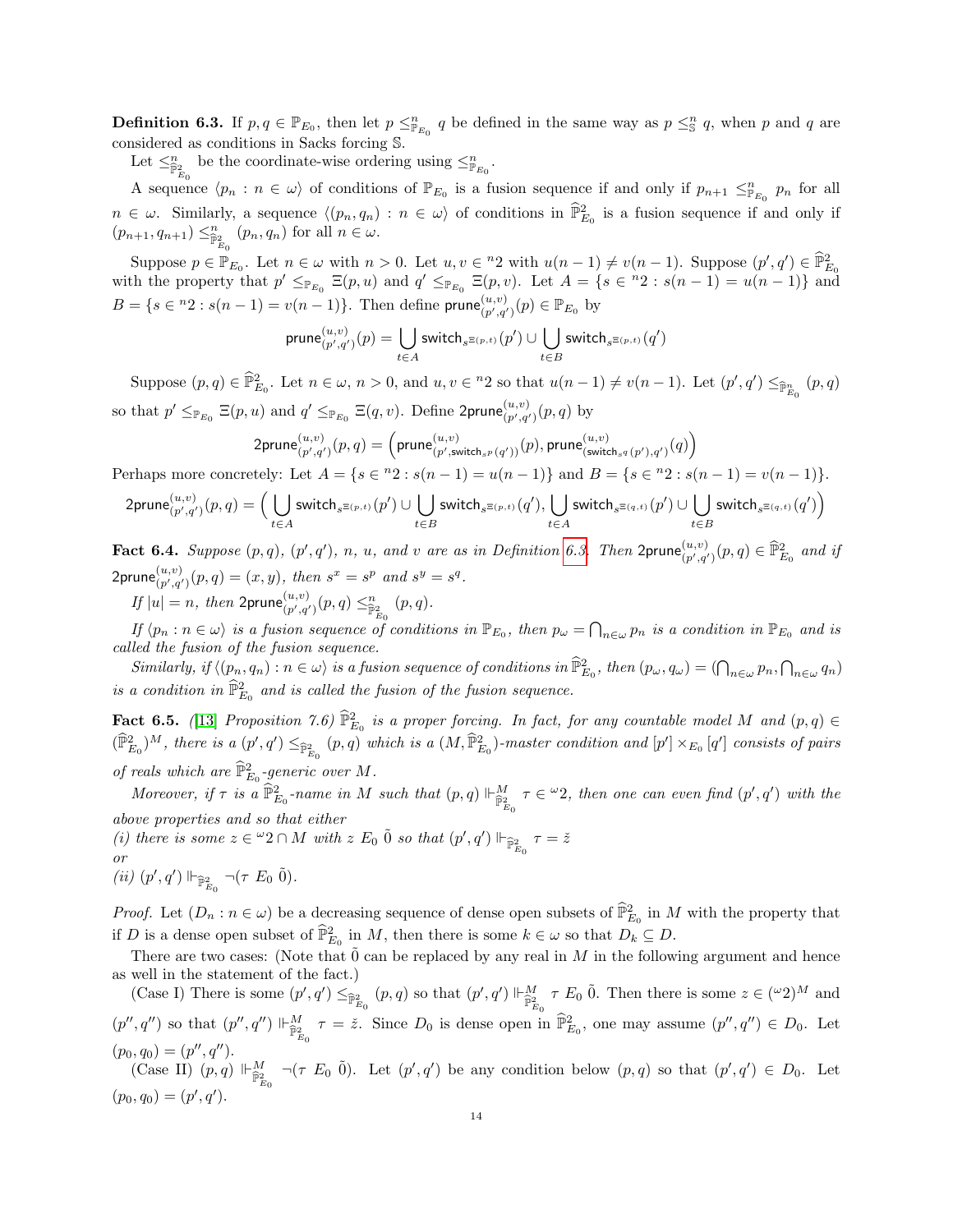**Definition 6.3.** If $p, q \in \mathbb{P}_{E_0}$, then let $p \leq^n_{\mathbb{P}_{E_0}} q$ be defined in the same way as $p \leq^n_{\mathbb{S}} q$, when $p$ and $q$ are considered as conditions in Sacks forcing $\mathbb{S}$.

Let $\leq^n_{\widehat{\mathbb{P}}^2_{E_0}}$ be the coordinate-wise ordering using $\leq^n_{\mathbb{P}_{E_0}}$.

A sequence $\langle p_n : n \in \omega\rangle$ of conditions of $\mathbb{P}_{E_0}$ is a fusion sequence if and only if $p_{n+1} \leq^n_{\mathbb{P}_{E_0}} p_n$ for all $n \in \omega$. Similarly, a sequence $\langle (p_n, q_n) : n \in \omega\rangle$ of conditions in $\widehat{\mathbb{P}}^2_{E_0}$ is a fusion sequence if and only if $(p_{n+1}, q_{n+1}) \leq^n_{\widehat{\mathbb{P}}^2_{E_0}} (p_n, q_n)$ for all $n \in \omega$.

Suppose $p \in \mathbb{P}_{E_0}$. Let $n \in \omega$ with $n > 0$. Let $u, v \in {}^n2$ with $u(n-1) \neq v(n-1)$. Suppose $(p', q') \in \widehat{\mathbb{P}}^2_{E_0}$ with the property that $p' \leq_{\mathbb{P}_{E_0}} \Xi(p, u)$ and $q' \leq_{\mathbb{P}_{E_0}} \Xi(p, v)$. Let $A = \{s \in {}^n2 : s(n-1) = u(n-1)\}$ and $B = \{s \in {}^n2 : s(n-1) = v(n-1)\}$. Then define $\mathsf{prune}^{(u,v)}_{(p',q')}(p) \in \mathbb{P}_{E_0}$ by

$$\mathsf{prune}^{(u,v)}_{(p',q')}(p) = \bigcup_{t \in A} \mathsf{switch}_{s^{\Xi(p,t)}}(p') \cup \bigcup_{t\in B} \mathsf{switch}_{s^{\Xi(p,t)}}(q')$$

Suppose $(p, q) \in \widehat{\mathbb{P}}^2_{E_0}$. Let $n \in \omega$, $n > 0$, and $u, v \in {}^n2$ so that $u(n-1) \neq v(n-1)$. Let $(p', q') \leq_{\widehat{\mathbb{P}}^n_{E_0}} (p, q)$ so that $p' \leq_{\mathbb{P}_{E_0}} \Xi(p, u)$ and $q' \leq_{\mathbb{P}_{E_0}} \Xi(q, v)$. Define $\mathsf{2prune}^{(u,v)}_{(p',q')}(p, q)$ by

$$\mathsf{2prune}^{(u,v)}_{(p',q')}(p,q) = \left(\mathsf{prune}^{(u,v)}_{(p',\mathsf{switch}_{s^p}(q'))}(p), \mathsf{prune}^{(u,v)}_{(\mathsf{switch}_{s^q}(p'),q')}(q)\right)$$

Perhaps more concretely: Let $A = \{s \in {}^n2 : s(n-1) = u(n-1)\}$ and $B = \{s \in {}^n2 : s(n-1) = v(n-1)\}$.

$$\mathsf{2prune}^{(u,v)}_{(p',q')}(p,q) = \Big(\bigcup_{t\in A} \mathsf{switch}_{s^{\Xi(p,t)}}(p') \cup \bigcup_{t\in B} \mathsf{switch}_{s^{\Xi(p,t)}}(q'), \bigcup_{t\in A} \mathsf{switch}_{s^{\Xi(q,t)}}(p') \cup \bigcup_{t\in B} \mathsf{switch}_{s^{\Xi(q,t)}}(q')\Big)$$

**Fact 6.4.** *Suppose $(p, q)$, $(p', q')$, $n$, $u$, and $v$ are as in Definition 6.3. Then $\mathsf{2prune}^{(u,v)}_{(p',q')}(p, q) \in \widehat{\mathbb{P}}^2_{E_0}$ and if $\mathsf{2prune}^{(u,v)}_{(p',q')}(p, q) = (x, y)$, then $s^x = s^p$ and $s^y = s^q$.*

*If $|u| = n$, then $\mathsf{2prune}^{(u,v)}_{(p',q')}(p, q) \leq^n_{\widehat{\mathbb{P}}^2_{E_0}} (p, q)$.*

*If $\langle p_n : n \in \omega\rangle$ is a fusion sequence of conditions in $\mathbb{P}_{E_0}$, then $p_\omega = \bigcap_{n\in\omega} p_n$ is a condition in $\mathbb{P}_{E_0}$ and is called the fusion of the fusion sequence.*

*Similarly, if $\langle (p_n, q_n) : n \in \omega\rangle$ is a fusion sequence of conditions in $\widehat{\mathbb{P}}^2_{E_0}$, then $(p_\omega, q_\omega) = (\bigcap_{n\in\omega} p_n, \bigcap_{n\in\omega} q_n)$ is a condition in $\widehat{\mathbb{P}}^2_{E_0}$ and is called the fusion of the fusion sequence.*

**Fact 6.5.** *([13] Proposition 7.6) $\widehat{\mathbb{P}}^2_{E_0}$ is a proper forcing. In fact, for any countable model $M$ and $(p, q) \in (\widehat{\mathbb{P}}^2_{E_0})^M$, there is a $(p', q') \leq_{\widehat{\mathbb{P}}^2_{E_0}} (p, q)$ which is a $(M, \widehat{\mathbb{P}}^2_{E_0})$-master condition and $[p'] \times_{E_0} [q']$ consists of pairs of reals which are $\widehat{\mathbb{P}}^2_{E_0}$-generic over $M$.*

*Moreover, if $\tau$ is a $\widehat{\mathbb{P}}^2_{E_0}$-name in $M$ such that $(p, q) \Vdash^M_{\widehat{\mathbb{P}}^2_{E_0}} \tau \in {}^\omega2$, then one can even find $(p', q')$ with the above properties and so that either*

*(i) there is some $z \in {}^\omega2 \cap M$ with $z\ E_0\ \tilde{0}$ so that $(p', q') \Vdash_{\widehat{\mathbb{P}}^2_{E_0}} \tau = \check{z}$*

*or*

*(ii) $(p', q') \Vdash_{\widehat{\mathbb{P}}^2_{E_0}} \neg(\tau\ E_0\ \tilde{0})$.*

*Proof.* Let $(D_n : n \in \omega)$ be a decreasing sequence of dense open subsets of $\widehat{\mathbb{P}}^2_{E_0}$ in $M$ with the property that if $D$ is a dense open subset of $\widehat{\mathbb{P}}^2_{E_0}$ in $M$, then there is some $k \in \omega$ so that $D_k \subseteq D$.

There are two cases: (Note that $\tilde{0}$ can be replaced by any real in $M$ in the following argument and hence as well in the statement of the fact.)

(Case I) There is some $(p', q') \leq_{\widehat{\mathbb{P}}^2_{E_0}} (p, q)$ so that $(p', q') \Vdash^M_{\widehat{\mathbb{P}}^2_{E_0}} \tau\ E_0\ \tilde{0}$. Then there is some $z \in ({}^\omega2)^M$ and $(p'', q'')$ so that $(p'', q'') \Vdash^M_{\widehat{\mathbb{P}}^2_{E_0}} \tau = \check{z}$. Since $D_0$ is dense open in $\widehat{\mathbb{P}}^2_{E_0}$, one may assume $(p'', q'') \in D_0$. Let $(p_0, q_0) = (p'', q'')$.

(Case II) $(p, q) \Vdash^M_{\widehat{\mathbb{P}}^2_{E_0}} \neg(\tau\ E_0\ \tilde{0})$. Let $(p', q')$ be any condition below $(p, q)$ so that $(p', q') \in D_0$. Let $(p_0, q_0) = (p', q')$.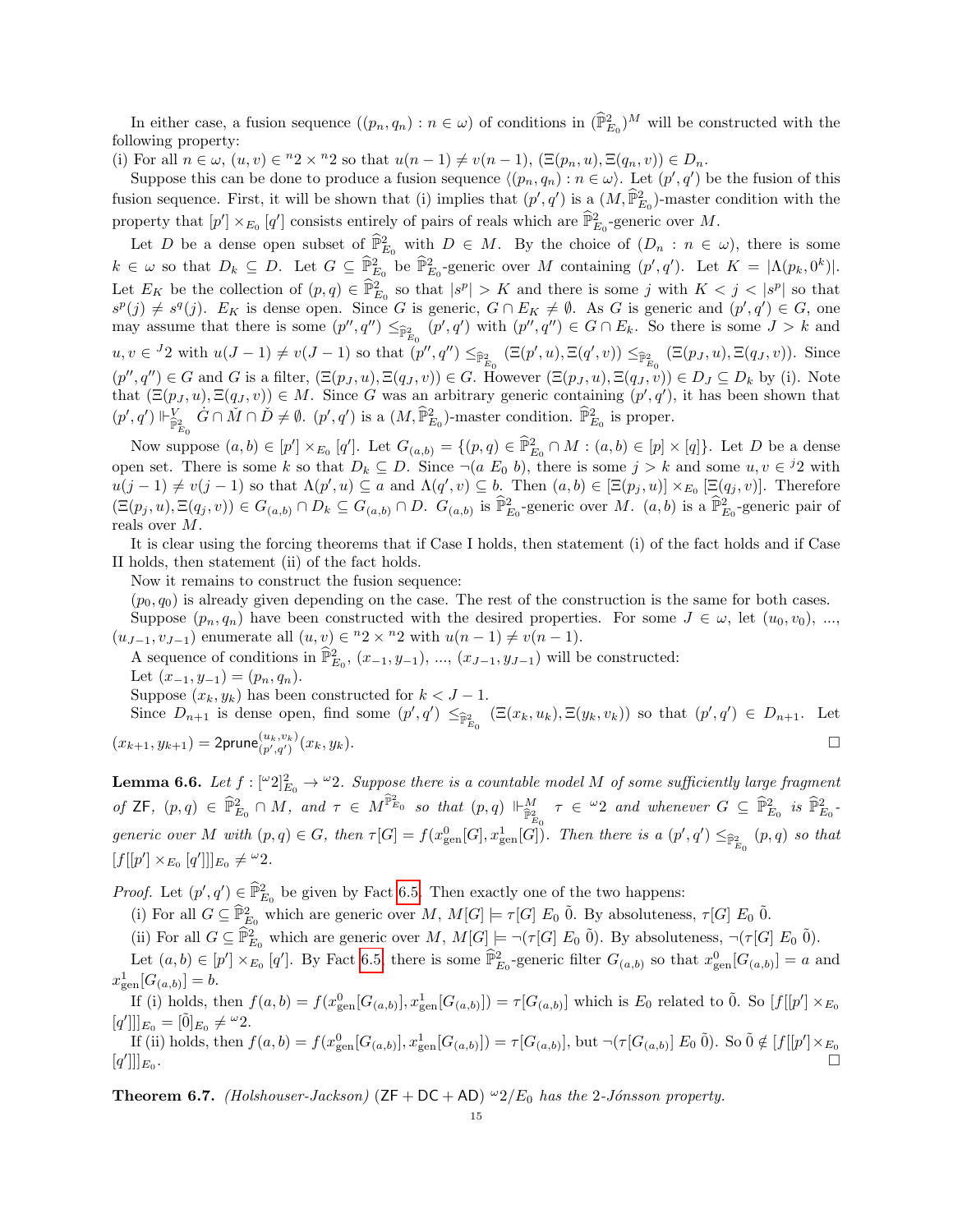In either case, a fusion sequence $((p_n, q_n) : n \in \omega)$ of conditions in $(\widehat{\mathbb{P}}^2_{E_0})^M$ will be constructed with the following property:

(i) For all $n \in \omega$, $(u, v) \in {}^n2 \times {}^n2$ so that $u(n-1) \neq v(n-1)$, $(\Xi(p_n, u), \Xi(q_n, v)) \in D_n$.

Suppose this can be done to produce a fusion sequence $\langle (p_n, q_n) : n \in \omega \rangle$. Let $(p', q')$ be the fusion of this fusion sequence. First, it will be shown that (i) implies that $(p', q')$ is a $(M, \widehat{\mathbb{P}}^2_{E_0})$-master condition with the property that $[p'] \times_{E_0} [q']$ consists entirely of pairs of reals which are $\widehat{\mathbb{P}}^2_{E_0}$-generic over $M$.

Let $D$ be a dense open subset of $\widehat{\mathbb{P}}^2_{E_0}$ with $D \in M$. By the choice of $(D_n : n \in \omega)$, there is some $k \in \omega$ so that $D_k \subseteq D$. Let $G \subseteq \widehat{\mathbb{P}}^2_{E_0}$ be $\widehat{\mathbb{P}}^2_{E_0}$-generic over $M$ containing $(p', q')$. Let $K = |\Lambda(p_k, 0^k)|$. Let $E_K$ be the collection of $(p, q) \in \widehat{\mathbb{P}}^2_{E_0}$ so that $|s^p| > K$ and there is some $j$ with $K < j < |s^p|$ so that $s^p(j) \neq s^q(j)$. $E_K$ is dense open. Since $G$ is generic, $G \cap E_K \neq \emptyset$. As $G$ is generic and $(p', q') \in G$, one may assume that there is some $(p'', q'') \leq_{\widehat{\mathbb{P}}^2_{E_0}} (p', q')$ with $(p'', q'') \in G \cap E_k$. So there is $J > k$ and $u, v \in {}^J2$ with $u(J-1) \neq v(J-1)$ so that $(p'', q'') \leq_{\widehat{\mathbb{P}}^2_{E_0}} (\Xi(p', u), \Xi(q', v)) \leq_{\widehat{\mathbb{P}}^2_{E_0}} (\Xi(p_J, u), \Xi(q_J, v))$. Since $(p'', q'') \in G$ and $G$ is a filter, $(\Xi(p_J, u), \Xi(q_J, v)) \in G$. However $(\Xi(p_J, u), \Xi(q_J, v)) \in D_J \subseteq D_k$ by (i). Note that $(\Xi(p_J, u), \Xi(q_J, v)) \in M$. Since $G$ was an arbitrary generic containing $(p', q')$, it has been shown that $(p', q') \Vdash^V_{\widehat{\mathbb{P}}^2_{E_0}} \dot{G} \cap \check{M} \cap \check{D} \neq \emptyset$. $(p', q')$ is a $(M, \widehat{\mathbb{P}}^2_{E_0})$-master condition. $\widehat{\mathbb{P}}^2_{E_0}$ is proper.

Now suppose $(a, b) \in [p'] \times_{E_0} [q']$. Let $G_{(a,b)} = \{(p, q) \in \widehat{\mathbb{P}}^2_{E_0} \cap M : (a, b) \in [p] \times [q]\}$. Let $D$ be a dense open set. There is some $k$ so that $D_k \subseteq D$. Since $\neg(a \ E_0 \ b)$, there is some $j > k$ and some $u, v \in {}^j2$ with $u(j-1) \neq v(j-1)$ so that $\Lambda(p', u) \subseteq a$ and $\Lambda(q', v) \subseteq b$. Then $(a, b) \in [\Xi(p_j, u)] \times_{E_0} [\Xi(q_j, v)]$. Therefore $(\Xi(p_j, u), \Xi(q_j, v)) \in G_{(a,b)} \cap D_k \subseteq G_{(a,b)} \cap D$. $G_{(a,b)}$ is $\widehat{\mathbb{P}}^2_{E_0}$-generic over $M$. $(a, b)$ is a $\widehat{\mathbb{P}}^2_{E_0}$-generic pair of reals over $M$.

It is clear using the forcing theorems that if Case I holds, then statement (i) of the fact holds and if Case II holds, then statement (ii) of the fact holds.

Now it remains to construct the fusion sequence:

$(p_0, q_0)$ is already given depending on the case. The rest of the construction is the same for both cases.

Suppose $(p_n, q_n)$ have been constructed with the desired properties. For some $J \in \omega$, let $(u_0, v_0)$, ..., $(u_{J-1}, v_{J-1})$ enumerate all $(u, v) \in {}^n2 \times {}^n2$ with $u(n-1) \neq v(n-1)$.

A sequence of conditions in $\widehat{\mathbb{P}}^2_{E_0}$, $(x_{-1}, y_{-1})$, ..., $(x_{J-1}, y_{J-1})$ will be constructed:

Let $(x_{-1}, y_{-1}) = (p_n, q_n)$.

Suppose $(x_k, y_k)$ has been constructed for $k < J-1$.

Since $D_{n+1}$ is dense open, find some $(p', q') \leq_{\widehat{\mathbb{P}}^2_{E_0}} (\Xi(x_k, u_k), \Xi(y_k, v_k))$ so that $(p', q') \in D_{n+1}$. Let $(x_{k+1}, y_{k+1}) = \mathsf{2prune}^{(u_k, v_k)}_{(p', q')}(x_k, y_k)$. $\square$

**Lemma 6.6.** *Let $f : [{}^\omega2]^2_{E_0} \to {}^\omega2$. Suppose there is a countable model $M$ of some sufficiently large fragment of* ZF*, $(p, q) \in \widehat{\mathbb{P}}^2_{E_0} \cap M$, and $\tau \in M^{\widehat{\mathbb{P}}^2_{E_0}}$ so that $(p, q) \Vdash^M_{\widehat{\mathbb{P}}^2_{E_0}} \tau \in {}^\omega2$ and whenever $G \subseteq \widehat{\mathbb{P}}^2_{E_0}$ is $\widehat{\mathbb{P}}^2_{E_0}$-generic over $M$ with $(p, q) \in G$, then $\tau[G] = f(x^0_{\text{gen}}[G], x^1_{\text{gen}}[G])$. Then there is a $(p', q') \leq_{\widehat{\mathbb{P}}^2_{E_0}} (p, q)$ so that $[f[[p'] \times_{E_0} [q']]]_{E_0} \neq {}^\omega2$.*

*Proof.* Let $(p', q') \in \widehat{\mathbb{P}}^2_{E_0}$ be given by Fact 6.5. Then exactly one of the two happens:

(i) For all $G \subseteq \widehat{\mathbb{P}}^2_{E_0}$ which are generic over $M$, $M[G] \models \tau[G] \ E_0 \ \tilde{0}$. By absoluteness, $\tau[G] \ E_0 \ \tilde{0}$.

(ii) For all $G \subseteq \widehat{\mathbb{P}}^2_{E_0}$ which are generic over $M$, $M[G] \models \neg(\tau[G] \ E_0 \ \tilde{0})$. By absoluteness, $\neg(\tau[G] \ E_0 \ \tilde{0})$.

Let $(a, b) \in [p'] \times_{E_0} [q']$. By Fact 6.5, there is some $\widehat{\mathbb{P}}^2_{E_0}$-generic filter $G_{(a,b)}$ so that $x^0_{\text{gen}}[G_{(a,b)}] = a$ and $x^1_{\text{gen}}[G_{(a,b)}] = b$.

If (i) holds, then $f(a, b) = f(x^0_{\text{gen}}[G_{(a,b)}], x^1_{\text{gen}}[G_{(a,b)}]) = \tau[G_{(a,b)}]$ which is $E_0$ related to $\tilde{0}$. So $[f[[p'] \times_{E_0} [q']]]_{E_0} = [\tilde{0}]_{E_0} \neq {}^\omega2$.

If (ii) holds, then $f(a, b) = f(x^0_{\text{gen}}[G_{(a,b)}], x^1_{\text{gen}}[G_{(a,b)}]) = \tau[G_{(a,b)}]$, but $\neg(\tau[G_{(a,b)}] \ E_0 \ \tilde{0})$. So $\tilde{0} \notin [f[[p'] \times_{E_0} [q']]]_{E_0}$. $\square$

**Theorem 6.7.** *(Holshouser-Jackson)* $(\mathsf{ZF} + \mathsf{DC} + \mathsf{AD})$ *${}^\omega2/E_0$ has the 2-Jónsson property.*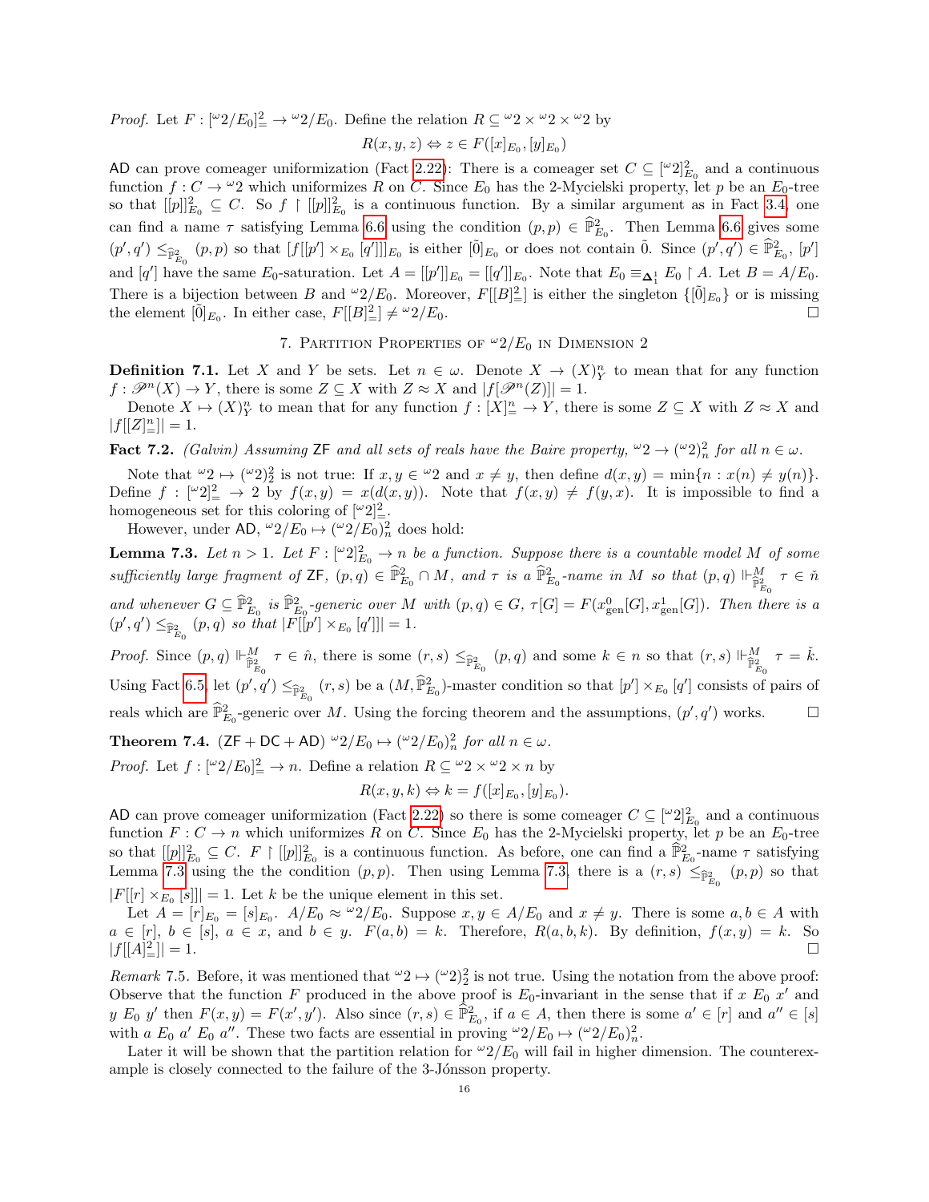*Proof.* Let $F : [{}^\omega 2/E_0]^2_= \to {}^\omega 2/E_0$. Define the relation $R \subseteq {}^\omega 2 \times {}^\omega 2 \times {}^\omega 2$ by

$$R(x, y, z) \Leftrightarrow z \in F([x]_{E_0}, [y]_{E_0})$$

$\mathsf{AD}$ can prove comeager uniformization (Fact 2.22): There is a comeager set $C \subseteq [{}^\omega 2]^2_{E_0}$ and a continuous function $f : C \to {}^\omega 2$ which uniformizes $R$ on $C$. Since $E_0$ has the 2-Mycielski property, let $p$ be an $E_0$-tree so that $[[p]]^2_{E_0} \subseteq C$. So $f \restriction [[p]]^2_{E_0}$ is a continuous function. By a similar argument as in Fact 3.4, one can find a name $\tau$ satisfying Lemma 6.6 using the condition $(p, p) \in \widehat{\mathbb{P}}^2_{E_0}$. Then Lemma 6.6 gives some $(p', q') \leq_{\widehat{\mathbb{P}}^2_{E_0}} (p, p)$ so that $[f[[p'] \times_{E_0} [q']]]_{E_0}$ is either $[\tilde{0}]_{E_0}$ or does not contain $\tilde{0}$. Since $(p', q') \in \widehat{\mathbb{P}}^2_{E_0}$, $[p']$ and $[q']$ have the same $E_0$-saturation. Let $A = [[p']]_{E_0} = [[q']]_{E_0}$. Note that $E_0 \equiv_{\mathbf{\Delta}^1_1} E_0 \restriction A$. Let $B = A/E_0$. There is a bijection between $B$ and ${}^\omega 2/E_0$. Moreover, $F[[B]^2_=]$ is either the singleton $\{[\tilde{0}]_{E_0}\}$ or is missing the element $[\tilde{0}]_{E_0}$. In either case, $F[[B]^2_=] \neq {}^\omega 2/E_0$. □

## 7. Partition Properties of ${}^\omega 2/E_0$ in Dimension 2

**Definition 7.1.** Let $X$ and $Y$ be sets. Let $n \in \omega$. Denote $X \to (X)^n_Y$ to mean that for any function $f : \mathscr{P}^n(X) \to Y$, there is some $Z \subseteq X$ with $Z \approx X$ and $|f[\mathscr{P}^n(Z)]| = 1$.

Denote $X \mapsto (X)^n_Y$ to mean that for any function $f : [X]^n_= \to Y$, there is some $Z \subseteq X$ with $Z \approx X$ and $|f[[Z]^n_=]| = 1$.

**Fact 7.2.** *(Galvin) Assuming* $\mathsf{ZF}$ *and all sets of reals have the Baire property,* ${}^\omega 2 \to ({}^\omega 2)^2_n$ *for all* $n \in \omega$.

Note that ${}^\omega 2 \mapsto ({}^\omega 2)^2_2$ is not true: If $x, y \in {}^\omega 2$ and $x \neq y$, then define $d(x, y) = \min\{n : x(n) \neq y(n)\}$. Define $f : [{}^\omega 2]^2_= \to 2$ by $f(x, y) = x(d(x, y))$. Note that $f(x, y) \neq f(y, x)$. It is impossible to find a homogeneous set for this coloring of $[{}^\omega 2]^2_=$.

However, under $\mathsf{AD}$, ${}^\omega 2/E_0 \mapsto ({}^\omega 2/E_0)^2_n$ does hold:

**Lemma 7.3.** *Let $n > 1$. Let $F : [{}^\omega 2]^2_{E_0} \to n$ be a function. Suppose there is a countable model $M$ of some sufficiently large fragment of* $\mathsf{ZF}$*, $(p, q) \in \widehat{\mathbb{P}}^2_{E_0} \cap M$, and $\tau$ is a $\widehat{\mathbb{P}}^2_{E_0}$-name in $M$ so that $(p, q) \Vdash^M_{\widehat{\mathbb{P}}^2_{E_0}} \tau \in \check{n}$ and whenever $G \subseteq \widehat{\mathbb{P}}^2_{E_0}$ is $\widehat{\mathbb{P}}^2_{E_0}$-generic over $M$ with $(p, q) \in G$, $\tau[G] = F(x^0_{\text{gen}}[G], x^1_{\text{gen}}[G])$. Then there is a $(p', q') \leq_{\widehat{\mathbb{P}}^2_{E_0}} (p, q)$ so that $|F[[p'] \times_{E_0} [q']]| = 1$.*

*Proof.* Since $(p, q) \Vdash^M_{\widehat{\mathbb{P}}^2_{E_0}} \tau \in \hat{n}$, there is some $(r, s) \leq_{\widehat{\mathbb{P}}^2_{E_0}} (p, q)$ and some $k \in n$ so that $(r, s) \Vdash^M_{\widehat{\mathbb{P}}^2_{E_0}} \tau = \check{k}$. Using Fact 6.5, let $(p', q') \leq_{\widehat{\mathbb{P}}^2_{E_0}} (r, s)$ be a $(M, \widehat{\mathbb{P}}^2_{E_0})$-master condition so that $[p'] \times_{E_0} [q']$ consists of pairs of reals which are $\widehat{\mathbb{P}}^2_{E_0}$-generic over $M$. Using the forcing theorem and the assumptions, $(p', q')$ works. □

**Theorem 7.4.** $(\mathsf{ZF} + \mathsf{DC} + \mathsf{AD})$ ${}^\omega 2/E_0 \mapsto ({}^\omega 2/E_0)^2_n$ *for all* $n \in \omega$.

*Proof.* Let $f : [{}^\omega 2/E_0]^2_= \to n$. Define a relation $R \subseteq {}^\omega 2 \times {}^\omega 2 \times n$ by

$$R(x, y, k) \Leftrightarrow k = f([x]_{E_0}, [y]_{E_0}).$$

$\mathsf{AD}$ can prove comeager uniformization (Fact 2.22) so there is some comeager $C \subseteq [{}^\omega 2]^2_{E_0}$ and a continuous function $F : C \to n$ which uniformizes $R$ on $C$. Since $E_0$ has the 2-Mycielski property, let $p$ be an $E_0$-tree so that $[[p]]^2_{E_0} \subseteq C$. $F \restriction [[p]]^2_{E_0}$ is a continuous function. As before, one can find a $\widehat{\mathbb{P}}^2_{E_0}$-name $\tau$ satisfying Lemma 7.3 using the the condition $(p, p)$. Then using Lemma 7.3, there is a $(r, s) \leq_{\widehat{\mathbb{P}}^2_{E_0}} (p, p)$ so that $|F[[r] \times_{E_0} [s]]| = 1$. Let $k$ be the unique element in this set.

Let $A = [r]_{E_0} = [s]_{E_0}$. $A/E_0 \approx {}^\omega 2/E_0$. Suppose $x, y \in A/E_0$ and $x \neq y$. There is some $a, b \in A$ with $a \in [r]$, $b \in [s]$, $a \in x$, and $b \in y$. $F(a, b) = k$. Therefore, $R(a, b, k)$. By definition, $f(x, y) = k$. So $|f[[A]^2_=]| = 1$. □

*Remark* 7.5. Before, it was mentioned that ${}^\omega 2 \mapsto ({}^\omega 2)^2_2$ is not true. Using the notation from the above proof: Observe that the function $F$ produced in the above proof is $E_0$-invariant in the sense that if $x \mathrel{E_0} x'$ and $y \mathrel{E_0} y'$ then $F(x, y) = F(x', y')$. Also since $(r, s) \in \widehat{\mathbb{P}}^2_{E_0}$, if $a \in A$, then there is some $a' \in [r]$ and $a'' \in [s]$ with $a \mathrel{E_0} a' \mathrel{E_0} a''$. These two facts are essential in proving ${}^\omega 2/E_0 \mapsto ({}^\omega 2/E_0)^2_n$.

Later it will be shown that the partition relation for ${}^\omega 2/E_0$ will fail in higher dimension. The counterexample is closely connected to the failure of the 3-Jónsson property.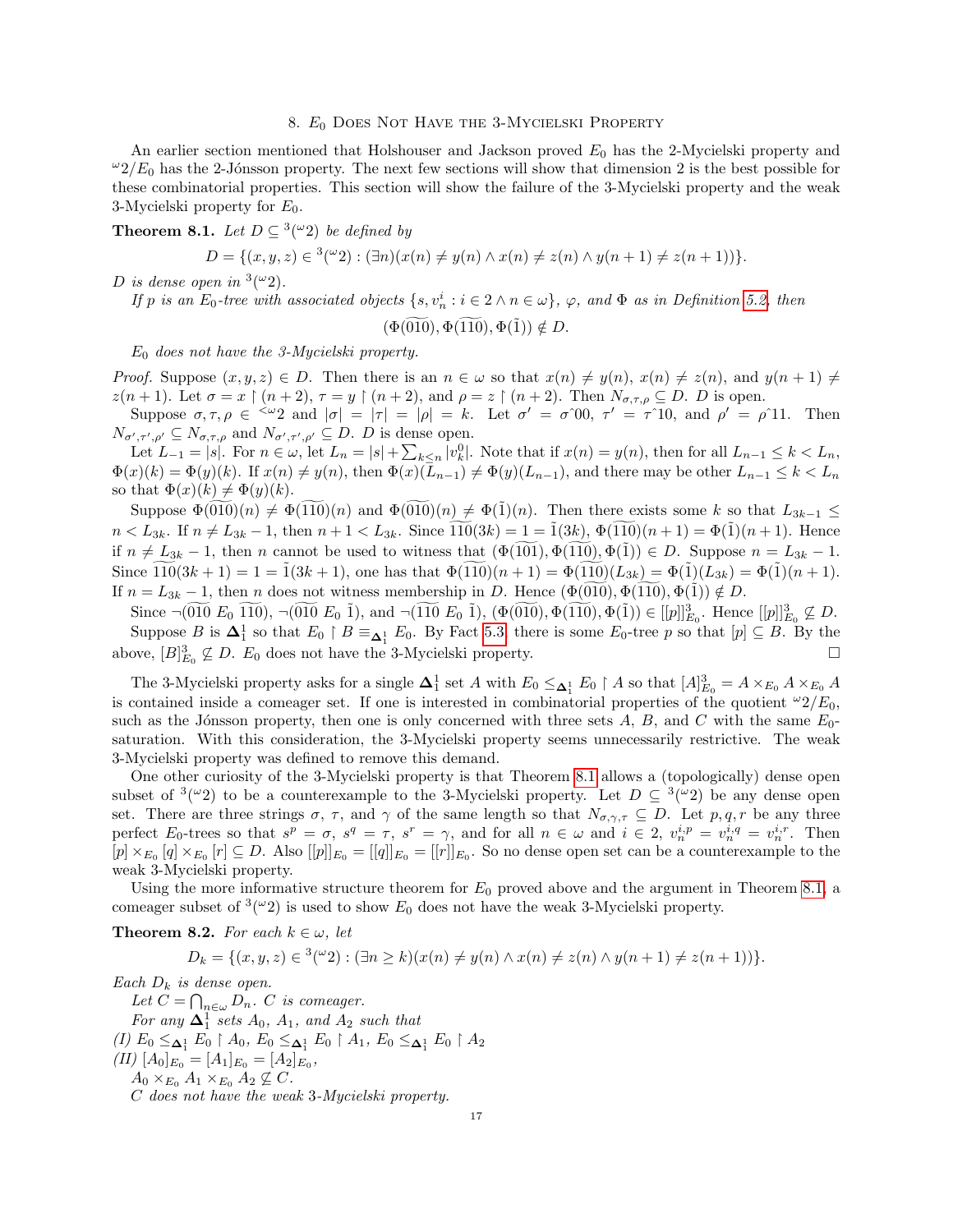## 8. $E_0$ Does Not Have the 3-Mycielski Property

An earlier section mentioned that Holshouser and Jackson proved $E_0$ has the 2-Mycielski property and ${}^\omega 2/E_0$ has the 2-Jónsson property. The next few sections will show that dimension 2 is the best possible for these combinatorial properties. This section will show the failure of the 3-Mycielski property and the weak 3-Mycielski property for $E_0$.

**Theorem 8.1.** *Let $D \subseteq {}^3({}^\omega 2)$ be defined by*

$$D = \{(x,y,z) \in {}^3({}^\omega 2) : (\exists n)(x(n) \neq y(n) \wedge x(n) \neq z(n) \wedge y(n+1) \neq z(n+1))\}.$$

*$D$ is dense open in ${}^3({}^\omega 2)$.*

*If $p$ is an $E_0$-tree with associated objects $\{s, v_n^i : i \in 2 \wedge n \in \omega\}$, $\varphi$, and $\Phi$ as in Definition 5.2, then*

$$(\Phi(\widetilde{010}), \Phi(\widetilde{110}), \Phi(\tilde{1})) \notin D.$$

*$E_0$ does not have the 3-Mycielski property.*

*Proof.* Suppose $(x,y,z) \in D$. Then there is an $n \in \omega$ so that $x(n) \neq y(n)$, $x(n) \neq z(n)$, and $y(n+1) \neq z(n+1)$. Let $\sigma = x \upharpoonright (n+2)$, $\tau = y \upharpoonright (n+2)$, and $\rho = z \upharpoonright (n+2)$. Then $N_{\sigma,\tau,\rho} \subseteq D$. $D$ is open.

Suppose $\sigma, \tau, \rho \in {}^{<\omega}2$ and $|\sigma| = |\tau| = |\rho| = k$. Let $\sigma' = \sigma\hat{\ }00$, $\tau' = \tau\hat{\ }10$, and $\rho' = \rho\hat{\ }11$. Then $N_{\sigma',\tau',\rho'} \subseteq N_{\sigma,\tau,\rho}$ and $N_{\sigma',\tau',\rho'} \subseteq D$. $D$ is dense open.

Let $L_{-1} = |s|$. For $n \in \omega$, let $L_n = |s| + \sum_{k \leq n} |v_k^0|$. Note that if $x(n) = y(n)$, then for all $L_{n-1} \leq k < L_n$, $\Phi(x)(k) = \Phi(y)(k)$. If $x(n) \neq y(n)$, then $\Phi(x)(L_{n-1}) \neq \Phi(y)(L_{n-1})$, and there may be other $L_{n-1} \leq k < L_n$ so that $\Phi(x)(k) \neq \Phi(y)(k)$.

Suppose $\Phi(\widetilde{010})(n) \neq \Phi(\widetilde{110})(n)$ and $\Phi(\widetilde{010})(n) \neq \Phi(\tilde{1})(n)$. Then there exists some $k$ so that $L_{3k-1} \leq n < L_{3k}$. If $n \neq L_{3k} - 1$, then $n + 1 < L_{3k}$. Since $\widetilde{110}(3k) = 1 = \tilde{1}(3k)$, $\Phi(\widetilde{110})(n+1) = \Phi(\tilde{1})(n+1)$. Hence if $n \neq L_{3k} - 1$, then $n$ cannot be used to witness that $(\Phi(\widetilde{101}), \Phi(\widetilde{110}), \Phi(\tilde{1})) \in D$. Suppose $n = L_{3k} - 1$. Since $\widetilde{110}(3k+1) = 1 = \tilde{1}(3k+1)$, one has that $\Phi(\widetilde{110})(n+1) = \Phi(\widetilde{110})(L_{3k}) = \Phi(\tilde{1})(L_{3k}) = \Phi(\tilde{1})(n+1)$. If $n = L_{3k} - 1$, then $n$ does not witness membership in $D$. Hence $(\Phi(\widetilde{010}), \Phi(\widetilde{110}), \Phi(\tilde{1})) \notin D$.

Since $\neg(\widetilde{010}\ E_0\ \widetilde{110})$, $\neg(\widetilde{010}\ E_0\ \tilde{1})$, and $\neg(\widetilde{110}\ E_0\ \tilde{1})$, $(\Phi(\widetilde{010}), \Phi(\widetilde{110}), \Phi(\tilde{1})) \in [[p]]^3_{E_0}$. Hence $[[p]]^3_{E_0} \not\subseteq D$.

Suppose $B$ is $\mathbf{\Delta}^1_1$ so that $E_0 \upharpoonright B \equiv_{\mathbf{\Delta}^1_1} E_0$. By Fact 5.3, there is some $E_0$-tree $p$ so that $[p] \subseteq B$. By the above, $[B]^3_{E_0} \not\subseteq D$. $E_0$ does not have the 3-Mycielski property. $\square$

The 3-Mycielski property asks for a single $\mathbf{\Delta}^1_1$ set $A$ with $E_0 \leq_{\mathbf{\Delta}^1_1} E_0 \upharpoonright A$ so that $[A]^3_{E_0} = A \times_{E_0} A \times_{E_0} A$ is contained inside a comeager set. If one is interested in combinatorial properties of the quotient ${}^\omega 2/E_0$, such as the Jónsson property, then one is only concerned with three sets $A$, $B$, and $C$ with the same $E_0$-saturation. With this consideration, the 3-Mycielski property seems unnecessarily restrictive. The weak 3-Mycielski property was defined to remove this demand.

One other curiosity of the 3-Mycielski property is that Theorem 8.1 allows a (topologically) dense open subset of ${}^3({}^\omega 2)$ to be a counterexample to the 3-Mycielski property. Let $D \subseteq {}^3({}^\omega 2)$ be any dense open set. There are three strings $\sigma$, $\tau$, and $\gamma$ of the same length so that $N_{\sigma,\gamma,\tau} \subseteq D$. Let $p, q, r$ be any three perfect $E_0$-trees so that $s^p = \sigma$, $s^q = \tau$, $s^r = \gamma$, and for all $n \in \omega$ and $i \in 2$, $v_n^{i,p} = v_n^{i,q} = v_n^{i,r}$. Then $[p] \times_{E_0} [q] \times_{E_0} [r] \subseteq D$. Also $[[p]]_{E_0} = [[q]]_{E_0} = [[r]]_{E_0}$. So no dense open set can be a counterexample to the weak 3-Mycielski property.

Using the more informative structure theorem for $E_0$ proved above and the argument in Theorem 8.1, a comeager subset of ${}^3({}^\omega 2)$ is used to show $E_0$ does not have the weak 3-Mycielski property.

**Theorem 8.2.** *For each $k \in \omega$, let*

$$D_k = \{(x,y,z) \in {}^3({}^\omega 2) : (\exists n \geq k)(x(n) \neq y(n) \wedge x(n) \neq z(n) \wedge y(n+1) \neq z(n+1))\}.$$

*Each $D_k$ is dense open.*

*Let $C = \bigcap_{n \in \omega} D_n$. $C$ is comeager.*

*For any $\mathbf{\Delta}^1_1$ sets $A_0$, $A_1$, and $A_2$ such that*

*(I) $E_0 \leq_{\mathbf{\Delta}^1_1} E_0 \upharpoonright A_0$, $E_0 \leq_{\mathbf{\Delta}^1_1} E_0 \upharpoonright A_1$, $E_0 \leq_{\mathbf{\Delta}^1_1} E_0 \upharpoonright A_2$*

*(II) $[A_0]_{E_0} = [A_1]_{E_0} = [A_2]_{E_0}$,*

*$A_0 \times_{E_0} A_1 \times_{E_0} A_2 \not\subseteq C$.*

*$C$ does not have the weak 3-Mycielski property.*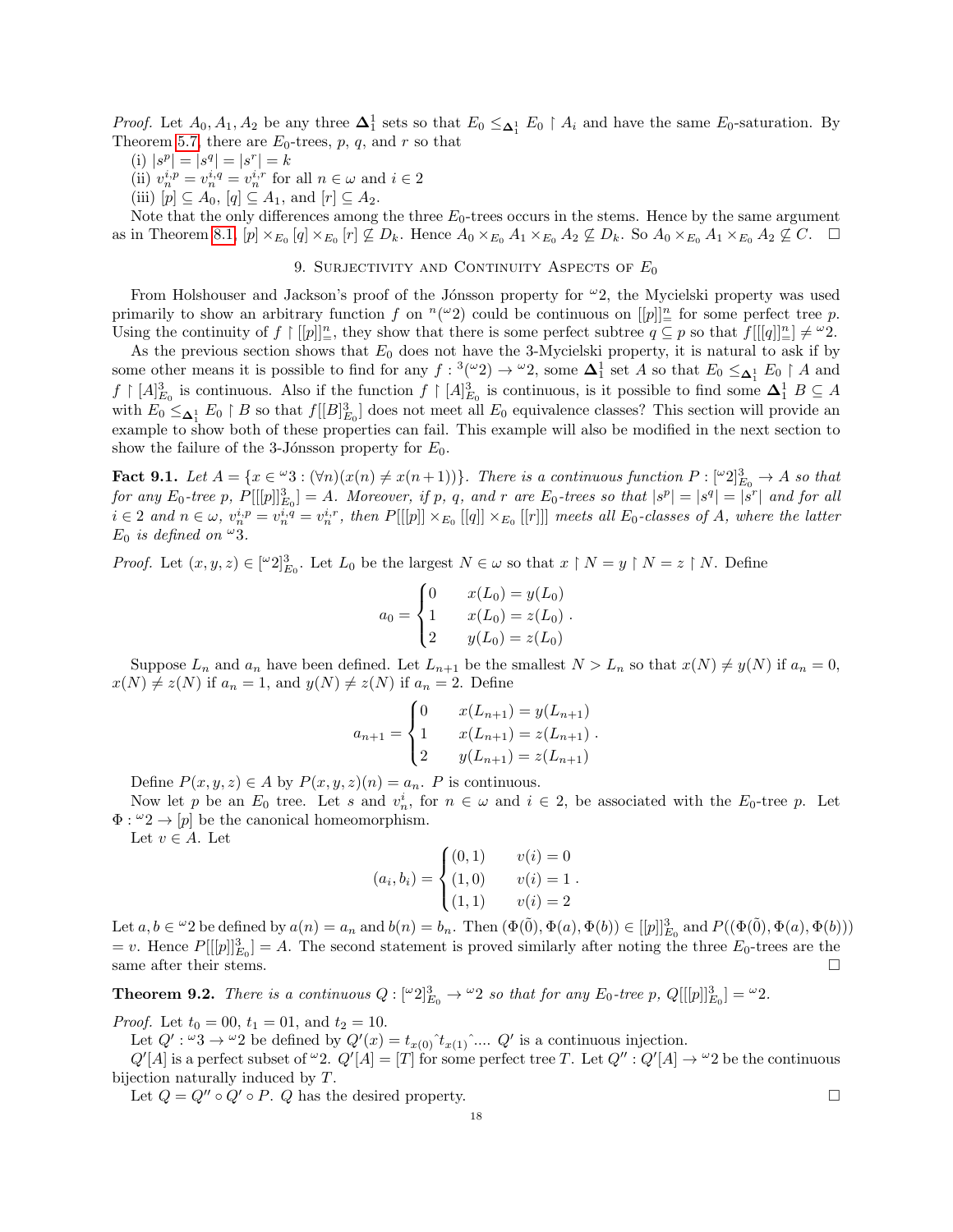*Proof.* Let $A_0, A_1, A_2$ be any three $\mathbf{\Delta}^1_1$ sets so that $E_0 \leq_{\mathbf{\Delta}^1_1} E_0 \upharpoonright A_i$ and have the same $E_0$-saturation. By Theorem 5.7, there are $E_0$-trees, $p$, $q$, and $r$ so that

(i) $|s^p| = |s^q| = |s^r| = k$
(ii) $v_n^{i,p} = v_n^{i,q} = v_n^{i,r}$ for all $n \in \omega$ and $i \in 2$
(iii) $[p] \subseteq A_0$, $[q] \subseteq A_1$, and $[r] \subseteq A_2$.

Note that the only differences among the three $E_0$-trees occurs in the stems. Hence by the same argument as in Theorem 8.1, $[p] \times_{E_0} [q] \times_{E_0} [r] \not\subseteq D_k$. Hence $A_0 \times_{E_0} A_1 \times_{E_0} A_2 \not\subseteq D_k$. So $A_0 \times_{E_0} A_1 \times_{E_0} A_2 \not\subseteq C$. $\square$

## 9. Surjectivity and Continuity Aspects of $E_0$

From Holshouser and Jackson's proof of the Jónsson property for ${}^\omega 2$, the Mycielski property was used primarily to show an arbitrary function $f$ on ${}^n({}^\omega 2)$ could be continuous on $[[p]]^n_=$ for some perfect tree $p$. Using the continuity of $f \upharpoonright [[p]]^n_=$, they show that there is some perfect subtree $q \subseteq p$ so that $f[[[q]]^n_=] \neq {}^\omega 2$.

As the previous section shows that $E_0$ does not have the 3-Mycielski property, it is natural to ask if by some other means it is possible to find for any $f : {}^3({}^\omega 2) \to {}^\omega 2$, some $\mathbf{\Delta}^1_1$ set $A$ so that $E_0 \leq_{\mathbf{\Delta}^1_1} E_0 \upharpoonright A$ and $f \upharpoonright [A]^3_{E_0}$ is continuous. Also if the function $f \upharpoonright [A]^3_{E_0}$ is continuous, is it possible to find some $\mathbf{\Delta}^1_1$ $B \subseteq A$ with $E_0 \leq_{\mathbf{\Delta}^1_1} E_0 \upharpoonright B$ so that $f[[B]^3_{E_0}]$ does not meet all $E_0$ equivalence classes? This section will provide an example to show both of these properties can fail. This example will also be modified in the next section to show the failure of the 3-Jónsson property for $E_0$.

**Fact 9.1.** *Let $A = \{x \in {}^\omega 3 : (\forall n)(x(n) \neq x(n+1))\}$. There is a continuous function $P : [{}^\omega 2]^3_{E_0} \to A$ so that for any $E_0$-tree $p$, $P[[[p]]^3_{E_0}] = A$. Moreover, if $p$, $q$, and $r$ are $E_0$-trees so that $|s^p| = |s^q| = |s^r|$ and for all $i \in 2$ and $n \in \omega$, $v_n^{i,p} = v_n^{i,q} = v_n^{i,r}$, then $P[[[p]] \times_{E_0} [[q]] \times_{E_0} [[r]]]$ meets all $E_0$-classes of $A$, where the latter $E_0$ is defined on ${}^\omega 3$.*

*Proof.* Let $(x, y, z) \in [{}^\omega 2]^3_{E_0}$. Let $L_0$ be the largest $N \in \omega$ so that $x \upharpoonright N = y \upharpoonright N = z \upharpoonright N$. Define

$$a_0 = \begin{cases} 0 & x(L_0) = y(L_0) \\ 1 & x(L_0) = z(L_0) \\ 2 & y(L_0) = z(L_0) \end{cases}.$$

Suppose $L_n$ and $a_n$ have been defined. Let $L_{n+1}$ be the smallest $N > L_n$ so that $x(N) \neq y(N)$ if $a_n = 0$, $x(N) \neq z(N)$ if $a_n = 1$, and $y(N) \neq z(N)$ if $a_n = 2$. Define

$$a_{n+1} = \begin{cases} 0 & x(L_{n+1}) = y(L_{n+1}) \\ 1 & x(L_{n+1}) = z(L_{n+1}) \\ 2 & y(L_{n+1}) = z(L_{n+1}) \end{cases}.$$

Define $P(x, y, z) \in A$ by $P(x, y, z)(n) = a_n$. $P$ is continuous.

Now let $p$ be an $E_0$ tree. Let $s$ and $v_n^i$, for $n \in \omega$ and $i \in 2$, be associated with the $E_0$-tree $p$. Let $\Phi : {}^\omega 2 \to [p]$ be the canonical homeomorphism.

Let $v \in A$. Let

$$(a_i, b_i) = \begin{cases} (0, 1) & v(i) = 0 \\ (1, 0) & v(i) = 1 \\ (1, 1) & v(i) = 2 \end{cases}.$$

Let $a, b \in {}^\omega 2$ be defined by $a(n) = a_n$ and $b(n) = b_n$. Then $(\Phi(\tilde{0}), \Phi(a), \Phi(b)) \in [[p]]^3_{E_0}$ and $P((\Phi(\tilde{0}), \Phi(a), \Phi(b)))$ $= v$. Hence $P[[[p]]^3_{E_0}] = A$. The second statement is proved similarly after noting the three $E_0$-trees are the same after their stems. $\square$

**Theorem 9.2.** *There is a continuous $Q : [{}^\omega 2]^3_{E_0} \to {}^\omega 2$ so that for any $E_0$-tree $p$, $Q[[[p]]^3_{E_0}] = {}^\omega 2$.*

*Proof.* Let $t_0 = 00$, $t_1 = 01$, and $t_2 = 10$.

Let $Q' : {}^\omega 3 \to {}^\omega 2$ be defined by $Q'(x) = t_{x(0)} \hat{\ } t_{x(1)} \hat{\ } \ldots$. $Q'$ is a continuous injection.

$Q'[A]$ is a perfect subset of ${}^\omega 2$. $Q'[A] = [T]$ for some perfect tree $T$. Let $Q'' : Q'[A] \to {}^\omega 2$ be the continuous bijection naturally induced by $T$.

Let $Q = Q'' \circ Q' \circ P$. $Q$ has the desired property. $\square$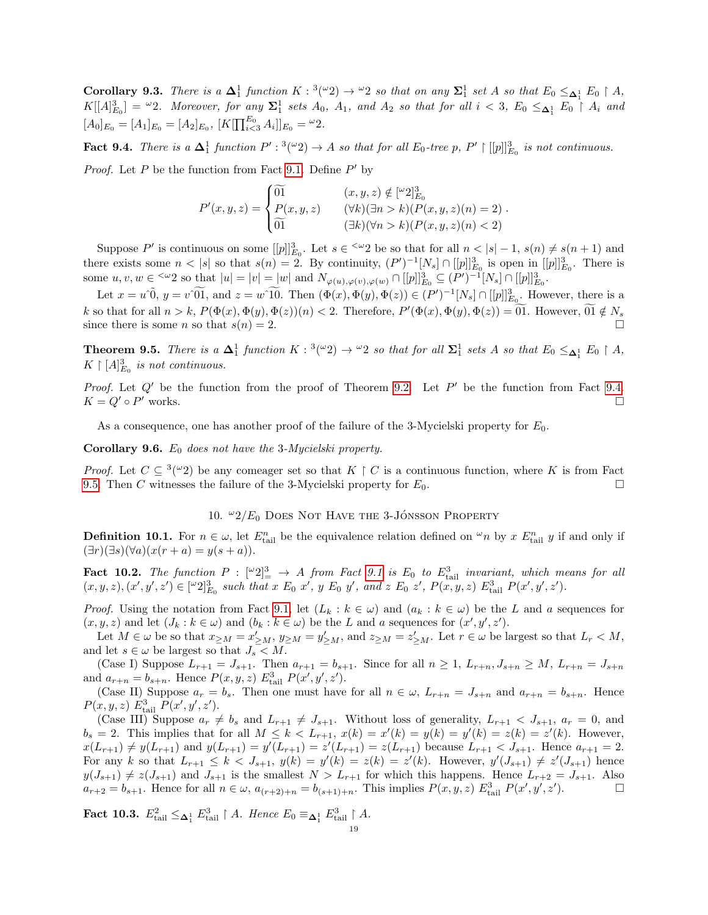**Corollary 9.3.** *There is a $\boldsymbol{\Delta}_1^1$ function $K : {}^3({}^\omega 2) \to {}^\omega 2$ so that on any $\boldsymbol{\Sigma}_1^1$ set $A$ so that $E_0 \leq_{\boldsymbol{\Delta}_1^1} E_0 \restriction A$, $K[[A]^3_{E_0}] = {}^\omega 2$. Moreover, for any $\boldsymbol{\Sigma}_1^1$ sets $A_0$, $A_1$, and $A_2$ so that for all $i < 3$, $E_0 \leq_{\boldsymbol{\Delta}_1^1} E_0 \restriction A_i$ and $[A_0]_{E_0} = [A_1]_{E_0} = [A_2]_{E_0}$, $[K[\prod^{E_0}_{i<3} A_i]]_{E_0} = {}^\omega 2$.*

**Fact 9.4.** *There is a $\Delta_1^1$ function $P' : {}^3({}^\omega 2) \to A$ so that for all $E_0$-tree $p$, $P' \restriction [[p]]^3_{E_0}$ is not continuous.*

*Proof.* Let $P$ be the function from Fact 9.1. Define $P'$ by

$$P'(x,y,z) = \begin{cases} \widetilde{01} & (x,y,z) \notin [{}^\omega 2]^3_{E_0} \\ P(x,y,z) & (\forall k)(\exists n > k)(P(x,y,z)(n) = 2) \\ \widetilde{01} & (\exists k)(\forall n > k)(P(x,y,z)(n) < 2) \end{cases}.$$

Suppose $P'$ is continuous on some $[[p]]^3_{E_0}$. Let $s \in {}^{<\omega}2$ be so that for all $n < |s| - 1$, $s(n) \neq s(n+1)$ and there exists some $n < |s|$ so that $s(n) = 2$. By continuity, $(P')^{-1}[N_s] \cap [[p]]^3_{E_0}$ is open in $[[p]]^3_{E_0}$. There is some $u, v, w \in {}^{<\omega}2$ so that $|u| = |v| = |w|$ and $N_{\varphi(u),\varphi(v),\varphi(w)} \cap [[p]]^3_{E_0} \subseteq (P')^{-1}[N_s] \cap [[p]]^3_{E_0}$.

Let $x = u\hat{\ }\tilde{0}$, $y = v\hat{\ }\widetilde{01}$, and $z = w\hat{\ }\widetilde{10}$. Then $(\Phi(x), \Phi(y), \Phi(z)) \in (P')^{-1}[N_s] \cap [[p]]^3_{E_0}$. However, there is a $k$ so that for all $n > k$, $P(\Phi(x), \Phi(y), \Phi(z))(n) < 2$. Therefore, $P'(\Phi(x), \Phi(y), \Phi(z)) = \widetilde{01}$. However, $\widetilde{01} \notin N_s$ since there is some $n$ so that $s(n) = 2$. $\square$

**Theorem 9.5.** *There is a $\boldsymbol{\Delta}_1^1$ function $K : {}^3({}^\omega 2) \to {}^\omega 2$ so that for all $\boldsymbol{\Sigma}_1^1$ sets $A$ so that $E_0 \leq_{\boldsymbol{\Delta}_1^1} E_0 \restriction A$, $K \restriction [A]^3_{E_0}$ is not continuous.*

*Proof.* Let $Q'$ be the function from the proof of Theorem 9.2. Let $P'$ be the function from Fact 9.4. $K = Q' \circ P'$ works. $\square$

As a consequence, one has another proof of the failure of the 3-Mycielski property for $E_0$.

**Corollary 9.6.** *$E_0$ does not have the 3-Mycielski property.*

*Proof.* Let $C \subseteq {}^3({}^\omega 2)$ be any comeager set so that $K \restriction C$ is a continuous function, where $K$ is from Fact 9.5. Then $C$ witnesses the failure of the 3-Mycielski property for $E_0$. $\square$

## 10. ${}^\omega 2/E_0$ Does Not Have the 3-Jónsson Property

**Definition 10.1.** For $n \in \omega$, let $E^n_{\text{tail}}$ be the equivalence relation defined on ${}^\omega n$ by $x\ E^n_{\text{tail}}\ y$ if and only if $(\exists r)(\exists s)(\forall a)(x(r + a) = y(s + a))$.

**Fact 10.2.** *The function $P : [{}^\omega 2]^3_= \to A$ from Fact 9.1 is $E_0$ to $E^3_{\text{tail}}$ invariant, which means for all $(x,y,z), (x',y',z') \in [{}^\omega 2]^3_{E_0}$ such that $x\ E_0\ x'$, $y\ E_0\ y'$, and $z\ E_0\ z'$, $P(x,y,z)\ E^3_{\text{tail}}\ P(x',y',z')$.*

*Proof.* Using the notation from Fact 9.1, let $(L_k : k \in \omega)$ and $(a_k : k \in \omega)$ be the $L$ and $a$ sequences for $(x,y,z)$ and let $(J_k : k \in \omega)$ and $(b_k : k \in \omega)$ be the $L$ and $a$ sequences for $(x',y',z')$.

Let $M \in \omega$ be so that $x_{\geq M} = x'_{\geq M}$, $y_{\geq M} = y'_{\geq M}$, and $z_{\geq M} = z'_{\geq M}$. Let $r \in \omega$ be largest so that $L_r < M$, and let $s \in \omega$ be largest so that $J_s < M$.

(Case I) Suppose $L_{r+1} = J_{s+1}$. Then $a_{r+1} = b_{s+1}$. Since for all $n \geq 1$, $L_{r+n}, J_{s+n} \geq M$, $L_{r+n} = J_{s+n}$ and $a_{r+n} = b_{s+n}$. Hence $P(x,y,z)\ E^3_{\text{tail}}\ P(x',y',z')$.

(Case II) Suppose $a_r = b_s$. Then one must have for all $n \in \omega$, $L_{r+n} = J_{s+n}$ and $a_{r+n} = b_{s+n}$. Hence $P(x,y,z)\ E^3_{\text{tail}}\ P(x',y',z')$.

(Case III) Suppose $a_r \neq b_s$ and $L_{r+1} \neq J_{s+1}$. Without loss of generality, $L_{r+1} < J_{s+1}$, $a_r = 0$, and $b_s = 2$. This implies that for all $M \leq k < L_{r+1}$, $x(k) = x'(k) = y(k) = y'(k) = z(k) = z'(k)$. However, $x(L_{r+1}) \neq y(L_{r+1})$ and $y(L_{r+1}) = y'(L_{r+1}) = z'(L_{r+1}) = z(L_{r+1})$ because $L_{r+1} < J_{s+1}$. Hence $a_{r+1} = 2$. For any $k$ so that $L_{r+1} \leq k < J_{s+1}$, $y(k) = y'(k) = z(k) = z'(k)$. However, $y'(J_{s+1}) \neq z'(J_{s+1})$ hence $y(J_{s+1}) \neq z(J_{s+1})$ and $J_{s+1}$ is the smallest $N > L_{r+1}$ for which this happens. Hence $L_{r+2} = J_{s+1}$. Also $a_{r+2} = b_{s+1}$. Hence for all $n \in \omega$, $a_{(r+2)+n} = b_{(s+1)+n}$. This implies $P(x,y,z)\ E^3_{\text{tail}}\ P(x',y',z')$. $\square$

**Fact 10.3.** *$E^2_{\text{tail}} \leq_{\Delta_1^1} E^3_{\text{tail}} \restriction A$. Hence $E_0 \equiv_{\Delta_1^1} E^3_{\text{tail}} \restriction A$.*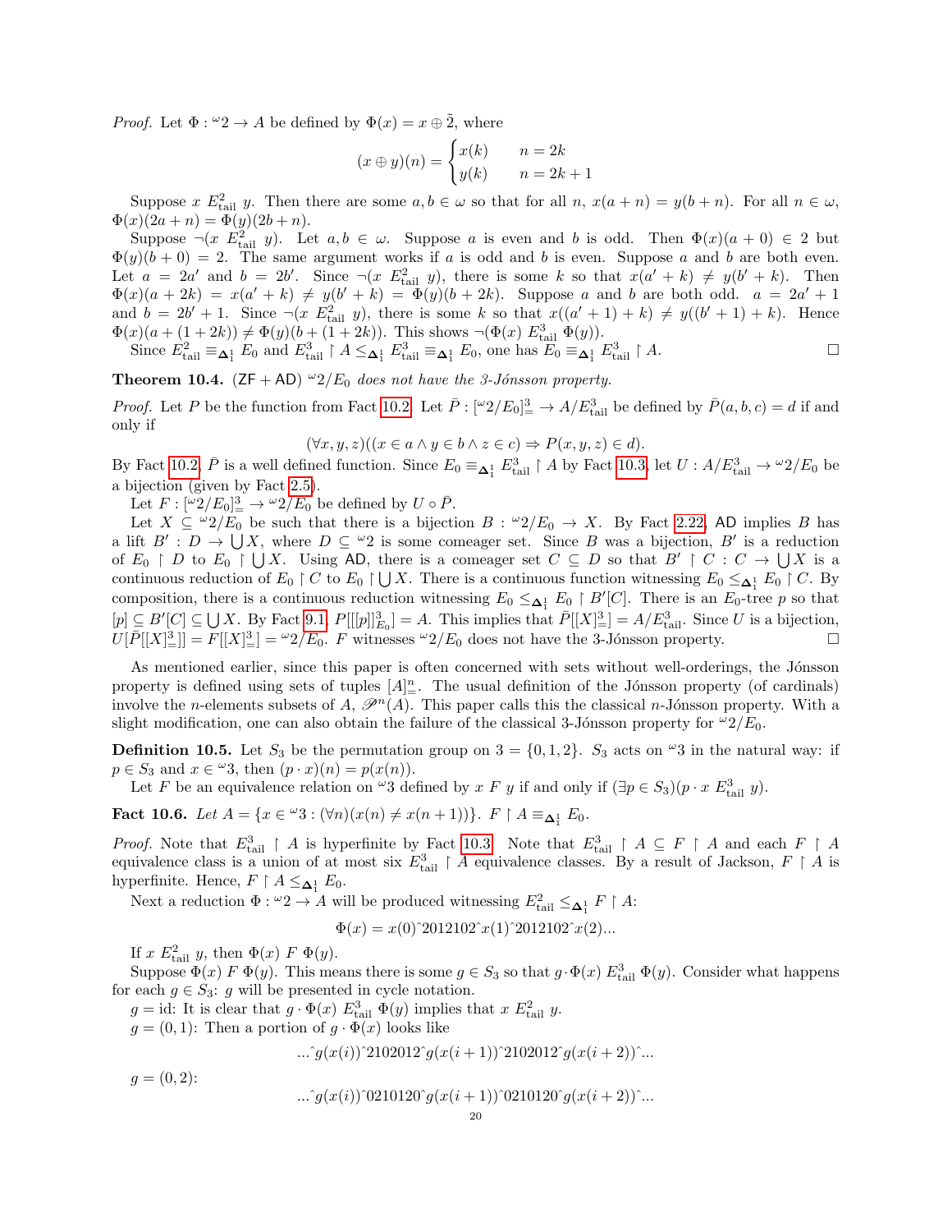*Proof.* Let $\Phi : {}^\omega 2 \to A$ be defined by $\Phi(x) = x \oplus \tilde{2}$, where

$$(x \oplus y)(n) = \begin{cases} x(k) & n = 2k \\ y(k) & n = 2k+1 \end{cases}$$

Suppose $x \ E^2_{\text{tail}} \ y$. Then there are some $a, b \in \omega$ so that for all $n$, $x(a+n) = y(b+n)$. For all $n \in \omega$, $\Phi(x)(2a+n) = \Phi(y)(2b+n)$.

Suppose $\neg(x \ E^2_{\text{tail}} \ y)$. Let $a, b \in \omega$. Suppose $a$ is even and $b$ is odd. Then $\Phi(x)(a+0) \in 2$ but $\Phi(y)(b+0) = 2$. The same argument works if $a$ is odd and $b$ is even. Suppose $a$ and $b$ are both even. Let $a = 2a'$ and $b = 2b'$. Since $\neg(x \ E^2_{\text{tail}} \ y)$, there is some $k$ so that $x(a'+k) \neq y(b'+k)$. Then $\Phi(x)(a+2k) = x(a'+k) \neq y(b'+k) = \Phi(y)(b+2k)$. Suppose $a$ and $b$ are both odd. $a = 2a'+1$ and $b = 2b'+1$. Since $\neg(x \ E^2_{\text{tail}} \ y)$, there is some $k$ so that $x((a'+1)+k) \neq y((b'+1)+k)$. Hence $\Phi(x)(a+(1+2k)) \neq \Phi(y)(b+(1+2k))$. This shows $\neg(\Phi(x) \ E^3_{\text{tail}} \ \Phi(y))$.

Since $E^2_{\text{tail}} \equiv_{\mathbf{\Delta}^1_1} E_0$ and $E^3_{\text{tail}} \upharpoonright A \leq_{\mathbf{\Delta}^1_1} E^3_{\text{tail}} \equiv_{\mathbf{\Delta}^1_1} E_0$, one has $E_0 \equiv_{\mathbf{\Delta}^1_1} E^3_{\text{tail}} \upharpoonright A$. $\square$

**Theorem 10.4.** ($\mathsf{ZF} + \mathsf{AD}$) *${}^\omega 2/E_0$ does not have the 3-Jónsson property.*

*Proof.* Let $P$ be the function from Fact 10.2. Let $\bar{P} : [{}^\omega 2/E_0]^3_= \to A/E^3_{\text{tail}}$ be defined by $\bar{P}(a,b,c) = d$ if and only if

$$(\forall x, y, z)((x \in a \wedge y \in b \wedge z \in c) \Rightarrow P(x,y,z) \in d).$$

By Fact 10.2, $\bar{P}$ is a well defined function. Since $E_0 \equiv_{\mathbf{\Delta}^1_1} E^3_{\text{tail}} \upharpoonright A$ by Fact 10.3, let $U : A/E^3_{\text{tail}} \to {}^\omega 2/E_0$ be a bijection (given by Fact 2.5).

Let $F : [{}^\omega 2/E_0]^3_= \to {}^\omega 2/E_0$ be defined by $U \circ \bar{P}$.

Let $X \subseteq {}^\omega 2/E_0$ be such that there is a bijection $B : {}^\omega 2/E_0 \to X$. By Fact 2.22, $\mathsf{AD}$ implies $B$ has a lift $B' : D \to \bigcup X$, where $D \subseteq {}^\omega 2$ is some comeager set. Since $B$ was a bijection, $B'$ is a reduction of $E_0 \upharpoonright D$ to $E_0 \upharpoonright \bigcup X$. Using $\mathsf{AD}$, there is a comeager set $C \subseteq D$ so that $B' \upharpoonright C : C \to \bigcup X$ is a continuous reduction of $E_0 \upharpoonright C$ to $E_0 \upharpoonright \bigcup X$. There is a continuous function witnessing $E_0 \leq_{\mathbf{\Delta}^1_1} E_0 \upharpoonright C$. By composition, there is a continuous reduction witnessing $E_0 \leq_{\mathbf{\Delta}^1_1} E_0 \upharpoonright B'[C]$. There is an $E_0$-tree $p$ so that $[p] \subseteq B'[C] \subseteq \bigcup X$. By Fact 9.1, $P[[[p]]^3_{E_0}] = A$. This implies that $\bar{P}[[X]^3_=] = A/E^3_{\text{tail}}$. Since $U$ is a bijection, $U[\bar{P}[[X]^3_=]] = F[[X]^3_=] = {}^\omega 2/E_0$. $F$ witnesses ${}^\omega 2/E_0$ does not have the 3-Jónsson property. $\square$

As mentioned earlier, since this paper is often concerned with sets without well-orderings, the Jónsson property is defined using sets of tuples $[A]^n_=$. The usual definition of the Jónsson property (of cardinals) involve the $n$-elements subsets of $A$, $\mathscr{P}^n(A)$. This paper calls this the classical $n$-Jónsson property. With a slight modification, one can also obtain the failure of the classical 3-Jónsson property for ${}^\omega 2/E_0$.

**Definition 10.5.** Let $S_3$ be the permutation group on $3 = \{0,1,2\}$. $S_3$ acts on ${}^\omega 3$ in the natural way: if $p \in S_3$ and $x \in {}^\omega 3$, then $(p \cdot x)(n) = p(x(n))$.

Let $F$ be an equivalence relation on ${}^\omega 3$ defined by $x \ F \ y$ if and only if $(\exists p \in S_3)(p \cdot x \ E^3_{\text{tail}} \ y)$.

**Fact 10.6.** *Let $A = \{x \in {}^\omega 3 : (\forall n)(x(n) \neq x(n+1))\}$. $F \upharpoonright A \equiv_{\mathbf{\Delta}^1_1} E_0$.*

*Proof.* Note that $E^3_{\text{tail}} \upharpoonright A$ is hyperfinite by Fact 10.3. Note that $E^3_{\text{tail}} \upharpoonright A \subseteq F \upharpoonright A$ and each $F \upharpoonright A$ equivalence class is a union of at most six $E^3_{\text{tail}} \upharpoonright A$ equivalence classes. By a result of Jackson, $F \upharpoonright A$ is hyperfinite. Hence, $F \upharpoonright A \leq_{\mathbf{\Delta}^1_1} E_0$.

Next a reduction $\Phi : {}^\omega 2 \to A$ will be produced witnessing $E^2_{\text{tail}} \leq_{\mathbf{\Delta}^1_1} F \upharpoonright A$:

$$\Phi(x) = x(0)\hat{\ }2012102\hat{\ }x(1)\hat{\ }2012102\hat{\ }x(2)...$$

If $x \ E^2_{\text{tail}} \ y$, then $\Phi(x) \ F \ \Phi(y)$.

Suppose $\Phi(x) \ F \ \Phi(y)$. This means there is some $g \in S_3$ so that $g \cdot \Phi(x) \ E^3_{\text{tail}} \ \Phi(y)$. Consider what happens for each $g \in S_3$: $g$ will be presented in cycle notation.

$g = \text{id}$: It is clear that $g \cdot \Phi(x) \ E^3_{\text{tail}} \ \Phi(y)$ implies that $x \ E^2_{\text{tail}} \ y$.

$g = (0,1)$: Then a portion of $g \cdot \Phi(x)$ looks like

$$...\hat{\ }g(x(i))\hat{\ }2102012\hat{\ }g(x(i+1))\hat{\ }2102012\hat{\ }g(x(i+2))\hat{\ }...$$

$g = (0,2)$:

$$...\hat{\ }g(x(i))\hat{\ }0210120\hat{\ }g(x(i+1))\hat{\ }0210120\hat{\ }g(x(i+2))\hat{\ }...$$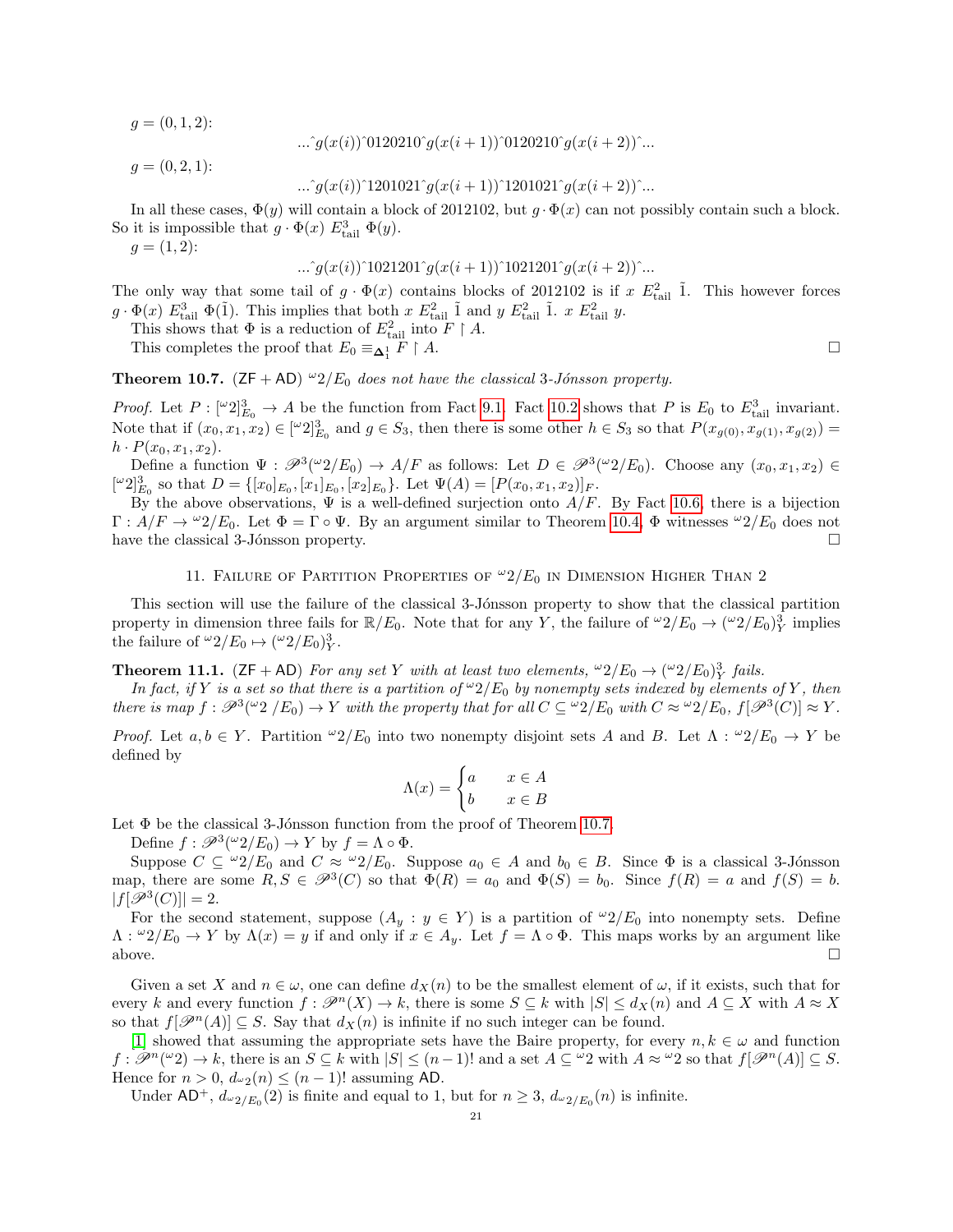$g = (0, 1, 2)$:

$$...\hat{}g(x(i))\hat{}0120210\hat{}g(x(i+1))\hat{}0120210\hat{}g(x(i+2))\hat{}...$$

$g = (0, 2, 1)$:

$$...\hat{}g(x(i))\hat{}1201021\hat{}g(x(i+1))\hat{}1201021\hat{}g(x(i+2))\hat{}...$$

In all these cases, $\Phi(y)$ will contain a block of 2012102, but $g \cdot \Phi(x)$ can not possibly contain such a block. So it is impossible that $g \cdot \Phi(x)\ E^3_{\mathrm{tail}}\ \Phi(y)$.

$g = (1, 2)$:

$$...\hat{}g(x(i))\hat{}1021201\hat{}g(x(i+1))\hat{}1021201\hat{}g(x(i+2))\hat{}...$$

The only way that some tail of $g \cdot \Phi(x)$ contains blocks of 2012102 is if $x\ E^2_{\mathrm{tail}}\ \tilde{1}$. This however forces $g \cdot \Phi(x)\ E^3_{\mathrm{tail}}\ \Phi(\tilde{1})$. This implies that both $x\ E^2_{\mathrm{tail}}\ \tilde{1}$ and $y\ E^2_{\mathrm{tail}}\ \tilde{1}$. $x\ E^2_{\mathrm{tail}}\ y$.

This shows that $\Phi$ is a reduction of $E^2_{\mathrm{tail}}$ into $F \restriction A$.

This completes the proof that $E_0 \equiv_{\mathbf{\Delta}^1_1} F \restriction A$. □

**Theorem 10.7.** $(\mathsf{ZF} + \mathsf{AD})$ *${}^\omega 2/E_0$ does not have the classical 3-Jónsson property.*

*Proof.* Let $P : [{}^\omega 2]^3_{E_0} \to A$ be the function from Fact 9.1. Fact 10.2 shows that $P$ is $E_0$ to $E^3_{\mathrm{tail}}$ invariant. Note that if $(x_0, x_1, x_2) \in [{}^\omega 2]^3_{E_0}$ and $g \in S_3$, then there is some other $h \in S_3$ so that $P(x_{g(0)}, x_{g(1)}, x_{g(2)}) = h \cdot P(x_0, x_1, x_2)$.

Define a function $\Psi : \mathscr{P}^3({}^\omega 2/E_0) \to A/F$ as follows: Let $D \in \mathscr{P}^3({}^\omega 2/E_0)$. Choose any $(x_0, x_1, x_2) \in [{}^\omega 2]^3_{E_0}$ so that $D = \{[x_0]_{E_0}, [x_1]_{E_0}, [x_2]_{E_0}\}$. Let $\Psi(A) = [P(x_0, x_1, x_2)]_F$.

By the above observations, $\Psi$ is a well-defined surjection onto $A/F$. By Fact 10.6, there is a bijection $\Gamma : A/F \to {}^\omega 2/E_0$. Let $\Phi = \Gamma \circ \Psi$. By an argument similar to Theorem 10.4, $\Phi$ witnesses ${}^\omega 2/E_0$ does not have the classical 3-Jónsson property. □

## 11. Failure of Partition Properties of ${}^\omega 2/E_0$ in Dimension Higher Than 2

This section will use the failure of the classical 3-Jónsson property to show that the classical partition property in dimension three fails for $\mathbb{R}/E_0$. Note that for any $Y$, the failure of ${}^\omega 2/E_0 \to ({}^\omega 2/E_0)^3_Y$ implies the failure of ${}^\omega 2/E_0 \mapsto ({}^\omega 2/E_0)^3_Y$.

**Theorem 11.1.** $(\mathsf{ZF} + \mathsf{AD})$ *For any set $Y$ with at least two elements, ${}^\omega 2/E_0 \to ({}^\omega 2/E_0)^3_Y$ fails.*

*In fact, if $Y$ is a set so that there is a partition of ${}^\omega 2/E_0$ by nonempty sets indexed by elements of $Y$, then there is map $f : \mathscr{P}^3({}^\omega 2/E_0) \to Y$ with the property that for all $C \subseteq {}^\omega 2/E_0$ with $C \approx {}^\omega 2/E_0$, $f[\mathscr{P}^3(C)] \approx Y$.*

*Proof.* Let $a, b \in Y$. Partition ${}^\omega 2/E_0$ into two nonempty disjoint sets $A$ and $B$. Let $\Lambda : {}^\omega 2/E_0 \to Y$ be defined by

$$\Lambda(x) = \begin{cases} a & x \in A \\ b & x \in B \end{cases}$$

Let $\Phi$ be the classical 3-Jónsson function from the proof of Theorem 10.7.

Define $f : \mathscr{P}^3({}^\omega 2/E_0) \to Y$ by $f = \Lambda \circ \Phi$.

Suppose $C \subseteq {}^\omega 2/E_0$ and $C \approx {}^\omega 2/E_0$. Suppose $a_0 \in A$ and $b_0 \in B$. Since $\Phi$ is a classical 3-Jónsson map, there are some $R, S \in \mathscr{P}^3(C)$ so that $\Phi(R) = a_0$ and $\Phi(S) = b_0$. Since $f(R) = a$ and $f(S) = b$. $|f[\mathscr{P}^3(C)]| = 2$.

For the second statement, suppose $(A_y : y \in Y)$ is a partition of ${}^\omega 2/E_0$ into nonempty sets. Define $\Lambda : {}^\omega 2/E_0 \to Y$ by $\Lambda(x) = y$ if and only if $x \in A_y$. Let $f = \Lambda \circ \Phi$. This maps works by an argument like above. □

Given a set $X$ and $n \in \omega$, one can define $d_X(n)$ to be the smallest element of $\omega$, if it exists, such that for every $k$ and every function $f : \mathscr{P}^n(X) \to k$, there is some $S \subseteq k$ with $|S| \leq d_X(n)$ and $A \subseteq X$ with $A \approx X$ so that $f[\mathscr{P}^n(A)] \subseteq S$. Say that $d_X(n)$ is infinite if no such integer can be found.

[1] showed that assuming the appropriate sets have the Baire property, for every $n, k \in \omega$ and function $f : \mathscr{P}^n({}^\omega 2) \to k$, there is an $S \subseteq k$ with $|S| \leq (n-1)!$ and a set $A \subseteq {}^\omega 2$ with $A \approx {}^\omega 2$ so that $f[\mathscr{P}^n(A)] \subseteq S$. Hence for $n > 0$, $d_{\omega 2}(n) \leq (n-1)!$ assuming $\mathsf{AD}$.

Under $\mathsf{AD}^+$, $d_{\omega 2/E_0}(2)$ is finite and equal to 1, but for $n \geq 3$, $d_{\omega 2/E_0}(n)$ is infinite.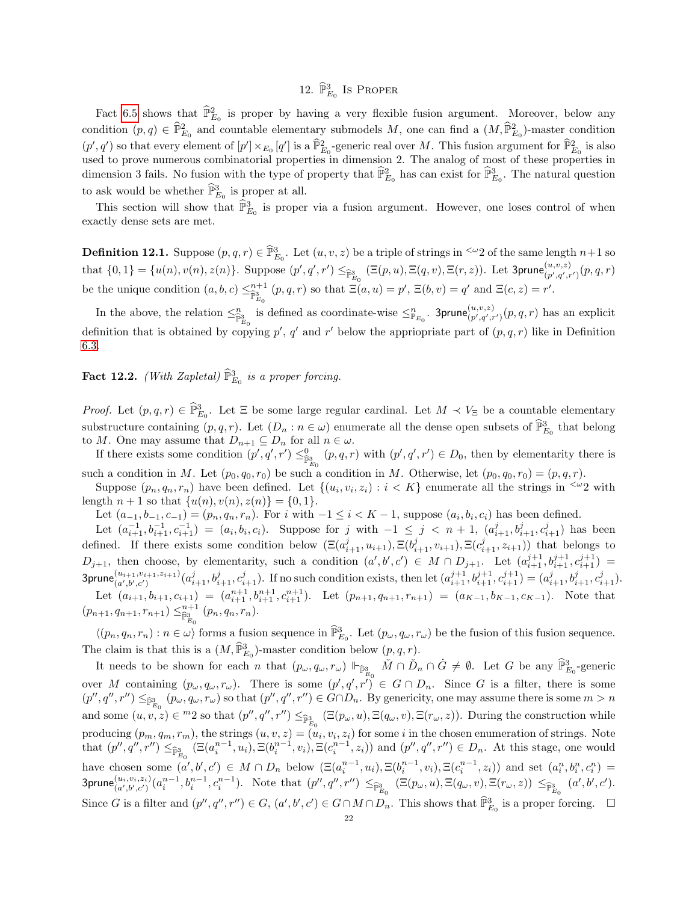## 12. $\widehat{\mathbb{P}}^3_{E_0}$ Is Proper

Fact 6.5 shows that $\widehat{\mathbb{P}}^2_{E_0}$ is proper by having a very flexible fusion argument. Moreover, below any condition $(p,q) \in \widehat{\mathbb{P}}^2_{E_0}$ and countable elementary submodels $M$, one can find a $(M, \widehat{\mathbb{P}}^2_{E_0})$-master condition $(p', q')$ so that every element of $[p'] \times_{E_0} [q']$ is a $\widehat{\mathbb{P}}^2_{E_0}$-generic real over $M$. This fusion argument for $\widehat{\mathbb{P}}^2_{E_0}$ is also used to prove numerous combinatorial properties in dimension 2. The analog of most of these properties in dimension 3 fails. No fusion with the type of property that $\widehat{\mathbb{P}}^2_{E_0}$ has can exist for $\widehat{\mathbb{P}}^3_{E_0}$. The natural question to ask would be whether $\widehat{\mathbb{P}}^3_{E_0}$ is proper at all.

This section will show that $\widehat{\mathbb{P}}^3_{E_0}$ is proper via a fusion argument. However, one loses control of when exactly dense sets are met.

**Definition 12.1.** Suppose $(p,q,r) \in \widehat{\mathbb{P}}^3_{E_0}$. Let $(u,v,z)$ be a triple of strings in ${}^{<\omega}2$ of the same length $n+1$ so that $\{0,1\} = \{u(n), v(n), z(n)\}$. Suppose $(p', q', r') \leq_{\widehat{\mathbb{P}}^3_{E_0}} (\Xi(p,u), \Xi(q,v), \Xi(r,z))$. Let $\mathsf{3prune}^{(u,v,z)}_{(p',q',r')}(p,q,r)$ be the unique condition $(a,b,c) \leq^{n+1}_{\widehat{\mathbb{P}}^3_{E_0}} (p,q,r)$ so that $\Xi(a,u) = p'$, $\Xi(b,v) = q'$ and $\Xi(c,z) = r'$.

In the above, the relation $\leq^n_{\widehat{\mathbb{P}}^3_{E_0}}$ is defined as coordinate-wise $\leq^n_{\mathbb{P}_{E_0}}$. $\mathsf{3prune}^{(u,v,z)}_{(p',q',r')}(p,q,r)$ has an explicit definition that is obtained by copying $p'$, $q'$ and $r'$ below the appriopriate part of $(p,q,r)$ like in Definition 6.3.

**Fact 12.2.** *(With Zapletal) $\widehat{\mathbb{P}}^3_{E_0}$ is a proper forcing.*

*Proof.* Let $(p,q,r) \in \widehat{\mathbb{P}}^3_{E_0}$. Let $\Xi$ be some large regular cardinal. Let $M \prec V_\Xi$ be a countable elementary substructure containing $(p,q,r)$. Let $(D_n : n \in \omega)$ enumerate all the dense open subsets of $\widehat{\mathbb{P}}^3_{E_0}$ that belong to $M$. One may assume that $D_{n+1} \subseteq D_n$ for all $n \in \omega$.

If there exists some condition $(p', q', r') \leq^0_{\widehat{\mathbb{P}}^3_{E_0}} (p,q,r)$ with $(p',q',r') \in D_0$, then by elementarity there is such a condition in $M$. Let $(p_0, q_0, r_0)$ be such a condition in $M$. Otherwise, let $(p_0,q_0,r_0) = (p,q,r)$.

Suppose $(p_n, q_n, r_n)$ have been defined. Let $\{(u_i, v_i, z_i) : i < K\}$ enumerate all the strings in ${}^{<\omega}2$ with length $n+1$ so that $\{u(n), v(n), z(n)\} = \{0,1\}$.

Let $(a_{-1}, b_{-1}, c_{-1}) = (p_n, q_n, r_n)$. For $i$ with $-1 \leq i < K-1$, suppose $(a_i, b_i, c_i)$ has been defined.

Let $(a^{-1}_{i+1}, b^{-1}_{i+1}, c^{-1}_{i+1}) = (a_i, b_i, c_i)$. Suppose for $j$ with $-1 \leq j < n+1$, $(a^j_{i+1}, b^j_{i+1}, c^j_{i+1})$ has been defined. If there exists some condition below $(\Xi(a^j_{i+1}, u_{i+1}), \Xi(b^j_{i+1}, v_{i+1}), \Xi(c^j_{i+1}, z_{i+1}))$ that belongs to $D_{j+1}$, then choose, by elementarity, such a condition $(a', b', c') \in M \cap D_{j+1}$. Let $(a^{j+1}_{i+1}, b^{j+1}_{i+1}, c^{j+1}_{i+1}) = \mathsf{3prune}^{(u_{i+1}, v_{i+1}, z_{i+1})}_{(a',b',c')}(a^j_{i+1}, b^j_{i+1}, c^j_{i+1})$. If no such condition exists, then let $(a^{j+1}_{i+1}, b^{j+1}_{i+1}, c^{j+1}_{i+1}) = (a^j_{i+1}, b^j_{i+1}, c^j_{i+1})$.

Let $(a_{i+1}, b_{i+1}, c_{i+1}) = (a^{n+1}_{i+1}, b^{n+1}_{i+1}, c^{n+1}_{i+1})$. Let $(p_{n+1}, q_{n+1}, r_{n+1}) = (a_{K-1}, b_{K-1}, c_{K-1})$. Note that $(p_{n+1}, q_{n+1}, r_{n+1}) \leq^{n+1}_{\widehat{\mathbb{P}}^3_{E_0}} (p_n, q_n, r_n)$.

$\langle (p_n, q_n, r_n) : n \in \omega \rangle$ forms a fusion sequence in $\widehat{\mathbb{P}}^3_{E_0}$. Let $(p_\omega, q_\omega, r_\omega)$ be the fusion of this fusion sequence. The claim is that this is a $(M, \widehat{\mathbb{P}}^3_{E_0})$-master condition below $(p,q,r)$.

It needs to be shown for each $n$ that $(p_\omega, q_\omega, r_\omega) \Vdash_{\widehat{\mathbb{P}}^3_{E_0}} \check{M} \cap \check{D}_n \cap \dot{G} \neq \emptyset$. Let $G$ be any $\widehat{\mathbb{P}}^3_{E_0}$-generic over $M$ containing $(p_\omega, q_\omega, r_\omega)$. There is some $(p', q', r') \in G \cap D_n$. Since $G$ is a filter, there is some $(p'', q'', r'') \leq_{\widehat{\mathbb{P}}^3_{E_0}} (p_\omega, q_\omega, r_\omega)$ so that $(p'', q'', r'') \in G \cap D_n$. By genericity, one may assume there is some $m > n$ and some $(u,v,z) \in {}^m 2$ so that $(p'', q'', r'') \leq_{\widehat{\mathbb{P}}^3_{E_0}} (\Xi(p_\omega, u), \Xi(q_\omega, v), \Xi(r_\omega, z))$. During the construction while producing $(p_m, q_m, r_m)$, the strings $(u,v,z) = (u_i, v_i, z_i)$ for some $i$ in the chosen enumeration of strings. Note that $(p'', q'', r'') \leq_{\widehat{\mathbb{P}}^3_{E_0}} (\Xi(a^{n-1}_i, u_i), \Xi(b^{n-1}_i, v_i), \Xi(c^{n-1}_i, z_i))$ and $(p'', q'', r'') \in D_n$. At this stage, one would have chosen some $(a', b', c') \in M \cap D_n$ below $(\Xi(a^{n-1}_i, u_i), \Xi(b^{n-1}_i, v_i), \Xi(c^{n-1}_i, z_i))$ and set $(a^n_i, b^n_i, c^n_i) = \mathsf{3prune}^{(u_i, v_i, z_i)}_{(a',b',c')}(a^{n-1}_i, b^{n-1}_i, c^{n-1}_i)$. Note that $(p'', q'', r'') \leq_{\widehat{\mathbb{P}}^3_{E_0}} (\Xi(p_\omega, u), \Xi(q_\omega, v), \Xi(r_\omega, z)) \leq_{\widehat{\mathbb{P}}^3_{E_0}} (a', b', c')$. Since $G$ is a filter and $(p'', q'', r'') \in G$, $(a', b', c') \in G \cap M \cap D_n$. This shows that $\widehat{\mathbb{P}}^3_{E_0}$ is a proper forcing. $\square$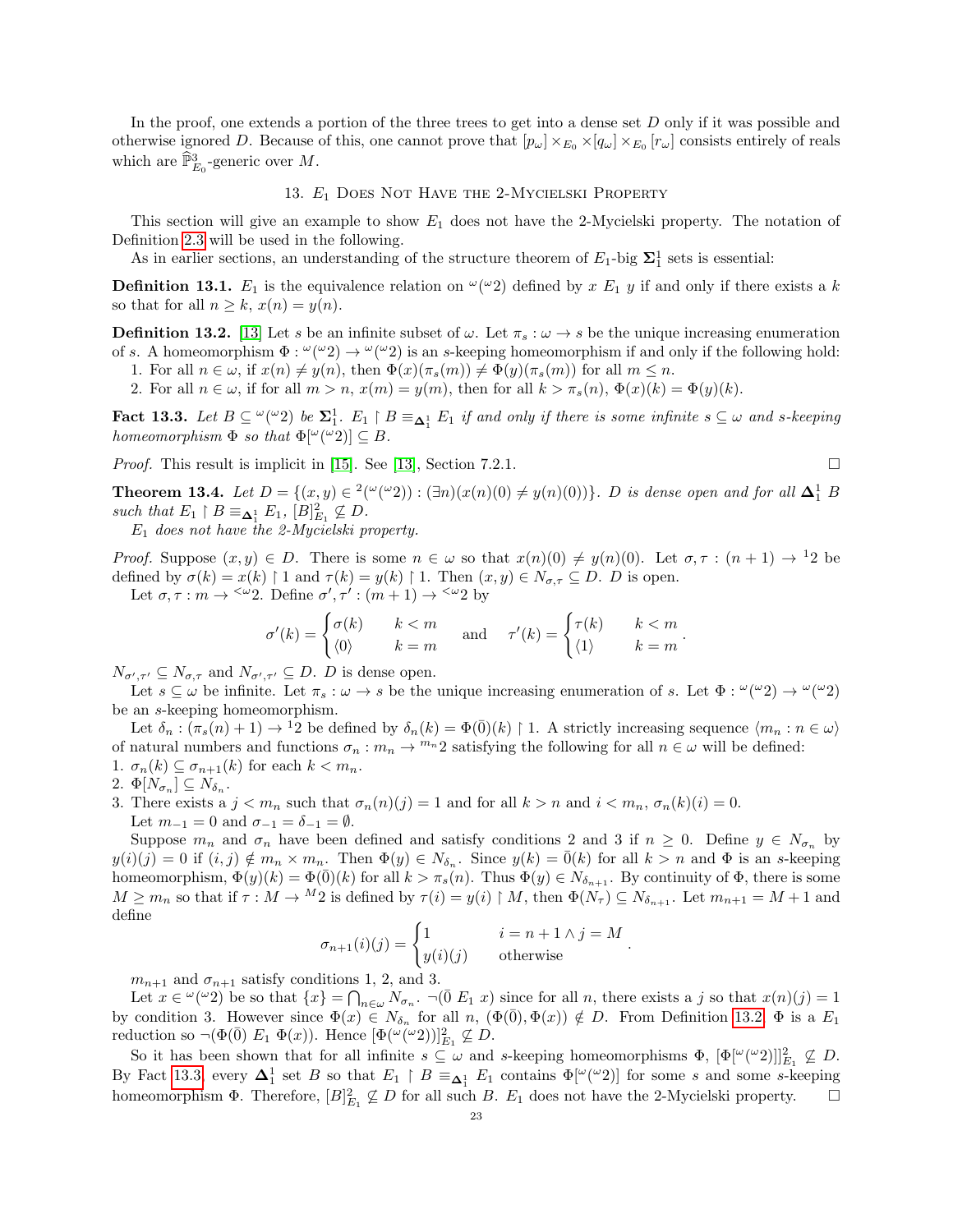In the proof, one extends a portion of the three trees to get into a dense set $D$ only if it was possible and otherwise ignored $D$. Because of this, one cannot prove that $[p_\omega] \times_{E_0} \times [q_\omega] \times_{E_0} [r_\omega]$ consists entirely of reals which are $\widehat{\mathbb{P}}^3_{E_0}$-generic over $M$.

## 13. $E_1$ Does Not Have the 2-Mycielski Property

This section will give an example to show $E_1$ does not have the 2-Mycielski property. The notation of Definition 2.3 will be used in the following.

As in earlier sections, an understanding of the structure theorem of $E_1$-big $\mathbf{\Sigma}^1_1$ sets is essential:

**Definition 13.1.** $E_1$ is the equivalence relation on ${}^\omega({}^\omega 2)$ defined by $x \ E_1 \ y$ if and only if there exists a $k$ so that for all $n \geq k$, $x(n) = y(n)$.

**Definition 13.2.** [13] Let $s$ be an infinite subset of $\omega$. Let $\pi_s : \omega \to s$ be the unique increasing enumeration of $s$. A homeomorphism $\Phi : {}^\omega({}^\omega 2) \to {}^\omega({}^\omega 2)$ is an $s$-keeping homeomorphism if and only if the following hold:
1. For all $n \in \omega$, if $x(n) \neq y(n)$, then $\Phi(x)(\pi_s(m)) \neq \Phi(y)(\pi_s(m))$ for all $m \leq n$.
2. For all $n \in \omega$, if for all $m > n$, $x(m) = y(m)$, then for all $k > \pi_s(n)$, $\Phi(x)(k) = \Phi(y)(k)$.

**Fact 13.3.** *Let $B \subseteq {}^\omega({}^\omega 2)$ be $\mathbf{\Sigma}^1_1$. $E_1 \upharpoonright B \equiv_{\mathbf{\Delta}^1_1} E_1$ if and only if there is some infinite $s \subseteq \omega$ and $s$-keeping homeomorphism $\Phi$ so that $\Phi[{}^\omega({}^\omega 2)] \subseteq B$.*

*Proof.* This result is implicit in [15]. See [13], Section 7.2.1. $\square$

**Theorem 13.4.** *Let $D = \{(x, y) \in {}^2({}^\omega({}^\omega 2)) : (\exists n)(x(n)(0) \neq y(n)(0))\}$. $D$ is dense open and for all $\mathbf{\Delta}^1_1$ $B$ such that $E_1 \upharpoonright B \equiv_{\mathbf{\Delta}^1_1} E_1$, $[B]^2_{E_1} \not\subseteq D$.*

*$E_1$ does not have the 2-Mycielski property.*

*Proof.* Suppose $(x, y) \in D$. There is some $n \in \omega$ so that $x(n)(0) \neq y(n)(0)$. Let $\sigma, \tau : (n+1) \to {}^1 2$ be defined by $\sigma(k) = x(k) \upharpoonright 1$ and $\tau(k) = y(k) \upharpoonright 1$. Then $(x, y) \in N_{\sigma,\tau} \subseteq D$. $D$ is open.

Let $\sigma, \tau : m \to {}^{<\omega}2$. Define $\sigma', \tau' : (m+1) \to {}^{<\omega}2$ by

$$\sigma'(k) = \begin{cases} \sigma(k) & k < m \\ \langle 0 \rangle & k = m \end{cases} \quad \text{and} \quad \tau'(k) = \begin{cases} \tau(k) & k < m \\ \langle 1 \rangle & k = m \end{cases}.$$

$N_{\sigma',\tau'} \subseteq N_{\sigma,\tau}$ and $N_{\sigma',\tau'} \subseteq D$. $D$ is dense open.

Let $s \subseteq \omega$ be infinite. Let $\pi_s : \omega \to s$ be the unique increasing enumeration of $s$. Let $\Phi : {}^\omega({}^\omega 2) \to {}^\omega({}^\omega 2)$ be an $s$-keeping homeomorphism.

Let $\delta_n : (\pi_s(n) + 1) \to {}^1 2$ be defined by $\delta_n(k) = \Phi(\bar{0})(k) \upharpoonright 1$. A strictly increasing sequence $\langle m_n : n \in \omega \rangle$ of natural numbers and functions $\sigma_n : m_n \to {}^{m_n}2$ satisfying the following for all $n \in \omega$ will be defined:
1. $\sigma_n(k) \subseteq \sigma_{n+1}(k)$ for each $k < m_n$.
2. $\Phi[N_{\sigma_n}] \subseteq N_{\delta_n}$.
3. There exists a $j < m_n$ such that $\sigma_n(n)(j) = 1$ and for all $k > n$ and $i < m_n$, $\sigma_n(k)(i) = 0$.

Let $m_{-1} = 0$ and $\sigma_{-1} = \delta_{-1} = \emptyset$.

Suppose $m_n$ and $\sigma_n$ have been defined and satisfy conditions 2 and 3 if $n \geq 0$. Define $y \in N_{\sigma_n}$ by $y(i)(j) = 0$ if $(i, j) \notin m_n \times m_n$. Then $\Phi(y) \in N_{\delta_n}$. Since $y(k) = \bar{0}(k)$ for all $k > n$ and $\Phi$ is an $s$-keeping homeomorphism, $\Phi(y)(k) = \Phi(\bar{0})(k)$ for all $k > \pi_s(n)$. Thus $\Phi(y) \in N_{\delta_{n+1}}$. By continuity of $\Phi$, there is some $M \geq m_n$ so that if $\tau : M \to {}^M 2$ is defined by $\tau(i) = y(i) \upharpoonright M$, then $\Phi(N_\tau) \subseteq N_{\delta_{n+1}}$. Let $m_{n+1} = M + 1$ and define

$$\sigma_{n+1}(i)(j) = \begin{cases} 1 & i = n+1 \wedge j = M \\ y(i)(j) & \text{otherwise} \end{cases}.$$

$m_{n+1}$ and $\sigma_{n+1}$ satisfy conditions 1, 2, and 3.

Let $x \in {}^\omega({}^\omega 2)$ be so that $\{x\} = \bigcap_{n \in \omega} N_{\sigma_n}$. $\neg(\bar{0} \ E_1 \ x)$ since for all $n$, there exists a $j$ so that $x(n)(j) = 1$ by condition 3. However since $\Phi(x) \in N_{\delta_n}$ for all $n$, $(\Phi(\bar{0}), \Phi(x)) \notin D$. From Definition 13.2, $\Phi$ is a $E_1$ reduction so $\neg(\Phi(\bar{0}) \ E_1 \ \Phi(x))$. Hence $[\Phi({}^\omega({}^\omega 2))]^2_{E_1} \not\subseteq D$.

So it has been shown that for all infinite $s \subseteq \omega$ and $s$-keeping homeomorphisms $\Phi$, $[\Phi[{}^\omega({}^\omega 2)]]^2_{E_1} \not\subseteq D$. By Fact 13.3, every $\mathbf{\Delta}^1_1$ set $B$ so that $E_1 \upharpoonright B \equiv_{\mathbf{\Delta}^1_1} E_1$ contains $\Phi[{}^\omega({}^\omega 2)]$ for some $s$ and some $s$-keeping homeomorphism $\Phi$. Therefore, $[B]^2_{E_1} \not\subseteq D$ for all such $B$. $E_1$ does not have the 2-Mycielski property. $\square$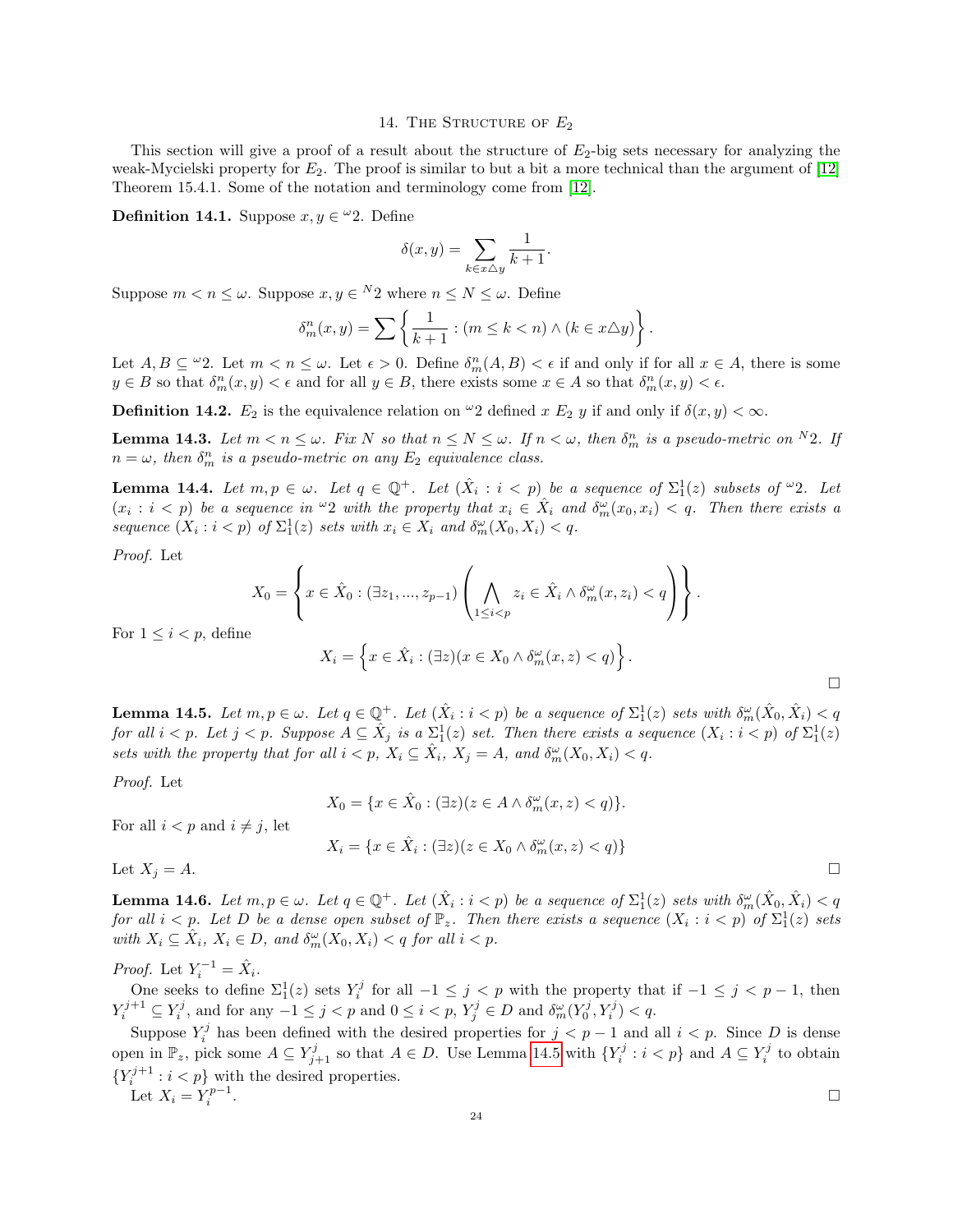## 14. The Structure of $E_2$

This section will give a proof of a result about the structure of $E_2$-big sets necessary for analyzing the weak-Mycielski property for $E_2$. The proof is similar to but a bit a more technical than the argument of [12] Theorem 15.4.1. Some of the notation and terminology come from [12].

**Definition 14.1.** Suppose $x, y \in {}^\omega 2$. Define

$$\delta(x,y) = \sum_{k \in x \triangle y} \frac{1}{k+1}.$$

Suppose $m < n \leq \omega$. Suppose $x, y \in {}^N 2$ where $n \leq N \leq \omega$. Define

$$\delta_m^n(x,y) = \sum \left\{ \frac{1}{k+1} : (m \leq k < n) \wedge (k \in x \triangle y) \right\}.$$

Let $A, B \subseteq {}^\omega 2$. Let $m < n \leq \omega$. Let $\epsilon > 0$. Define $\delta_m^n(A,B) < \epsilon$ if and only if for all $x \in A$, there is some $y \in B$ so that $\delta_m^n(x,y) < \epsilon$ and for all $y \in B$, there exists some $x \in A$ so that $\delta_m^n(x,y) < \epsilon$.

**Definition 14.2.** $E_2$ is the equivalence relation on ${}^\omega 2$ defined $x \; E_2 \; y$ if and only if $\delta(x,y) < \infty$.

**Lemma 14.3.** *Let $m < n \leq \omega$. Fix $N$ so that $n \leq N \leq \omega$. If $n < \omega$, then $\delta_m^n$ is a pseudo-metric on ${}^N 2$. If $n = \omega$, then $\delta_m^n$ is a pseudo-metric on any $E_2$ equivalence class.*

**Lemma 14.4.** *Let $m, p \in \omega$. Let $q \in \mathbb{Q}^+$. Let $(\hat{X}_i : i < p)$ be a sequence of $\Sigma_1^1(z)$ subsets of ${}^\omega 2$. Let $(x_i : i < p)$ be a sequence in ${}^\omega 2$ with the property that $x_i \in \hat{X}_i$ and $\delta_m^\omega(x_0, x_i) < q$. Then there exists a sequence $(X_i : i < p)$ of $\Sigma_1^1(z)$ sets with $x_i \in X_i$ and $\delta_m^\omega(X_0, X_i) < q$.*

*Proof.* Let

$$X_0 = \left\{ x \in \hat{X}_0 : (\exists z_1, ..., z_{p-1}) \left( \bigwedge_{1 \leq i < p} z_i \in \hat{X}_i \wedge \delta_m^\omega(x, z_i) < q \right) \right\}.$$

For $1 \leq i < p$, define

$$X_i = \left\{ x \in \hat{X}_i : (\exists z)(x \in X_0 \wedge \delta_m^\omega(x,z) < q) \right\}.$$

□

**Lemma 14.5.** *Let $m, p \in \omega$. Let $q \in \mathbb{Q}^+$. Let $(\hat{X}_i : i < p)$ be a sequence of $\Sigma_1^1(z)$ sets with $\delta_m^\omega(\hat{X}_0, \hat{X}_i) < q$ for all $i < p$. Let $j < p$. Suppose $A \subseteq \hat{X}_j$ is a $\Sigma_1^1(z)$ set. Then there exists a sequence $(X_i : i < p)$ of $\Sigma_1^1(z)$ sets with the property that for all $i < p$, $X_i \subseteq \hat{X}_i$, $X_j = A$, and $\delta_m^\omega(X_0, X_i) < q$.*

*Proof.* Let

$$X_0 = \{x \in \hat{X}_0 : (\exists z)(z \in A \wedge \delta_m^\omega(x,z) < q)\}.$$

For all $i < p$ and $i \neq j$, let

$$X_i = \{x \in \hat{X}_i : (\exists z)(z \in X_0 \wedge \delta_m^\omega(x,z) < q)\}$$

Let $X_j = A$. □

**Lemma 14.6.** *Let $m, p \in \omega$. Let $q \in \mathbb{Q}^+$. Let $(\hat{X}_i : i < p)$ be a sequence of $\Sigma_1^1(z)$ sets with $\delta_m^\omega(\hat{X}_0, \hat{X}_i) < q$ for all $i < p$. Let $D$ be a dense open subset of $\mathbb{P}_z$. Then there exists a sequence $(X_i : i < p)$ of $\Sigma_1^1(z)$ sets with $X_i \subseteq \hat{X}_i$, $X_i \in D$, and $\delta_m^\omega(X_0, X_i) < q$ for all $i < p$.*

*Proof.* Let $Y_i^{-1} = \hat{X}_i$.

One seeks to define $\Sigma_1^1(z)$ sets $Y_i^j$ for all $-1 \leq j < p$ with the property that if $-1 \leq j < p-1$, then $Y_i^{j+1} \subseteq Y_i^j$, and for any $-1 \leq j < p$ and $0 \leq i < p$, $Y_j^j \in D$ and $\delta_m^\omega(Y_0^j, Y_i^j) < q$.

Suppose $Y_i^j$ has been defined with the desired properties for $j < p-1$ and all $i < p$. Since $D$ is dense open in $\mathbb{P}_z$, pick some $A \subseteq Y_{j+1}^j$ so that $A \in D$. Use Lemma 14.5 with $\{Y_i^j : i < p\}$ and $A \subseteq Y_i^j$ to obtain $\{Y_i^{j+1} : i < p\}$ with the desired properties.

Let $X_i = Y_i^{p-1}$. □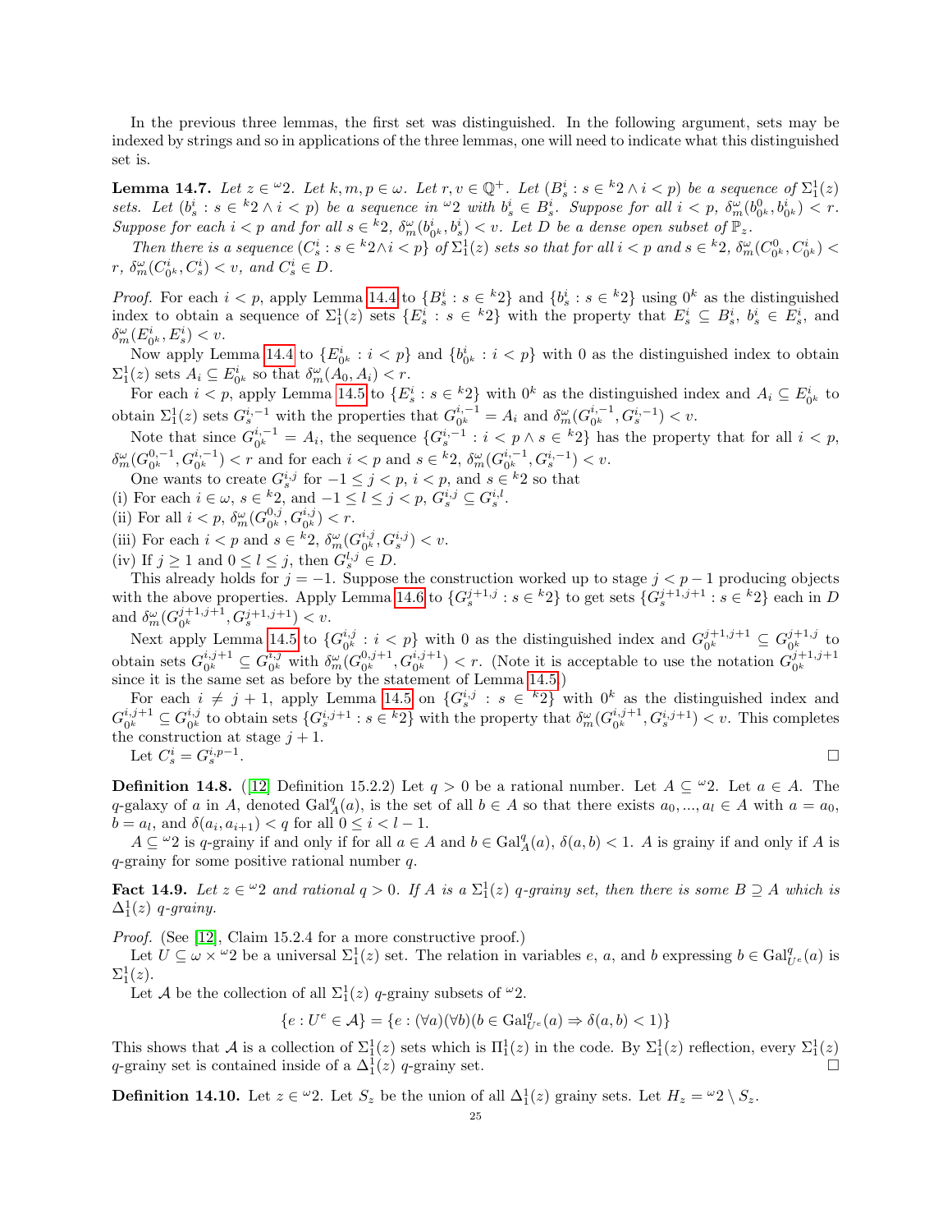In the previous three lemmas, the first set was distinguished. In the following argument, sets may be indexed by strings and so in applications of the three lemmas, one will need to indicate what this distinguished set is.

**Lemma 14.7.** *Let $z \in {}^\omega 2$. Let $k, m, p \in \omega$. Let $r, v \in \mathbb{Q}^+$. Let $(B_s^i : s \in {}^k 2 \wedge i < p)$ be a sequence of $\Sigma_1^1(z)$ sets. Let $(b_s^i : s \in {}^k 2 \wedge i < p)$ be a sequence in ${}^\omega 2$ with $b_s^i \in B_s^i$. Suppose for all $i < p$, $\delta_m^\omega(b_{0^k}^0, b_{0^k}^i) < r$. Suppose for each $i < p$ and for all $s \in {}^k 2$, $\delta_m^\omega(b_{0^k}^i, b_s^i) < v$. Let $D$ be a dense open subset of $\mathbb{P}_z$.*

*Then there is a sequence $(C_s^i : s \in {}^k 2 \wedge i < p\}$ of $\Sigma_1^1(z)$ sets so that for all $i < p$ and $s \in {}^k 2$, $\delta_m^\omega(C_{0^k}^0, C_{0^k}^i) < r$, $\delta_m^\omega(C_{0^k}^i, C_s^i) < v$, and $C_s^i \in D$.*

*Proof.* For each $i < p$, apply Lemma 14.4 to $\{B_s^i : s \in {}^k 2\}$ and $\{b_s^i : s \in {}^k 2\}$ using $0^k$ as the distinguished index to obtain a sequence of $\Sigma_1^1(z)$ sets $\{E_s^i : s \in {}^k 2\}$ with the property that $E_s^i \subseteq B_s^i$, $b_s^i \in E_s^i$, and $\delta_m^\omega(E_{0^k}^i, E_s^i) < v$.

Now apply Lemma 14.4 to $\{E_{0^k}^i : i < p\}$ and $\{b_{0^k}^i : i < p\}$ with $0$ as the distinguished index to obtain $\Sigma_1^1(z)$ sets $A_i \subseteq E_{0^k}^i$ so that $\delta_m^\omega(A_0, A_i) < r$.

For each $i < p$, apply Lemma 14.5 to $\{E_s^i : s \in {}^k 2\}$ with $0^k$ as the distinguished index and $A_i \subseteq E_{0^k}^i$ to obtain $\Sigma_1^1(z)$ sets $G_s^{i,-1}$ with the properties that $G_{0^k}^{i,-1} = A_i$ and $\delta_m^\omega(G_{0^k}^{i,-1}, G_s^{i,-1}) < v$.

Note that since $G_{0^k}^{i,-1} = A_i$, the sequence $\{G_s^{i,-1} : i < p \wedge s \in {}^k 2\}$ has the property that for all $i < p$, $\delta_m^\omega(G_{0^k}^{0,-1}, G_{0^k}^{i,-1}) < r$ and for each $i < p$ and $s \in {}^k 2$, $\delta_m^\omega(G_{0^k}^{i,-1}, G_s^{i,-1}) < v$.

One wants to create $G_s^{i,j}$ for $-1 \leq j < p$, $i < p$, and $s \in {}^k 2$ so that

(i) For each $i \in \omega$, $s \in {}^k 2$, and $-1 \leq l \leq j < p$, $G_s^{i,j} \subseteq G_s^{i,l}$.
(ii) For all $i < p$, $\delta_m^\omega(G_{0^k}^{0,j}, G_{0^k}^{i,j}) < r$.
(iii) For each $i < p$ and $s \in {}^k 2$, $\delta_m^\omega(G_{0^k}^{i,j}, G_s^{i,j}) < v$.
(iv) If $j \geq 1$ and $0 \leq l \leq j$, then $G_s^{l,j} \in D$.

This already holds for $j = -1$. Suppose the construction worked up to stage $j < p - 1$ producing objects with the above properties. Apply Lemma 14.6 to $\{G_s^{j+1,j} : s \in {}^k 2\}$ to get sets $\{G_s^{j+1,j+1} : s \in {}^k 2\}$ each in $D$ and $\delta_m^\omega(G_{0^k}^{j+1,j+1}, G_s^{j+1,j+1}) < v$.

Next apply Lemma 14.5 to $\{G_{0^k}^{i,j} : i < p\}$ with $0$ as the distinguished index and $G_{0^k}^{j+1,j+1} \subseteq G_{0^k}^{j+1,j}$ to obtain sets $G_{0^k}^{i,j+1} \subseteq G_{0^k}^{i,j}$ with $\delta_m^\omega(G_{0^k}^{0,j+1}, G_{0^k}^{i,j+1}) < r$. (Note it is acceptable to use the notation $G_{0^k}^{j+1,j+1}$ since it is the same set as before by the statement of Lemma 14.5.)

For each $i \neq j + 1$, apply Lemma 14.5 on $\{G_s^{i,j} : s \in {}^k 2\}$ with $0^k$ as the distinguished index and $G_{0^k}^{i,j+1} \subseteq G_{0^k}^{i,j}$ to obtain sets $\{G_s^{i,j+1} : s \in {}^k 2\}$ with the property that $\delta_m^\omega(G_{0^k}^{i,j+1}, G_s^{i,j+1}) < v$. This completes the construction at stage $j + 1$.

Let $C_s^i = G_s^{i,p-1}$. $\square$

**Definition 14.8.** ([12] Definition 15.2.2) Let $q > 0$ be a rational number. Let $A \subseteq {}^\omega 2$. Let $a \in A$. The $q$-galaxy of $a$ in $A$, denoted $\mathrm{Gal}_A^q(a)$, is the set of all $b \in A$ so that there exists $a_0, ..., a_l \in A$ with $a = a_0$, $b = a_l$, and $\delta(a_i, a_{i+1}) < q$ for all $0 \leq i < l - 1$.

$A \subseteq {}^\omega 2$ is $q$-grainy if and only if for all $a \in A$ and $b \in \mathrm{Gal}_A^q(a)$, $\delta(a, b) < 1$. $A$ is grainy if and only if $A$ is $q$-grainy for some positive rational number $q$.

**Fact 14.9.** *Let $z \in {}^\omega 2$ and rational $q > 0$. If $A$ is a $\Sigma_1^1(z)$ $q$-grainy set, then there is some $B \supseteq A$ which is $\Delta_1^1(z)$ $q$-grainy.*

*Proof.* (See [12], Claim 15.2.4 for a more constructive proof.)

Let $U \subseteq \omega \times {}^\omega 2$ be a universal $\Sigma_1^1(z)$ set. The relation in variables $e$, $a$, and $b$ expressing $b \in \mathrm{Gal}_{U^e}^q(a)$ is $\Sigma_1^1(z)$.

Let $\mathcal{A}$ be the collection of all $\Sigma_1^1(z)$ $q$-grainy subsets of ${}^\omega 2$.

$$\{e : U^e \in \mathcal{A}\} = \{e : (\forall a)(\forall b)(b \in \mathrm{Gal}_{U^e}^q(a) \Rightarrow \delta(a, b) < 1)\}$$

This shows that $\mathcal{A}$ is a collection of $\Sigma_1^1(z)$ sets which is $\Pi_1^1(z)$ in the code. By $\Sigma_1^1(z)$ reflection, every $\Sigma_1^1(z)$ $q$-grainy set is contained inside of a $\Delta_1^1(z)$ $q$-grainy set. $\square$

**Definition 14.10.** Let $z \in {}^\omega 2$. Let $S_z$ be the union of all $\Delta_1^1(z)$ grainy sets. Let $H_z = {}^\omega 2 \setminus S_z$.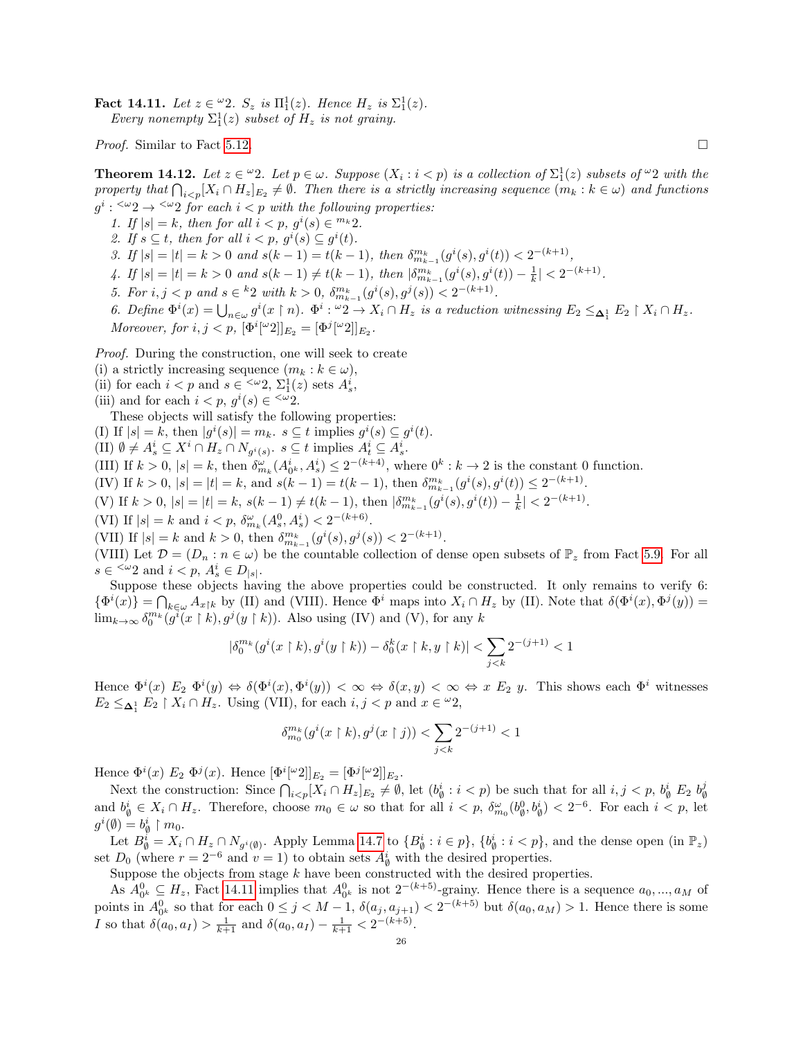**Fact 14.11.** *Let $z \in {}^\omega 2$. $S_z$ is $\Pi^1_1(z)$. Hence $H_z$ is $\Sigma^1_1(z)$.*

*Every nonempty $\Sigma^1_1(z)$ subset of $H_z$ is not grainy.*

*Proof.* Similar to Fact 5.12. □

**Theorem 14.12.** *Let $z \in {}^\omega 2$. Let $p \in \omega$. Suppose $(X_i : i < p)$ is a collection of $\Sigma^1_1(z)$ subsets of ${}^\omega 2$ with the property that $\bigcap_{i<p}[X_i \cap H_z]_{E_2} \neq \emptyset$. Then there is a strictly increasing sequence $(m_k : k \in \omega)$ and functions $g^i : {}^{<\omega}2 \to {}^{<\omega}2$ for each $i < p$ with the following properties:*

1. *If $|s| = k$, then for all $i < p$, $g^i(s) \in {}^{m_k}2$.*
2. *If $s \subseteq t$, then for all $i < p$, $g^i(s) \subseteq g^i(t)$.*
3. *If $|s| = |t| = k > 0$ and $s(k-1) = t(k-1)$, then $\delta^{m_k}_{m_{k-1}}(g^i(s), g^i(t)) < 2^{-(k+1)}$,*
4. *If $|s| = |t| = k > 0$ and $s(k-1) \neq t(k-1)$, then $|\delta^{m_k}_{m_{k-1}}(g^i(s), g^i(t)) - \frac{1}{k}| < 2^{-(k+1)}$.*
5. *For $i, j < p$ and $s \in {}^k 2$ with $k > 0$, $\delta^{m_k}_{m_{k-1}}(g^i(s), g^j(s)) < 2^{-(k+1)}$.*
6. *Define $\Phi^i(x) = \bigcup_{n\in\omega} g^i(x \upharpoonright n)$. $\Phi^i : {}^\omega 2 \to X_i \cap H_z$ is a reduction witnessing $E_2 \leq_{\mathbf{\Delta}^1_1} E_2 \upharpoonright X_i \cap H_z$. Moreover, for $i, j < p$, $[\Phi^i[{}^\omega 2]]_{E_2} = [\Phi^j[{}^\omega 2]]_{E_2}$.*

*Proof.* During the construction, one will seek to create
(i) a strictly increasing sequence $(m_k : k \in \omega)$,
(ii) for each $i < p$ and $s \in {}^{<\omega}2$, $\Sigma^1_1(z)$ sets $A^i_s$,
(iii) and for each $i < p$, $g^i(s) \in {}^{<\omega}2$.

These objects will satisfy the following properties:
(I) If $|s| = k$, then $|g^i(s)| = m_k$. $s \subseteq t$ implies $g^i(s) \subseteq g^i(t)$.
(II) $\emptyset \neq A^i_s \subseteq X^i \cap H_z \cap N_{g^i(s)}$. $s \subseteq t$ implies $A^i_t \subseteq A^i_s$.
(III) If $k > 0$, $|s| = k$, then $\delta^\omega_{m_k}(A^i_{0^k}, A^i_s) \leq 2^{-(k+4)}$, where $0^k : k \to 2$ is the constant 0 function.
(IV) If $k > 0$, $|s| = |t| = k$, and $s(k-1) = t(k-1)$, then $\delta^{m_k}_{m_{k-1}}(g^i(s), g^i(t)) \leq 2^{-(k+1)}$.
(V) If $k > 0$, $|s| = |t| = k$, $s(k-1) \neq t(k-1)$, then $|\delta^{m_k}_{m_{k-1}}(g^i(s), g^i(t)) - \frac{1}{k}| < 2^{-(k+1)}$.
(VI) If $|s| = k$ and $i < p$, $\delta^\omega_{m_k}(A^0_s, A^i_s) < 2^{-(k+6)}$.
(VII) If $|s| = k$ and $k > 0$, then $\delta^{m_k}_{m_{k-1}}(g^i(s), g^j(s)) < 2^{-(k+1)}$.
(VIII) Let $\mathcal{D} = (D_n : n \in \omega)$ be the countable collection of dense open subsets of $\mathbb{P}_z$ from Fact 5.9. For all $s \in {}^{<\omega}2$ and $i < p$, $A^i_s \in D_{|s|}$.

Suppose these objects having the above properties could be constructed. It only remains to verify 6: $\{\Phi^i(x)\} = \bigcap_{k\in\omega} A_{x\upharpoonright k}$ by (II) and (VIII). Hence $\Phi^i$ maps into $X_i \cap H_z$ by (II). Note that $\delta(\Phi^i(x), \Phi^j(y)) = \lim_{k\to\infty} \delta^{m_k}_0(g^i(x \upharpoonright k), g^j(y \upharpoonright k))$. Also using (IV) and (V), for any $k$

$$|\delta^{m_k}_0(g^i(x \upharpoonright k), g^i(y \upharpoonright k)) - \delta^k_0(x \upharpoonright k, y \upharpoonright k)| < \sum_{j<k} 2^{-(j+1)} < 1$$

Hence $\Phi^i(x)\ E_2\ \Phi^i(y) \Leftrightarrow \delta(\Phi^i(x), \Phi^i(y)) < \infty \Leftrightarrow \delta(x,y) < \infty \Leftrightarrow x\ E_2\ y$. This shows each $\Phi^i$ witnesses $E_2 \leq_{\mathbf{\Delta}^1_1} E_2 \upharpoonright X_i \cap H_z$. Using (VII), for each $i, j < p$ and $x \in {}^\omega 2$,

$$\delta^{m_k}_{m_0}(g^i(x \upharpoonright k), g^j(x \upharpoonright j)) < \sum_{j<k} 2^{-(j+1)} < 1$$

Hence $\Phi^i(x)\ E_2\ \Phi^j(x)$. Hence $[\Phi^i[{}^\omega 2]]_{E_2} = [\Phi^j[{}^\omega 2]]_{E_2}$.

Next the construction: Since $\bigcap_{i<p}[X_i \cap H_z]_{E_2} \neq \emptyset$, let $(b^i_\emptyset : i < p)$ be such that for all $i, j < p$, $b^i_\emptyset\ E_2\ b^j_\emptyset$ and $b^i_\emptyset \in X_i \cap H_z$. Therefore, choose $m_0 \in \omega$ so that for all $i < p$, $\delta^\omega_{m_0}(b^0_\emptyset, b^i_\emptyset) < 2^{-6}$. For each $i < p$, let $g^i(\emptyset) = b^i_\emptyset \upharpoonright m_0$.

Let $B^i_\emptyset = X_i \cap H_z \cap N_{g^i(\emptyset)}$. Apply Lemma 14.7 to $\{B^i_\emptyset : i \in p\}$, $\{b^i_\emptyset : i < p\}$, and the dense open (in $\mathbb{P}_z$) set $D_0$ (where $r = 2^{-6}$ and $v = 1$) to obtain sets $A^i_\emptyset$ with the desired properties.

Suppose the objects from stage $k$ have been constructed with the desired properties.

As $A^0_{0^k} \subseteq H_z$, Fact 14.11 implies that $A^0_{0^k}$ is not $2^{-(k+5)}$-grainy. Hence there is a sequence $a_0, ..., a_M$ of points in $A^0_{0^k}$ so that for each $0 \leq j < M-1$, $\delta(a_j, a_{j+1}) < 2^{-(k+5)}$ but $\delta(a_0, a_M) > 1$. Hence there is some $I$ so that $\delta(a_0, a_I) > \frac{1}{k+1}$ and $\delta(a_0, a_I) - \frac{1}{k+1} < 2^{-(k+5)}$.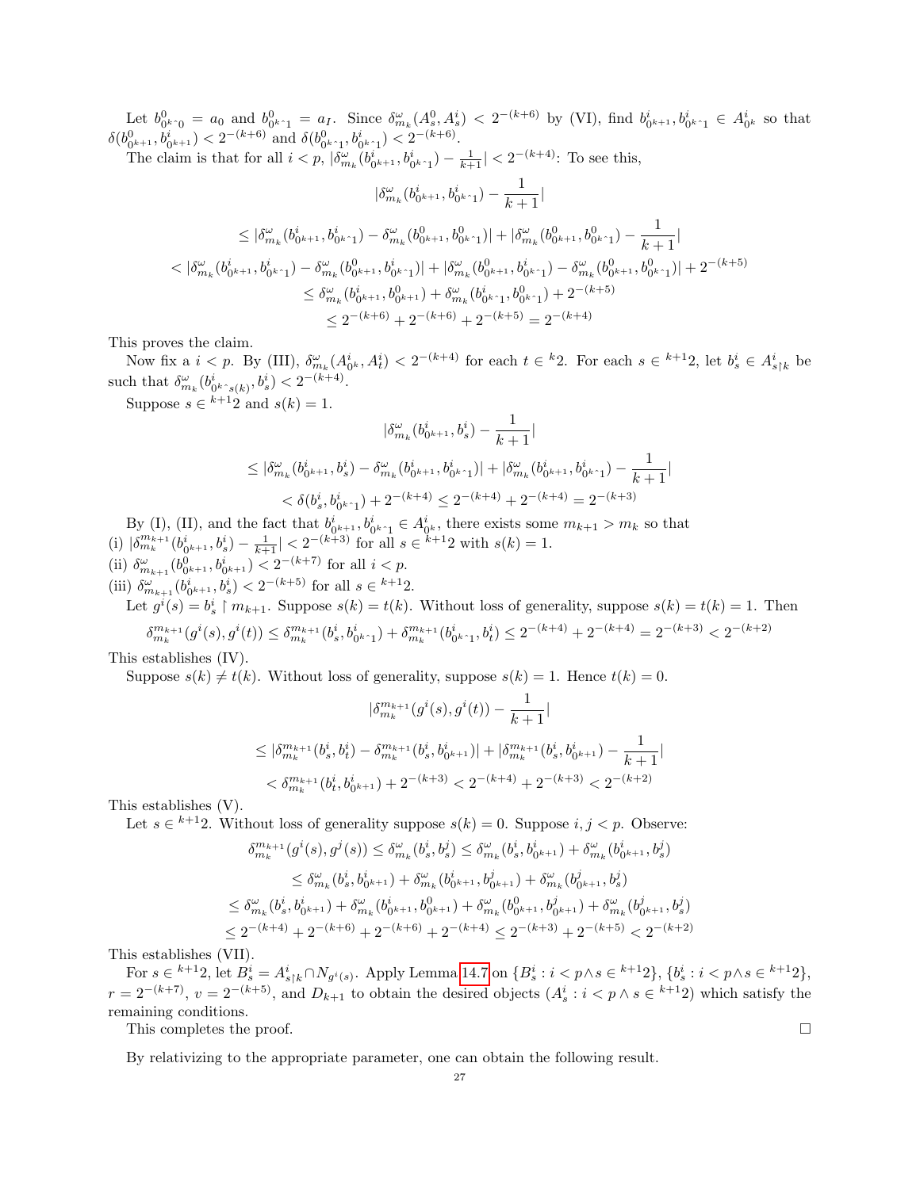Let $b^0_{0^k\hat{}0} = a_0$ and $b^0_{0^k\hat{}1} = a_I$. Since $\delta^\omega_{m_k}(A^0_s, A^i_s) < 2^{-(k+6)}$ by (VI), find $b^i_{0^{k+1}}, b^i_{0^k\hat{}1} \in A^i_{0^k}$ so that $\delta(b^0_{0^{k+1}}, b^i_{0^{k+1}}) < 2^{-(k+6)}$ and $\delta(b^0_{0^k\hat{}1}, b^i_{0^k\hat{}1}) < 2^{-(k+6)}$.

The claim is that for all $i < p$, $|\delta^\omega_{m_k}(b^i_{0^{k+1}}, b^i_{0^k\hat{}1}) - \frac{1}{k+1}| < 2^{-(k+4)}$: To see this,

$$|\delta^\omega_{m_k}(b^i_{0^{k+1}}, b^i_{0^k\hat{}1}) - \frac{1}{k+1}|$$

$$\leq |\delta^\omega_{m_k}(b^i_{0^{k+1}}, b^i_{0^k\hat{}1}) - \delta^\omega_{m_k}(b^0_{0^{k+1}}, b^0_{0^k\hat{}1})| + |\delta^\omega_{m_k}(b^0_{0^{k+1}}, b^0_{0^k\hat{}1}) - \frac{1}{k+1}|$$

$$< |\delta^\omega_{m_k}(b^i_{0^{k+1}}, b^i_{0^k\hat{}1}) - \delta^\omega_{m_k}(b^0_{0^{k+1}}, b^i_{0^k\hat{}1})| + |\delta^\omega_{m_k}(b^0_{0^{k+1}}, b^i_{0^k\hat{}1}) - \delta^\omega_{m_k}(b^0_{0^{k+1}}, b^0_{0^k\hat{}1})| + 2^{-(k+5)}$$

$$\leq \delta^\omega_{m_k}(b^i_{0^{k+1}}, b^0_{0^{k+1}}) + \delta^\omega_{m_k}(b^i_{0^k\hat{}1}, b^0_{0^k\hat{}1}) + 2^{-(k+5)}$$

$$\leq 2^{-(k+6)} + 2^{-(k+6)} + 2^{-(k+5)} = 2^{-(k+4)}$$

This proves the claim.

Now fix a $i < p$. By (III), $\delta^\omega_{m_k}(A^i_{0^k}, A^i_t) < 2^{-(k+4)}$ for each $t \in {}^k2$. For each $s \in {}^{k+1}2$, let $b^i_s \in A^i_{s\restriction k}$ be such that $\delta^\omega_{m_k}(b^i_{0^k\hat{}s(k)}, b^i_s) < 2^{-(k+4)}$.

Suppose $s \in {}^{k+1}2$ and $s(k) = 1$.

$$|\delta^\omega_{m_k}(b^i_{0^{k+1}}, b^i_s) - \frac{1}{k+1}|$$

$$\leq |\delta^\omega_{m_k}(b^i_{0^{k+1}}, b^i_s) - \delta^\omega_{m_k}(b^i_{0^{k+1}}, b^i_{0^k\hat{}1})| + |\delta^\omega_{m_k}(b^i_{0^{k+1}}, b^i_{0^k\hat{}1}) - \frac{1}{k+1}|$$

$$< \delta(b^i_s, b^i_{0^k\hat{}1}) + 2^{-(k+4)} \leq 2^{-(k+4)} + 2^{-(k+4)} = 2^{-(k+3)}$$

By (I), (II), and the fact that $b^i_{0^{k+1}}, b^i_{0^k\hat{}1} \in A^i_{0^k}$, there exists some $m_{k+1} > m_k$ so that

(i) $|\delta^{m_{k+1}}_{m_k}(b^i_{0^{k+1}}, b^i_s) - \frac{1}{k+1}| < 2^{-(k+3)}$ for all $s \in {}^{k+1}2$ with $s(k) = 1$.

(ii) $\delta^\omega_{m_{k+1}}(b^0_{0^{k+1}}, b^i_{0^{k+1}}) < 2^{-(k+7)}$ for all $i < p$.

(iii) $\delta^\omega_{m_{k+1}}(b^i_{0^{k+1}}, b^i_s) < 2^{-(k+5)}$ for all $s \in {}^{k+1}2$.

Let $g^i(s) = b^i_s \restriction m_{k+1}$. Suppose $s(k) = t(k)$. Without loss of generality, suppose $s(k) = t(k) = 1$. Then

$$\delta^{m_{k+1}}_{m_k}(g^i(s), g^i(t)) \leq \delta^{m_{k+1}}_{m_k}(b^i_s, b^i_{0^k\hat{}1}) + \delta^{m_{k+1}}_{m_k}(b^i_{0^k\hat{}1}, b^i_t) \leq 2^{-(k+4)} + 2^{-(k+4)} = 2^{-(k+3)} < 2^{-(k+2)}$$

This establishes (IV).

Suppose $s(k) \neq t(k)$. Without loss of generality, suppose $s(k) = 1$. Hence $t(k) = 0$.

$$|\delta^{m_{k+1}}_{m_k}(g^i(s), g^i(t)) - \frac{1}{k+1}|$$

$$\leq |\delta^{m_{k+1}}_{m_k}(b^i_s, b^i_t) - \delta^{m_{k+1}}_{m_k}(b^i_s, b^i_{0^{k+1}})| + |\delta^{m_{k+1}}_{m_k}(b^i_s, b^i_{0^{k+1}}) - \frac{1}{k+1}|$$

$$< \delta^{m_{k+1}}_{m_k}(b^i_t, b^i_{0^{k+1}}) + 2^{-(k+3)} < 2^{-(k+4)} + 2^{-(k+3)} < 2^{-(k+2)}$$

This establishes (V).

Let $s \in {}^{k+1}2$. Without loss of generality suppose $s(k) = 0$. Suppose $i, j < p$. Observe:

$$\delta^{m_{k+1}}_{m_k}(g^i(s), g^j(s)) \leq \delta^\omega_{m_k}(b^i_s, b^j_s) \leq \delta^\omega_{m_k}(b^i_s, b^i_{0^{k+1}}) + \delta^\omega_{m_k}(b^i_{0^{k+1}}, b^j_s)$$

$$\leq \delta^\omega_{m_k}(b^i_s, b^i_{0^{k+1}}) + \delta^\omega_{m_k}(b^i_{0^{k+1}}, b^j_{0^{k+1}}) + \delta^\omega_{m_k}(b^j_{0^{k+1}}, b^j_s)$$

$$\leq \delta^\omega_{m_k}(b^i_s, b^i_{0^{k+1}}) + \delta^\omega_{m_k}(b^i_{0^{k+1}}, b^0_{0^{k+1}}) + \delta^\omega_{m_k}(b^0_{0^{k+1}}, b^j_{0^{k+1}}) + \delta^\omega_{m_k}(b^j_{0^{k+1}}, b^j_s)$$

$$\leq 2^{-(k+4)} + 2^{-(k+6)} + 2^{-(k+6)} + 2^{-(k+4)} \leq 2^{-(k+3)} + 2^{-(k+5)} < 2^{-(k+2)}$$

This establishes (VII).

For $s \in {}^{k+1}2$, let $B^i_s = A^i_{s\restriction k} \cap N_{g^i(s)}$. Apply Lemma 14.7 on $\{B^i_s : i < p \wedge s \in {}^{k+1}2\}$, $\{b^i_s : i < p \wedge s \in {}^{k+1}2\}$, $r = 2^{-(k+7)}$, $v = 2^{-(k+5)}$, and $D_{k+1}$ to obtain the desired objects $(A^i_s : i < p \wedge s \in {}^{k+1}2)$ which satisfy the remaining conditions.

This completes the proof. $\square$

By relativizing to the appropriate parameter, one can obtain the following result.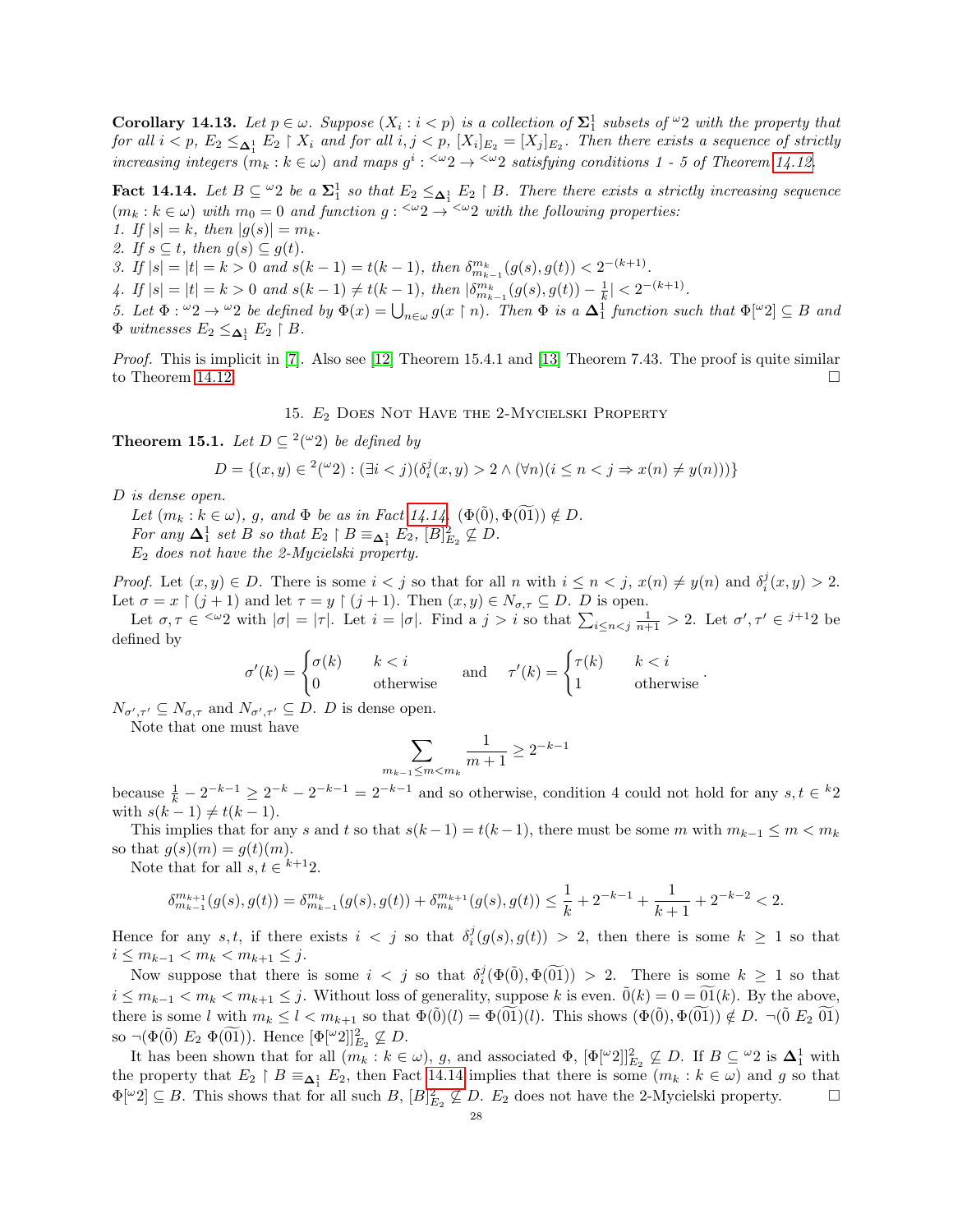**Corollary 14.13.** *Let $p \in \omega$. Suppose $(X_i : i < p)$ is a collection of $\mathbf{\Sigma}_1^1$ subsets of ${}^\omega 2$ with the property that for all $i < p$, $E_2 \leq_{\mathbf{\Delta}_1^1} E_2 \upharpoonright X_i$ and for all $i, j < p$, $[X_i]_{E_2} = [X_j]_{E_2}$. Then there exists a sequence of strictly increasing integers $(m_k : k \in \omega)$ and maps $g^i : {}^{<\omega}2 \to {}^{<\omega}2$ satisfying conditions 1 - 5 of Theorem 14.12.*

**Fact 14.14.** *Let $B \subseteq {}^\omega 2$ be a $\mathbf{\Sigma}_1^1$ so that $E_2 \leq_{\mathbf{\Delta}_1^1} E_2 \upharpoonright B$. There there exists a strictly increasing sequence $(m_k : k \in \omega)$ with $m_0 = 0$ and function $g : {}^{<\omega}2 \to {}^{<\omega}2$ with the following properties:*
*1. If $|s| = k$, then $|g(s)| = m_k$.*
*2. If $s \subseteq t$, then $g(s) \subseteq g(t)$.*
*3. If $|s| = |t| = k > 0$ and $s(k-1) = t(k-1)$, then $\delta_{m_{k-1}}^{m_k}(g(s), g(t)) < 2^{-(k+1)}$.*
*4. If $|s| = |t| = k > 0$ and $s(k-1) \neq t(k-1)$, then $|\delta_{m_{k-1}}^{m_k}(g(s), g(t)) - \frac{1}{k}| < 2^{-(k+1)}$.*
*5. Let $\Phi : {}^\omega 2 \to {}^\omega 2$ be defined by $\Phi(x) = \bigcup_{n \in \omega} g(x \upharpoonright n)$. Then $\Phi$ is a $\mathbf{\Delta}_1^1$ function such that $\Phi[{}^\omega 2] \subseteq B$ and $\Phi$ witnesses $E_2 \leq_{\mathbf{\Delta}_1^1} E_2 \upharpoonright B$.*

*Proof.* This is implicit in [7]. Also see [12] Theorem 15.4.1 and [13] Theorem 7.43. The proof is quite similar to Theorem 14.12. □

## 15. $E_2$ Does Not Have the 2-Mycielski Property

**Theorem 15.1.** *Let $D \subseteq {}^2({}^\omega 2)$ be defined by*

$$D = \{(x, y) \in {}^2({}^\omega 2) : (\exists i < j)(\delta_i^j(x, y) > 2 \wedge (\forall n)(i \leq n < j \Rightarrow x(n) \neq y(n)))\}$$

*$D$ is dense open.*

*Let $(m_k : k \in \omega)$, $g$, and $\Phi$ be as in Fact 14.14. $(\Phi(\tilde{0}), \Phi(\widetilde{01})) \notin D$.*

*For any $\mathbf{\Delta}_1^1$ set $B$ so that $E_2 \upharpoonright B \equiv_{\mathbf{\Delta}_1^1} E_2$, $[B]_{E_2}^2 \not\subseteq D$.*

*$E_2$ does not have the 2-Mycielski property.*

*Proof.* Let $(x, y) \in D$. There is some $i < j$ so that for all $n$ with $i \leq n < j$, $x(n) \neq y(n)$ and $\delta_i^j(x, y) > 2$. Let $\sigma = x \upharpoonright (j+1)$ and let $\tau = y \upharpoonright (j+1)$. Then $(x, y) \in N_{\sigma,\tau} \subseteq D$. $D$ is open.

Let $\sigma, \tau \in {}^{<\omega}2$ with $|\sigma| = |\tau|$. Let $i = |\sigma|$. Find a $j > i$ so that $\sum_{i \leq n < j} \frac{1}{n+1} > 2$. Let $\sigma', \tau' \in {}^{j+1}2$ be defined by

$$\sigma'(k) = \begin{cases} \sigma(k) & k < i \\ 0 & \text{otherwise} \end{cases} \quad \text{and} \quad \tau'(k) = \begin{cases} \tau(k) & k < i \\ 1 & \text{otherwise} \end{cases}.$$

$N_{\sigma',\tau'} \subseteq N_{\sigma,\tau}$ and $N_{\sigma',\tau'} \subseteq D$. $D$ is dense open.

Note that one must have

$$\sum_{m_{k-1} \leq m < m_k} \frac{1}{m+1} \geq 2^{-k-1}$$

because $\frac{1}{k} - 2^{-k-1} \geq 2^{-k} - 2^{-k-1} = 2^{-k-1}$ and so otherwise, condition 4 could not hold for any $s, t \in {}^k 2$ with $s(k-1) \neq t(k-1)$.

This implies that for any $s$ and $t$ so that $s(k-1) = t(k-1)$, there must be some $m$ with $m_{k-1} \leq m < m_k$ so that $g(s)(m) = g(t)(m)$.

Note that for all $s, t \in {}^{k+1}2$.

$$\delta_{m_{k-1}}^{m_{k+1}}(g(s), g(t)) = \delta_{m_{k-1}}^{m_k}(g(s), g(t)) + \delta_{m_k}^{m_{k+1}}(g(s), g(t)) \leq \frac{1}{k} + 2^{-k-1} + \frac{1}{k+1} + 2^{-k-2} < 2.$$

Hence for any $s, t$, if there exists $i < j$ so that $\delta_i^j(g(s), g(t)) > 2$, then there is some $k \geq 1$ so that $i \leq m_{k-1} < m_k < m_{k+1} \leq j$.

Now suppose that there is some $i < j$ so that $\delta_i^j(\Phi(\tilde{0}), \Phi(\widetilde{01})) > 2$. There is some $k \geq 1$ so that $i \leq m_{k-1} < m_k < m_{k+1} \leq j$. Without loss of generality, suppose $k$ is even. $\tilde{0}(k) = 0 = \widetilde{01}(k)$. By the above, there is some $l$ with $m_k \leq l < m_{k+1}$ so that $\Phi(\tilde{0})(l) = \Phi(\widetilde{01})(l)$. This shows $(\Phi(\tilde{0}), \Phi(\widetilde{01})) \notin D$. $\neg(\tilde{0} \; E_2 \; \widetilde{01})$ so $\neg(\Phi(\tilde{0}) \; E_2 \; \Phi(\widetilde{01}))$. Hence $[\Phi[{}^\omega 2]]_{E_2}^2 \not\subseteq D$.

It has been shown that for all $(m_k : k \in \omega)$, $g$, and associated $\Phi$, $[\Phi[{}^\omega 2]]_{E_2}^2 \not\subseteq D$. If $B \subseteq {}^\omega 2$ is $\mathbf{\Delta}_1^1$ with the property that $E_2 \upharpoonright B \equiv_{\mathbf{\Delta}_1^1} E_2$, then Fact 14.14 implies that there is some $(m_k : k \in \omega)$ and $g$ so that $\Phi[{}^\omega 2] \subseteq B$. This shows that for all such $B$, $[B]_{E_2}^2 \not\subseteq D$. $E_2$ does not have the 2-Mycielski property. □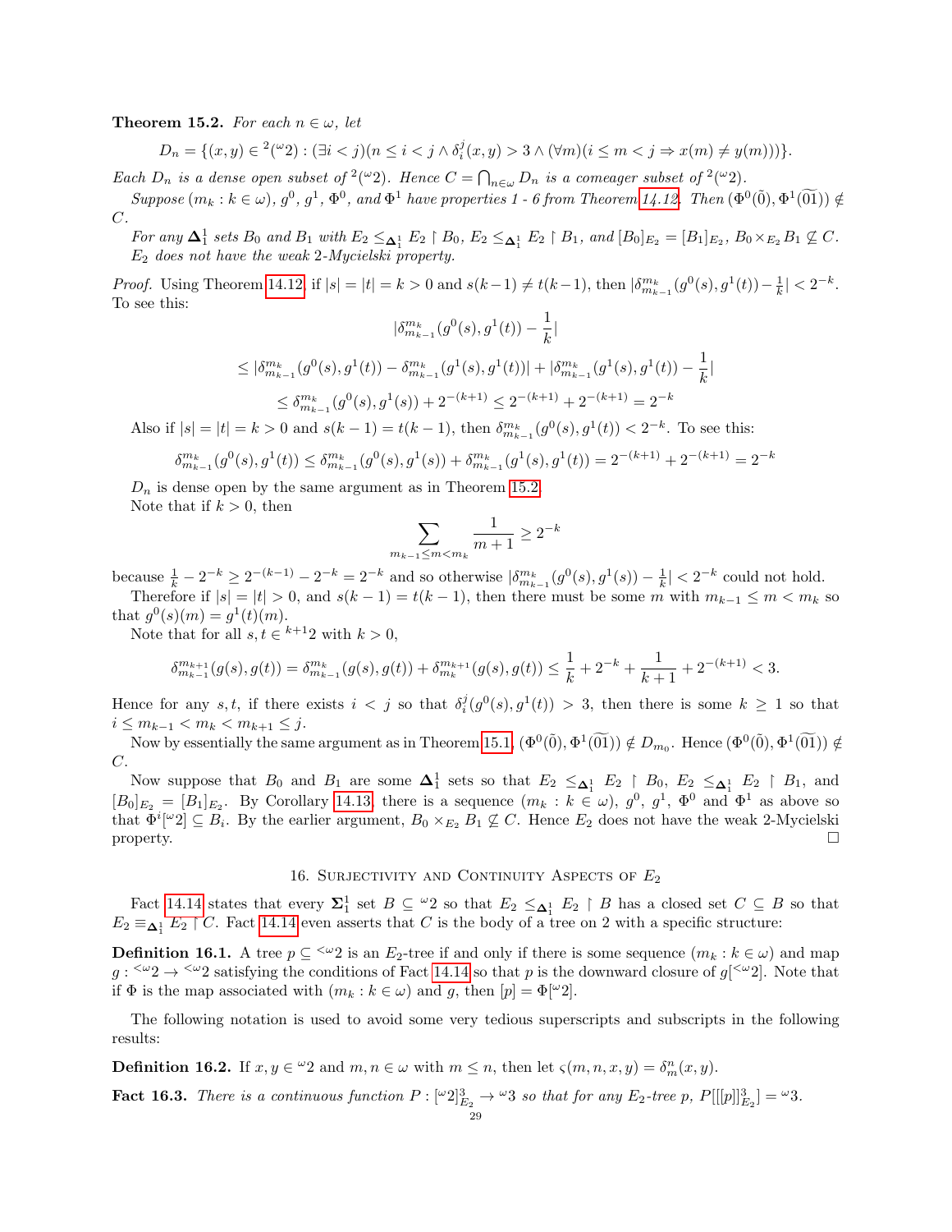**Theorem 15.2.** *For each $n \in \omega$, let*

$$D_n = \{(x,y) \in {}^2({}^\omega 2) : (\exists i < j)(n \leq i < j \wedge \delta_i^j(x,y) > 3 \wedge (\forall m)(i \leq m < j \Rightarrow x(m) \neq y(m)))\}.$$

*Each $D_n$ is a dense open subset of ${}^2({}^\omega 2)$. Hence $C = \bigcap_{n \in \omega} D_n$ is a comeager subset of ${}^2({}^\omega 2)$.*

*Suppose $(m_k : k \in \omega)$, $g^0$, $g^1$, $\Phi^0$, and $\Phi^1$ have properties 1 - 6 from Theorem 14.12. Then $(\Phi^0(\tilde{0}), \Phi^1(\widetilde{01})) \notin C$.*

*For any $\mathbf{\Delta}_1^1$ sets $B_0$ and $B_1$ with $E_2 \leq_{\mathbf{\Delta}_1^1} E_2 \upharpoonright B_0$, $E_2 \leq_{\mathbf{\Delta}_1^1} E_2 \upharpoonright B_1$, and $[B_0]_{E_2} = [B_1]_{E_2}$, $B_0 \times_{E_2} B_1 \not\subseteq C$.*

*$E_2$ does not have the weak 2-Mycielski property.*

*Proof.* Using Theorem 14.12, if $|s| = |t| = k > 0$ and $s(k-1) \neq t(k-1)$, then $|\delta_{m_{k-1}}^{m_k}(g^0(s), g^1(t)) - \frac{1}{k}| < 2^{-k}$. To see this:

$$|\delta_{m_{k-1}}^{m_k}(g^0(s), g^1(t)) - \frac{1}{k}|$$

$$\leq |\delta_{m_{k-1}}^{m_k}(g^0(s), g^1(t)) - \delta_{m_{k-1}}^{m_k}(g^1(s), g^1(t))| + |\delta_{m_{k-1}}^{m_k}(g^1(s), g^1(t)) - \frac{1}{k}|$$

$$\leq \delta_{m_{k-1}}^{m_k}(g^0(s), g^1(s)) + 2^{-(k+1)} \leq 2^{-(k+1)} + 2^{-(k+1)} = 2^{-k}$$

Also if $|s| = |t| = k > 0$ and $s(k-1) = t(k-1)$, then $\delta_{m_{k-1}}^{m_k}(g^0(s), g^1(t)) < 2^{-k}$. To see this:

$$\delta_{m_{k-1}}^{m_k}(g^0(s), g^1(t)) \leq \delta_{m_{k-1}}^{m_k}(g^0(s), g^1(s)) + \delta_{m_{k-1}}^{m_k}(g^1(s), g^1(t)) = 2^{-(k+1)} + 2^{-(k+1)} = 2^{-k}$$

$D_n$ is dense open by the same argument as in Theorem 15.2.

Note that if $k > 0$, then

$$\sum_{m_{k-1} \leq m < m_k} \frac{1}{m+1} \geq 2^{-k}$$

because $\frac{1}{k} - 2^{-k} \geq 2^{-(k-1)} - 2^{-k} = 2^{-k}$ and so otherwise $|\delta_{m_{k-1}}^{m_k}(g^0(s), g^1(s)) - \frac{1}{k}| < 2^{-k}$ could not hold.

Therefore if $|s| = |t| > 0$, and $s(k-1) = t(k-1)$, then there must be some $m$ with $m_{k-1} \leq m < m_k$ so that $g^0(s)(m) = g^1(t)(m)$.

Note that for all $s, t \in {}^{k+1}2$ with $k > 0$,

$$\delta_{m_{k-1}}^{m_{k+1}}(g(s), g(t)) = \delta_{m_{k-1}}^{m_k}(g(s), g(t)) + \delta_{m_k}^{m_{k+1}}(g(s), g(t)) \leq \frac{1}{k} + 2^{-k} + \frac{1}{k+1} + 2^{-(k+1)} < 3.$$

Hence for any $s, t$, if there exists $i < j$ so that $\delta_i^j(g^0(s), g^1(t)) > 3$, then there is some $k \geq 1$ so that $i \leq m_{k-1} < m_k < m_{k+1} \leq j$.

Now by essentially the same argument as in Theorem 15.1, $(\Phi^0(\tilde{0}), \Phi^1(\widetilde{01})) \notin D_{m_0}$. Hence $(\Phi^0(\tilde{0}), \Phi^1(\widetilde{01})) \notin C$.

Now suppose that $B_0$ and $B_1$ are some $\mathbf{\Delta}_1^1$ sets so that $E_2 \leq_{\mathbf{\Delta}_1^1} E_2 \upharpoonright B_0$, $E_2 \leq_{\mathbf{\Delta}_1^1} E_2 \upharpoonright B_1$, and $[B_0]_{E_2} = [B_1]_{E_2}$. By Corollary 14.13, there is a sequence $(m_k : k \in \omega)$, $g^0$, $g^1$, $\Phi^0$ and $\Phi^1$ as above so that $\Phi^i[{}^\omega 2] \subseteq B_i$. By the earlier argument, $B_0 \times_{E_2} B_1 \not\subseteq C$. Hence $E_2$ does not have the weak 2-Mycielski property. $\square$

## 16. Surjectivity and Continuity Aspects of $E_2$

Fact 14.14 states that every $\mathbf{\Sigma}_1^1$ set $B \subseteq {}^\omega 2$ so that $E_2 \leq_{\mathbf{\Delta}_1^1} E_2 \upharpoonright B$ has a closed set $C \subseteq B$ so that $E_2 \equiv_{\mathbf{\Delta}_1^1} E_2 \upharpoonright C$. Fact 14.14 even asserts that $C$ is the body of a tree on 2 with a specific structure:

**Definition 16.1.** A tree $p \subseteq {}^{<\omega}2$ is an $E_2$-tree if and only if there is some sequence $(m_k : k \in \omega)$ and map $g : {}^{<\omega}2 \to {}^{<\omega}2$ satisfying the conditions of Fact 14.14 so that $p$ is the downward closure of $g[{}^{<\omega}2]$. Note that if $\Phi$ is the map associated with $(m_k : k \in \omega)$ and $g$, then $[p] = \Phi[{}^\omega 2]$.

The following notation is used to avoid some very tedious superscripts and subscripts in the following results:

**Definition 16.2.** If $x, y \in {}^\omega 2$ and $m, n \in \omega$ with $m \leq n$, then let $\varsigma(m, n, x, y) = \delta_m^n(x, y)$.

**Fact 16.3.** *There is a continuous function $P : [{}^\omega 2]^3_{E_2} \to {}^\omega 3$ so that for any $E_2$-tree $p$, $P[[[p]]^3_{E_2}] = {}^\omega 3$.*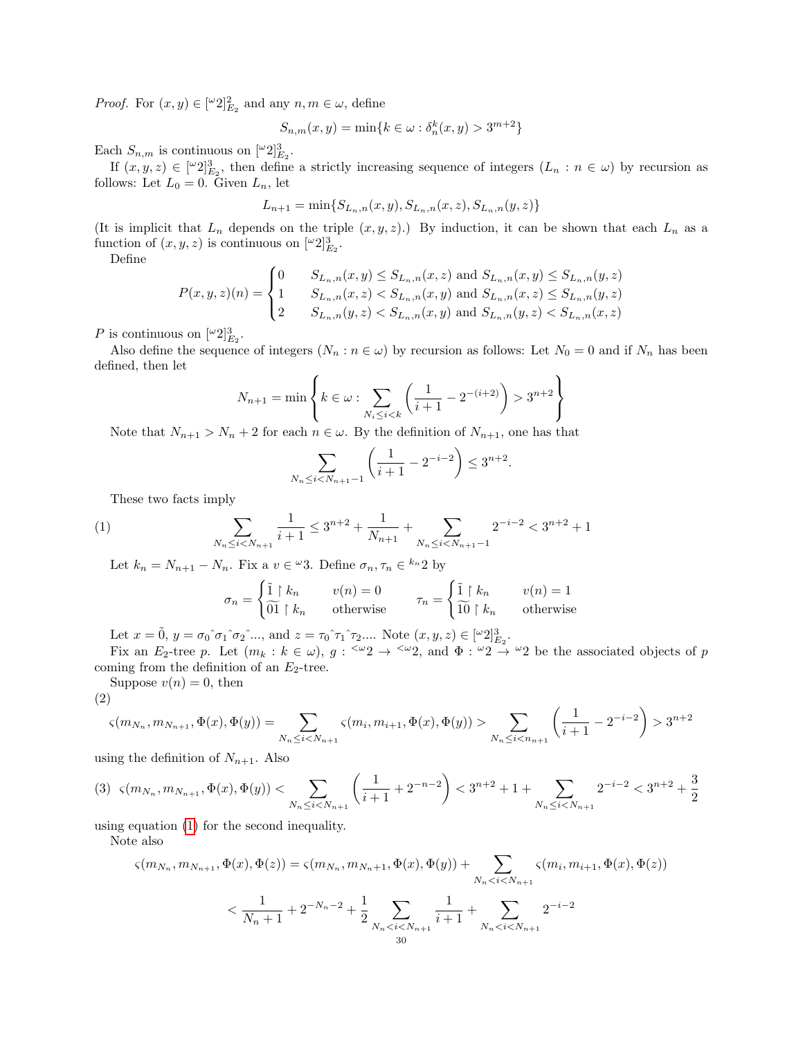*Proof.* For $(x,y) \in [{}^\omega 2]^2_{E_2}$ and any $n, m \in \omega$, define

$$S_{n,m}(x,y) = \min\{k \in \omega : \delta_n^k(x,y) > 3^{m+2}\}$$

Each $S_{n,m}$ is continuous on $[{}^\omega 2]^3_{E_2}$.

If $(x,y,z) \in [{}^\omega 2]^3_{E_2}$, then define a strictly increasing sequence of integers $(L_n : n \in \omega)$ by recursion as follows: Let $L_0 = 0$. Given $L_n$, let

$$L_{n+1} = \min\{S_{L_n,n}(x,y), S_{L_n,n}(x,z), S_{L_n,n}(y,z)\}$$

(It is implicit that $L_n$ depends on the triple $(x,y,z)$.) By induction, it can be shown that each $L_n$ as a function of $(x,y,z)$ is continuous on $[{}^\omega 2]^3_{E_2}$.

Define

$$P(x,y,z)(n) = \begin{cases} 0 & S_{L_n,n}(x,y) \leq S_{L_n,n}(x,z) \text{ and } S_{L_n,n}(x,y) \leq S_{L_n,n}(y,z) \\ 1 & S_{L_n,n}(x,z) < S_{L_n,n}(x,y) \text{ and } S_{L_n,n}(x,z) \leq S_{L_n,n}(y,z) \\ 2 & S_{L_n,n}(y,z) < S_{L_n,n}(x,y) \text{ and } S_{L_n,n}(y,z) < S_{L_n,n}(x,z) \end{cases}$$

$P$ is continuous on $[{}^\omega 2]^3_{E_2}$.

Also define the sequence of integers $(N_n : n \in \omega)$ by recursion as follows: Let $N_0 = 0$ and if $N_n$ has been defined, then let

$$N_{n+1} = \min\left\{k \in \omega : \sum_{N_i \leq i < k} \left(\frac{1}{i+1} - 2^{-(i+2)}\right) > 3^{n+2}\right\}$$

Note that $N_{n+1} > N_n + 2$ for each $n \in \omega$. By the definition of $N_{n+1}$, one has that

$$\sum_{N_n \leq i < N_{n+1}-1} \left(\frac{1}{i+1} - 2^{-i-2}\right) \leq 3^{n+2}.$$

These two facts imply

$$\sum_{N_n \leq i < N_{n+1}} \frac{1}{i+1} \leq 3^{n+2} + \frac{1}{N_{n+1}} + \sum_{N_n \leq i < N_{n+1}-1} 2^{-i-2} < 3^{n+2} + 1 \tag{1}$$

Let $k_n = N_{n+1} - N_n$. Fix a $v \in {}^\omega 3$. Define $\sigma_n, \tau_n \in {}^{k_n}2$ by

$$\sigma_n = \begin{cases} \tilde{1} \restriction k_n & v(n) = 0 \\ \widetilde{01} \restriction k_n & \text{otherwise} \end{cases} \qquad \tau_n = \begin{cases} \tilde{1} \restriction k_n & v(n) = 1 \\ \widetilde{10} \restriction k_n & \text{otherwise} \end{cases}$$

Let $x = \tilde{0}$, $y = \sigma_0 \hat{} \sigma_1 \hat{} \sigma_2 \hat{} ...$, and $z = \tau_0 \hat{} \tau_1 \hat{} \tau_2 ....$ Note $(x,y,z) \in [{}^\omega 2]^3_{E_2}$.

Fix an $E_2$-tree $p$. Let $(m_k : k \in \omega)$, $g : {}^{<\omega}2 \to {}^{<\omega}2$, and $\Phi : {}^\omega 2 \to {}^\omega 2$ be the associated objects of $p$ coming from the definition of an $E_2$-tree.

Suppose $v(n) = 0$, then

$$\varsigma(m_{N_n}, m_{N_{n+1}}, \Phi(x), \Phi(y)) = \sum_{N_n \leq i < N_{n+1}} \varsigma(m_i, m_{i+1}, \Phi(x), \Phi(y)) > \sum_{N_n \leq i < n_{n+1}} \left(\frac{1}{i+1} - 2^{-i-2}\right) > 3^{n+2} \tag{2}$$

using the definition of $N_{n+1}$. Also

$$\varsigma(m_{N_n}, m_{N_{n+1}}, \Phi(x), \Phi(y)) < \sum_{N_n \leq i < N_{n+1}} \left(\frac{1}{i+1} + 2^{-n-2}\right) < 3^{n+2} + 1 + \sum_{N_n \leq i < N_{n+1}} 2^{-i-2} < 3^{n+2} + \frac{3}{2} \tag{3}$$

using equation (1) for the second inequality.

Note also

$$\varsigma(m_{N_n}, m_{N_{n+1}}, \Phi(x), \Phi(z)) = \varsigma(m_{N_n}, m_{N_n+1}, \Phi(x), \Phi(y)) + \sum_{N_n < i < N_{n+1}} \varsigma(m_i, m_{i+1}, \Phi(x), \Phi(z))$$

$$< \frac{1}{N_n + 1} + 2^{-N_n - 2} + \frac{1}{2} \sum_{N_n < i < N_{n+1}} \frac{1}{i+1} + \sum_{N_n < i < N_{n+1}} 2^{-i-2}$$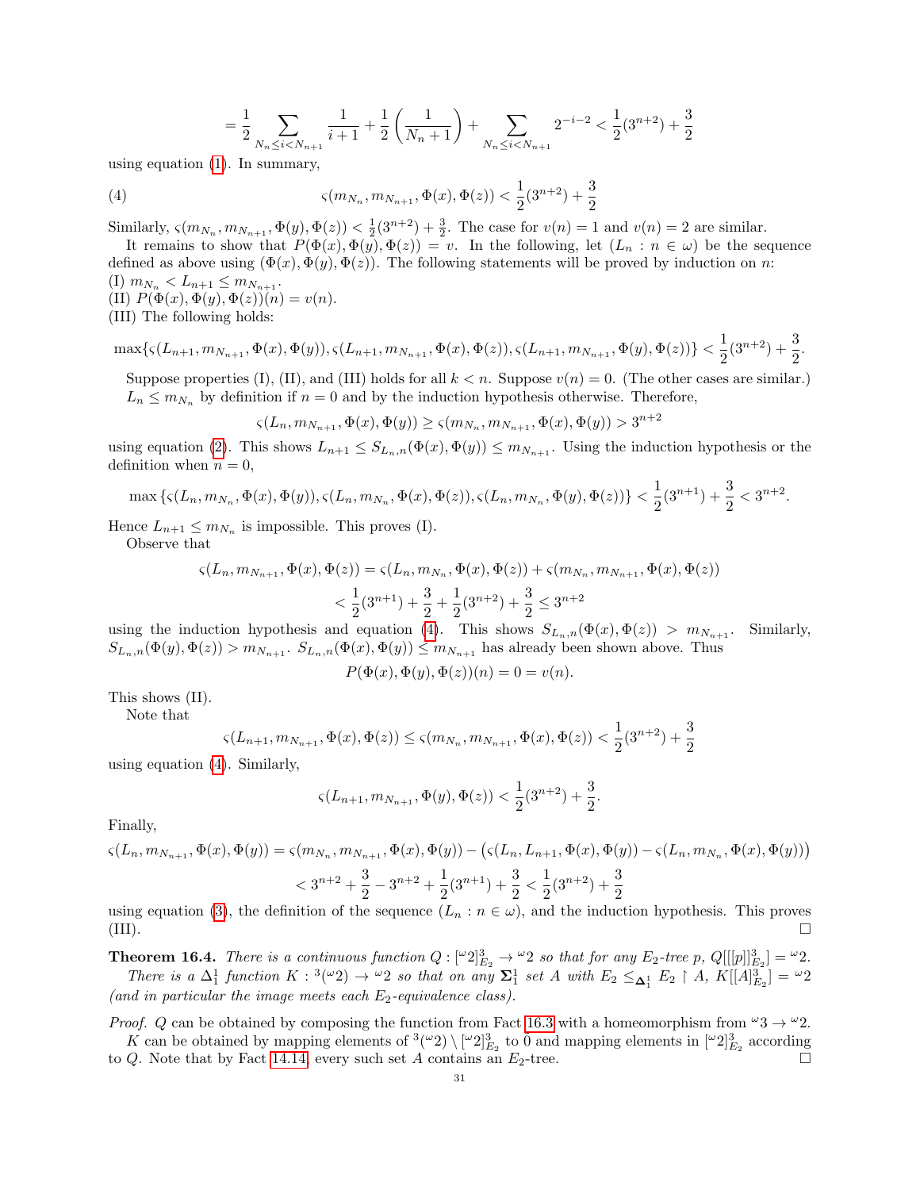$$= \frac{1}{2} \sum_{N_n \le i < N_{n+1}} \frac{1}{i+1} + \frac{1}{2}\left(\frac{1}{N_n+1}\right) + \sum_{N_n \le i < N_{n+1}} 2^{-i-2} < \frac{1}{2}(3^{n+2}) + \frac{3}{2}$$

using equation (1). In summary,

$$\varsigma(m_{N_n}, m_{N_{n+1}}, \Phi(x), \Phi(z)) < \frac{1}{2}(3^{n+2}) + \frac{3}{2} \tag{4}$$

Similarly, $\varsigma(m_{N_n}, m_{N_{n+1}}, \Phi(y), \Phi(z)) < \frac{1}{2}(3^{n+2}) + \frac{3}{2}$. The case for $v(n) = 1$ and $v(n) = 2$ are similar.

It remains to show that $P(\Phi(x), \Phi(y), \Phi(z)) = v$. In the following, let $(L_n : n \in \omega)$ be the sequence defined as above using $(\Phi(x), \Phi(y), \Phi(z))$. The following statements will be proved by induction on $n$:

(I) $m_{N_n} < L_{n+1} \le m_{N_{n+1}}$.

(II) $P(\Phi(x), \Phi(y), \Phi(z))(n) = v(n)$.

(III) The following holds:

$$\max\{\varsigma(L_{n+1}, m_{N_{n+1}}, \Phi(x), \Phi(y)), \varsigma(L_{n+1}, m_{N_{n+1}}, \Phi(x), \Phi(z)), \varsigma(L_{n+1}, m_{N_{n+1}}, \Phi(y), \Phi(z))\} < \frac{1}{2}(3^{n+2}) + \frac{3}{2}.$$

Suppose properties (I), (II), and (III) holds for all $k < n$. Suppose $v(n) = 0$. (The other cases are similar.) $L_n \le m_{N_n}$ by definition if $n = 0$ and by the induction hypothesis otherwise. Therefore,

$$\varsigma(L_n, m_{N_{n+1}}, \Phi(x), \Phi(y)) \ge \varsigma(m_{N_n}, m_{N_{n+1}}, \Phi(x), \Phi(y)) > 3^{n+2}$$

using equation (2). This shows $L_{n+1} \le S_{L_n,n}(\Phi(x), \Phi(y)) \le m_{N_{n+1}}$. Using the induction hypothesis or the definition when $n = 0$,

$$\max\{\varsigma(L_n, m_{N_n}, \Phi(x), \Phi(y)), \varsigma(L_n, m_{N_n}, \Phi(x), \Phi(z)), \varsigma(L_n, m_{N_n}, \Phi(y), \Phi(z))\} < \frac{1}{2}(3^{n+1}) + \frac{3}{2} < 3^{n+2}.$$

Hence $L_{n+1} \le m_{N_n}$ is impossible. This proves (I).

Observe that

$$\varsigma(L_n, m_{N_{n+1}}, \Phi(x), \Phi(z)) = \varsigma(L_n, m_{N_n}, \Phi(x), \Phi(z)) + \varsigma(m_{N_n}, m_{N_{n+1}}, \Phi(x), \Phi(z))$$
$$< \frac{1}{2}(3^{n+1}) + \frac{3}{2} + \frac{1}{2}(3^{n+2}) + \frac{3}{2} \le 3^{n+2}$$

using the induction hypothesis and equation (4). This shows $S_{L_n,n}(\Phi(x), \Phi(z)) > m_{N_{n+1}}$. Similarly, $S_{L_n,n}(\Phi(y), \Phi(z)) > m_{N_{n+1}}$. $S_{L_n,n}(\Phi(x), \Phi(y)) \le m_{N_{n+1}}$ has already been shown above. Thus

$$P(\Phi(x), \Phi(y), \Phi(z))(n) = 0 = v(n).$$

This shows (II).

Note that

$$\varsigma(L_{n+1}, m_{N_{n+1}}, \Phi(x), \Phi(z)) \le \varsigma(m_{N_n}, m_{N_{n+1}}, \Phi(x), \Phi(z)) < \frac{1}{2}(3^{n+2}) + \frac{3}{2}$$

using equation (4). Similarly,

$$\varsigma(L_{n+1}, m_{N_{n+1}}, \Phi(y), \Phi(z)) < \frac{1}{2}(3^{n+2}) + \frac{3}{2}.$$

Finally,

$$\varsigma(L_n, m_{N_{n+1}}, \Phi(x), \Phi(y)) = \varsigma(m_{N_n}, m_{N_{n+1}}, \Phi(x), \Phi(y)) - \big(\varsigma(L_n, L_{n+1}, \Phi(x), \Phi(y)) - \varsigma(L_n, m_{N_n}, \Phi(x), \Phi(y))\big)$$
$$< 3^{n+2} + \frac{3}{2} - 3^{n+2} + \frac{1}{2}(3^{n+1}) + \frac{3}{2} < \frac{1}{2}(3^{n+2}) + \frac{3}{2}$$

using equation (3), the definition of the sequence $(L_n : n \in \omega)$, and the induction hypothesis. This proves (III). □

**Theorem 16.4.** *There is a continuous function $Q : [{}^\omega 2]^3_{E_2} \to {}^\omega 2$ so that for any $E_2$-tree $p$, $Q[[[p]]^3_{E_2}] = {}^\omega 2$.*

*There is a $\Delta^1_1$ function $K : {}^3({}^\omega 2) \to {}^\omega 2$ so that on any $\mathbf{\Sigma}^1_1$ set $A$ with $E_2 \le_{\mathbf{\Delta}^1_1} E_2 \upharpoonright A$, $K[[A]^3_{E_2}] = {}^\omega 2$ (and in particular the image meets each $E_2$-equivalence class).*

*Proof.* $Q$ can be obtained by composing the function from Fact 16.3 with a homeomorphism from ${}^\omega 3 \to {}^\omega 2$.

$K$ can be obtained by mapping elements of ${}^3({}^\omega 2) \setminus [{}^\omega 2]^3_{E_2}$ to 0 and mapping elements in $[{}^\omega 2]^3_{E_2}$ according to $Q$. Note that by Fact 14.14, every such set $A$ contains an $E_2$-tree. □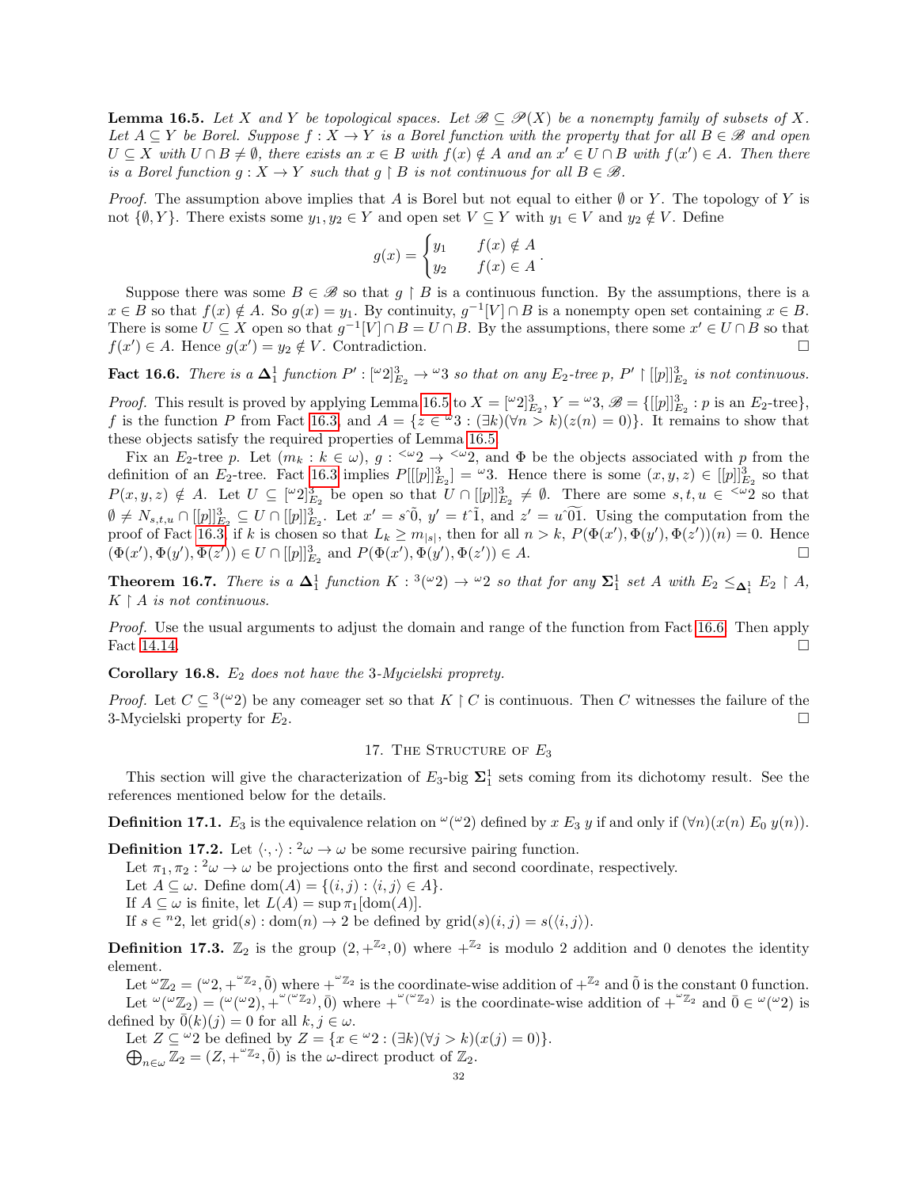**Lemma 16.5.** *Let $X$ and $Y$ be topological spaces. Let $\mathscr{B} \subseteq \mathscr{P}(X)$ be a nonempty family of subsets of $X$. Let $A \subseteq Y$ be Borel. Suppose $f : X \to Y$ is a Borel function with the property that for all $B \in \mathscr{B}$ and open $U \subseteq X$ with $U \cap B \neq \emptyset$, there exists an $x \in B$ with $f(x) \notin A$ and an $x' \in U \cap B$ with $f(x') \in A$. Then there is a Borel function $g : X \to Y$ such that $g \upharpoonright B$ is not continuous for all $B \in \mathscr{B}$.*

*Proof.* The assumption above implies that $A$ is Borel but not equal to either $\emptyset$ or $Y$. The topology of $Y$ is not $\{\emptyset, Y\}$. There exists some $y_1, y_2 \in Y$ and open set $V \subseteq Y$ with $y_1 \in V$ and $y_2 \notin V$. Define

$$g(x) = \begin{cases} y_1 & f(x) \notin A \\ y_2 & f(x) \in A \end{cases}.$$

Suppose there was some $B \in \mathscr{B}$ so that $g \upharpoonright B$ is a continuous function. By the assumptions, there is a $x \in B$ so that $f(x) \notin A$. So $g(x) = y_1$. By continuity, $g^{-1}[V] \cap B$ is a nonempty open set containing $x \in B$. There is some $U \subseteq X$ open so that $g^{-1}[V] \cap B = U \cap B$. By the assumptions, there some $x' \in U \cap B$ so that $f(x') \in A$. Hence $g(x') = y_2 \notin V$. Contradiction. ☐

**Fact 16.6.** *There is a $\mathbf{\Delta}^1_1$ function $P' : [^\omega 2]^3_{E_2} \to {}^\omega 3$ so that on any $E_2$-tree $p$, $P' \upharpoonright [[p]]^3_{E_2}$ is not continuous.*

*Proof.* This result is proved by applying Lemma 16.5 to $X = [^\omega 2]^3_{E_2}$, $Y = {}^\omega 3$, $\mathscr{B} = \{[[p]]^3_{E_2} : p \text{ is an } E_2\text{-tree}\}$, $f$ is the function $P$ from Fact 16.3, and $A = \{z \in {}^\omega 3 : (\exists k)(\forall n > k)(z(n) = 0)\}$. It remains to show that these objects satisfy the required properties of Lemma 16.5.

Fix an $E_2$-tree $p$. Let $(m_k : k \in \omega)$, $g : {}^{<\omega}2 \to {}^{<\omega}2$, and $\Phi$ be the objects associated with $p$ from the definition of an $E_2$-tree. Fact 16.3 implies $P[[[p]]^3_{E_2}] = {}^\omega 3$. Hence there is some $(x, y, z) \in [[p]]^3_{E_2}$ so that $P(x, y, z) \notin A$. Let $U \subseteq [^\omega 2]^3_{E_2}$ be open so that $U \cap [[p]]^3_{E_2} \neq \emptyset$. There are some $s, t, u \in {}^{<\omega}2$ so that $\emptyset \neq N_{s,t,u} \cap [[p]]^3_{E_2} \subseteq U \cap [[p]]^3_{E_2}$. Let $x' = s\hat{\ }\tilde{0}$, $y' = t\hat{\ }\tilde{1}$, and $z' = u\hat{\ }\widetilde{01}$. Using the computation from the proof of Fact 16.3, if $k$ is chosen so that $L_k \geq m_{|s|}$, then for all $n > k$, $P(\Phi(x'), \Phi(y'), \Phi(z'))(n) = 0$. Hence $(\Phi(x'), \Phi(y'), \Phi(z')) \in U \cap [[p]]^3_{E_2}$ and $P(\Phi(x'), \Phi(y'), \Phi(z')) \in A$. ☐

**Theorem 16.7.** *There is a $\mathbf{\Delta}^1_1$ function $K : {}^3({}^\omega 2) \to {}^\omega 2$ so that for any $\mathbf{\Sigma}^1_1$ set $A$ with $E_2 \leq_{\mathbf{\Delta}^1_1} E_2 \upharpoonright A$, $K \upharpoonright A$ is not continuous.*

*Proof.* Use the usual arguments to adjust the domain and range of the function from Fact 16.6. Then apply Fact 14.14. ☐

**Corollary 16.8.** *$E_2$ does not have the 3-Mycielski proprety.*

*Proof.* Let $C \subseteq {}^3({}^\omega 2)$ be any comeager set so that $K \upharpoonright C$ is continuous. Then $C$ witnesses the failure of the 3-Mycielski property for $E_2$. ☐

## 17. The Structure of $E_3$

This section will give the characterization of $E_3$-big $\mathbf{\Sigma}^1_1$ sets coming from its dichotomy result. See the references mentioned below for the details.

**Definition 17.1.** $E_3$ is the equivalence relation on ${}^\omega({}^\omega 2)$ defined by $x \; E_3 \; y$ if and only if $(\forall n)(x(n) \; E_0 \; y(n))$.

**Definition 17.2.** Let $\langle \cdot, \cdot \rangle : {}^2\omega \to \omega$ be some recursive pairing function.

Let $\pi_1, \pi_2 : {}^2\omega \to \omega$ be projections onto the first and second coordinate, respectively.

Let $A \subseteq \omega$. Define $\text{dom}(A) = \{(i, j) : \langle i, j \rangle \in A\}$.

If $A \subseteq \omega$ is finite, let $L(A) = \sup \pi_1[\text{dom}(A)]$.

If $s \in {}^n 2$, let $\text{grid}(s) : \text{dom}(n) \to 2$ be defined by $\text{grid}(s)(i, j) = s(\langle i, j \rangle)$.

**Definition 17.3.** $\mathbb{Z}_2$ is the group $(2, +^{\mathbb{Z}_2}, 0)$ where $+^{\mathbb{Z}_2}$ is modulo 2 addition and 0 denotes the identity element.

Let ${}^\omega\mathbb{Z}_2 = ({}^\omega 2, +^{{}^\omega\mathbb{Z}_2}, \tilde{0})$ where $+^{{}^\omega\mathbb{Z}_2}$ is the coordinate-wise addition of $+^{\mathbb{Z}_2}$ and $\tilde{0}$ is the constant 0 function.

Let ${}^\omega({}^\omega\mathbb{Z}_2) = ({}^\omega({}^\omega 2), +^{{}^\omega({}^\omega\mathbb{Z}_2)}, \bar{0})$ where $+^{{}^\omega({}^\omega\mathbb{Z}_2)}$ is the coordinate-wise addition of $+^{{}^\omega\mathbb{Z}_2}$ and $\bar{0} \in {}^\omega({}^\omega 2)$ is defined by $\bar{0}(k)(j) = 0$ for all $k, j \in \omega$.

Let $Z \subseteq {}^\omega 2$ be defined by $Z = \{x \in {}^\omega 2 : (\exists k)(\forall j > k)(x(j) = 0)\}$.

$\bigoplus_{n \in \omega} \mathbb{Z}_2 = (Z, +^{{}^\omega\mathbb{Z}_2}, \tilde{0})$ is the $\omega$-direct product of $\mathbb{Z}_2$.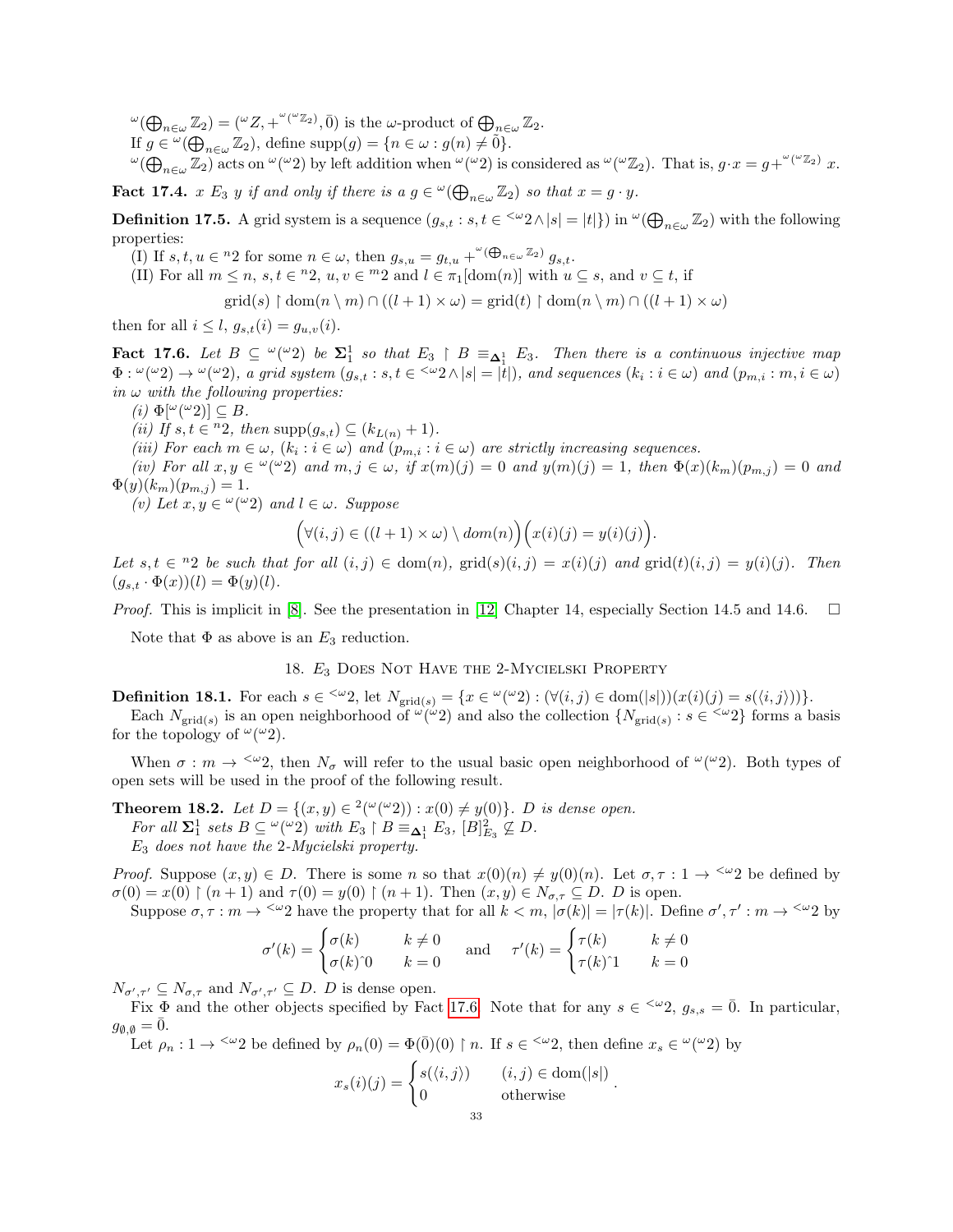${}^\omega(\bigoplus_{n\in\omega}\mathbb{Z}_2) = ({}^\omega Z, +^{{}^\omega({}^\omega\mathbb{Z}_2)}, \bar{0})$ is the $\omega$-product of $\bigoplus_{n\in\omega}\mathbb{Z}_2$.

If $g \in {}^\omega(\bigoplus_{n\in\omega}\mathbb{Z}_2)$, define $\text{supp}(g) = \{n \in \omega : g(n) \neq \tilde{0}\}$.

${}^\omega(\bigoplus_{n\in\omega}\mathbb{Z}_2)$ acts on ${}^\omega({}^\omega 2)$ by left addition when ${}^\omega({}^\omega 2)$ is considered as ${}^\omega({}^\omega\mathbb{Z}_2)$. That is, $g \cdot x = g +^{{}^\omega({}^\omega\mathbb{Z}_2)} x$.

**Fact 17.4.** *$x\ E_3\ y$ if and only if there is a $g \in {}^\omega(\bigoplus_{n\in\omega}\mathbb{Z}_2)$ so that $x = g \cdot y$.*

**Definition 17.5.** A grid system is a sequence $(g_{s,t} : s, t \in {}^{<\omega}2 \wedge |s| = |t|\})$ in ${}^\omega(\bigoplus_{n\in\omega}\mathbb{Z}_2)$ with the following properties:

(I) If $s, t, u \in {}^n 2$ for some $n \in \omega$, then $g_{s,u} = g_{t,u} +^{{}^\omega(\bigoplus_{n\in\omega}\mathbb{Z}_2)} g_{s,t}$.

(II) For all $m \leq n$, $s, t \in {}^n 2$, $u, v \in {}^m 2$ and $l \in \pi_1[\text{dom}(n)]$ with $u \subseteq s$, and $v \subseteq t$, if

$$\text{grid}(s) \restriction \text{dom}(n \setminus m) \cap ((l+1) \times \omega) = \text{grid}(t) \restriction \text{dom}(n \setminus m) \cap ((l+1) \times \omega)$$

then for all $i \leq l$, $g_{s,t}(i) = g_{u,v}(i)$.

**Fact 17.6.** *Let $B \subseteq {}^\omega({}^\omega 2)$ be $\mathbf{\Sigma}^1_1$ so that $E_3 \restriction B \equiv_{\mathbf{\Delta}^1_1} E_3$. Then there is a continuous injective map $\Phi : {}^\omega({}^\omega 2) \to {}^\omega({}^\omega 2)$, a grid system $(g_{s,t} : s, t \in {}^{<\omega}2 \wedge |s| = |t|)$, and sequences $(k_i : i \in \omega)$ and $(p_{m,i} : m, i \in \omega)$ in $\omega$ with the following properties:*

*(i) $\Phi[{}^\omega({}^\omega 2)] \subseteq B$.*

*(ii) If $s, t \in {}^n 2$, then $\text{supp}(g_{s,t}) \subseteq (k_{L(n)} + 1)$.*

*(iii) For each $m \in \omega$, $(k_i : i \in \omega)$ and $(p_{m,i} : i \in \omega)$ are strictly increasing sequences.*

*(iv) For all $x, y \in {}^\omega({}^\omega 2)$ and $m, j \in \omega$, if $x(m)(j) = 0$ and $y(m)(j) = 1$, then $\Phi(x)(k_m)(p_{m,j}) = 0$ and $\Phi(y)(k_m)(p_{m,j}) = 1$.*

*(v) Let $x, y \in {}^\omega({}^\omega 2)$ and $l \in \omega$. Suppose*

$$\Big(\forall (i,j) \in ((l+1) \times \omega) \setminus dom(n)\Big)\Big(x(i)(j) = y(i)(j)\Big).$$

*Let $s, t \in {}^n 2$ be such that for all $(i,j) \in \text{dom}(n)$, $\text{grid}(s)(i,j) = x(i)(j)$ and $\text{grid}(t)(i,j) = y(i)(j)$. Then $(g_{s,t} \cdot \Phi(x))(l) = \Phi(y)(l)$.*

*Proof.* This is implicit in [8]. See the presentation in [12] Chapter 14, especially Section 14.5 and 14.6. $\square$

Note that $\Phi$ as above is an $E_3$ reduction.

## 18. $E_3$ Does Not Have the 2-Mycielski Property

**Definition 18.1.** For each $s \in {}^{<\omega}2$, let $N_{\text{grid}(s)} = \{x \in {}^\omega({}^\omega 2) : (\forall (i,j) \in \text{dom}(|s|))(x(i)(j) = s(\langle i, j\rangle))\}$.

Each $N_{\text{grid}(s)}$ is an open neighborhood of ${}^\omega({}^\omega 2)$ and also the collection $\{N_{\text{grid}(s)} : s \in {}^{<\omega}2\}$ forms a basis for the topology of ${}^\omega({}^\omega 2)$.

When $\sigma : m \to {}^{<\omega}2$, then $N_\sigma$ will refer to the usual basic open neighborhood of ${}^\omega({}^\omega 2)$. Both types of open sets will be used in the proof of the following result.

**Theorem 18.2.** *Let $D = \{(x,y) \in {}^2({}^\omega({}^\omega 2)) : x(0) \neq y(0)\}$. $D$ is dense open.*

*For all $\mathbf{\Sigma}^1_1$ sets $B \subseteq {}^\omega({}^\omega 2)$ with $E_3 \restriction B \equiv_{\mathbf{\Delta}^1_1} E_3$, $[B]^2_{E_3} \not\subseteq D$.*

*$E_3$ does not have the 2-Mycielski property.*

*Proof.* Suppose $(x,y) \in D$. There is some $n$ so that $x(0)(n) \neq y(0)(n)$. Let $\sigma, \tau : 1 \to {}^{<\omega}2$ be defined by $\sigma(0) = x(0) \restriction (n+1)$ and $\tau(0) = y(0) \restriction (n+1)$. Then $(x,y) \in N_{\sigma,\tau} \subseteq D$. $D$ is open.

Suppose $\sigma, \tau : m \to {}^{<\omega}2$ have the property that for all $k < m$, $|\sigma(k)| = |\tau(k)|$. Define $\sigma', \tau' : m \to {}^{<\omega}2$ by

$$\sigma'(k) = \begin{cases} \sigma(k) & k \neq 0 \\ \sigma(k)\hat{\ }0 & k = 0 \end{cases} \quad \text{and} \quad \tau'(k) = \begin{cases} \tau(k) & k \neq 0 \\ \tau(k)\hat{\ }1 & k = 0 \end{cases}$$

$N_{\sigma',\tau'} \subseteq N_{\sigma,\tau}$ and $N_{\sigma',\tau'} \subseteq D$. $D$ is dense open.

Fix $\Phi$ and the other objects specified by Fact 17.6. Note that for any $s \in {}^{<\omega}2$, $g_{s,s} = \bar{0}$. In particular, $g_{\emptyset,\emptyset} = \bar{0}$.

Let $\rho_n : 1 \to {}^{<\omega}2$ be defined by $\rho_n(0) = \Phi(\bar{0})(0) \restriction n$. If $s \in {}^{<\omega}2$, then define $x_s \in {}^\omega({}^\omega 2)$ by

$$x_s(i)(j) = \begin{cases} s(\langle i, j\rangle) & (i,j) \in \text{dom}(|s|) \\ 0 & \text{otherwise} \end{cases}.$$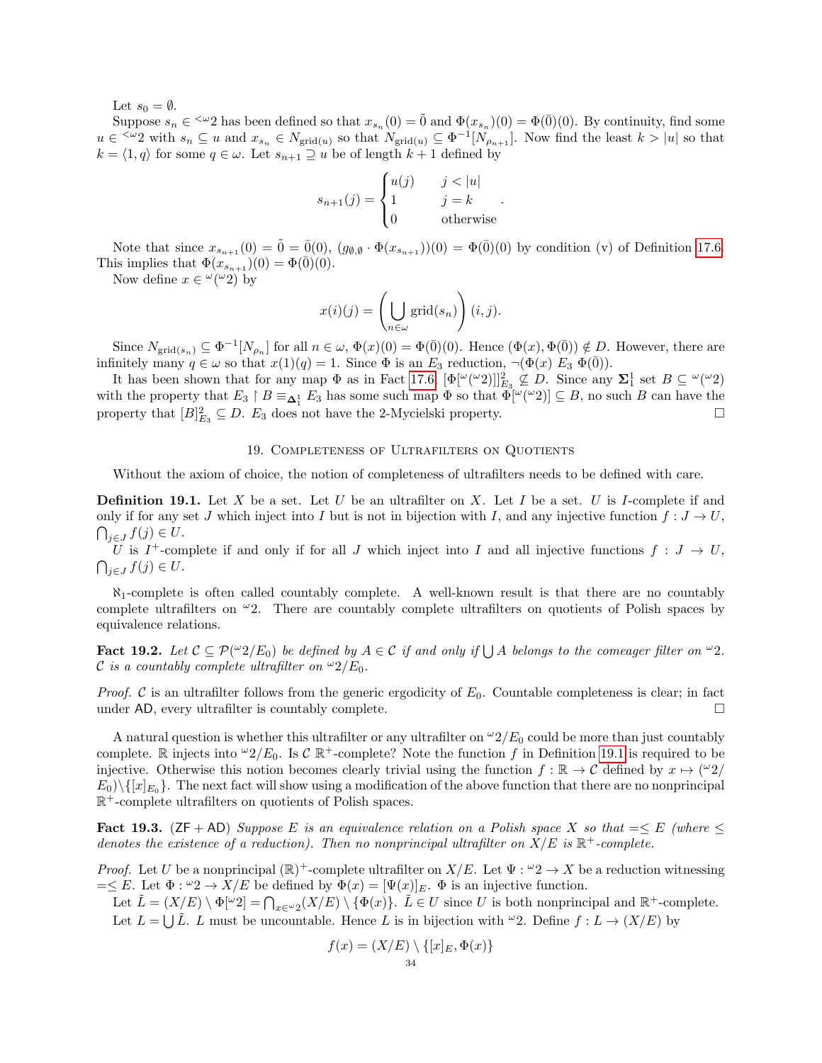Let $s_0 = \emptyset$.

Suppose $s_n \in {}^{<\omega}2$ has been defined so that $x_{s_n}(0) = \tilde{0}$ and $\Phi(x_{s_n})(0) = \Phi(\bar{0})(0)$. By continuity, find some $u \in {}^{<\omega}2$ with $s_n \subseteq u$ and $x_{s_n} \in N_{\text{grid}(u)}$ so that $N_{\text{grid}(u)} \subseteq \Phi^{-1}[N_{\rho_{n+1}}]$. Now find the least $k > |u|$ so that $k = \langle 1, q\rangle$ for some $q \in \omega$. Let $s_{n+1} \supseteq u$ be of length $k+1$ defined by

$$s_{n+1}(j) = \begin{cases} u(j) & j < |u| \\ 1 & j = k \\ 0 & \text{otherwise} \end{cases}.$$

Note that since $x_{s_{n+1}}(0) = \tilde{0} = \bar{0}(0)$, $(g_{\emptyset,\emptyset} \cdot \Phi(x_{s_{n+1}}))(0) = \Phi(\bar{0})(0)$ by condition (v) of Definition 17.6. This implies that $\Phi(x_{s_{n+1}})(0) = \Phi(\bar{0})(0)$.

Now define $x \in {}^\omega({}^\omega 2)$ by

$$x(i)(j) = \left(\bigcup_{n\in\omega} \text{grid}(s_n)\right)(i,j).$$

Since $N_{\text{grid}(s_n)} \subseteq \Phi^{-1}[N_{\rho_n}]$ for all $n \in \omega$, $\Phi(x)(0) = \Phi(\bar{0})(0)$. Hence $(\Phi(x), \Phi(\bar{0})) \notin D$. However, there are infinitely many $q \in \omega$ so that $x(1)(q) = 1$. Since $\Phi$ is an $E_3$ reduction, $\neg(\Phi(x)\ E_3\ \Phi(\bar{0}))$.

It has been shown that for any map $\Phi$ as in Fact 17.6, $[\Phi[{}^\omega({}^\omega 2)]]^2_{E_3} \not\subseteq D$. Since any $\mathbf{\Sigma}^1_1$ set $B \subseteq {}^\omega({}^\omega 2)$ with the property that $E_3 \upharpoonright B \equiv_{\mathbf{\Delta}^1_1} E_3$ has some such map $\Phi$ so that $\Phi[{}^\omega({}^\omega 2)] \subseteq B$, no such $B$ can have the property that $[B]^2_{E_3} \subseteq D$. $E_3$ does not have the 2-Mycielski property. $\square$

## 19. Completeness of Ultrafilters on Quotients

Without the axiom of choice, the notion of completeness of ultrafilters needs to be defined with care.

**Definition 19.1.** Let $X$ be a set. Let $U$ be an ultrafilter on $X$. Let $I$ be a set. $U$ is $I$-complete if and only if for any set $J$ which inject into $I$ but is not in bijection with $I$, and any injective function $f : J \to U$, $\bigcap_{j\in J} f(j) \in U$.

$U$ is $I^+$-complete if and only if for all $J$ which inject into $I$ and all injective functions $f : J \to U$, $\bigcap_{j\in J} f(j) \in U$.

$\aleph_1$-complete is often called countably complete. A well-known result is that there are no countably complete ultrafilters on ${}^\omega 2$. There are countably complete ultrafilters on quotients of Polish spaces by equivalence relations.

**Fact 19.2.** *Let $\mathcal{C} \subseteq \mathcal{P}({}^\omega 2/E_0)$ be defined by $A \in \mathcal{C}$ if and only if $\bigcup A$ belongs to the comeager filter on ${}^\omega 2$. $\mathcal{C}$ is a countably complete ultrafilter on ${}^\omega 2/E_0$.*

*Proof.* $\mathcal{C}$ is an ultrafilter follows from the generic ergodicity of $E_0$. Countable completeness is clear; in fact under $\mathsf{AD}$, every ultrafilter is countably complete. $\square$

A natural question is whether this ultrafilter or any ultrafilter on ${}^\omega 2/E_0$ could be more than just countably complete. $\mathbb{R}$ injects into ${}^\omega 2/E_0$. Is $\mathcal{C}$ $\mathbb{R}^+$-complete? Note the function $f$ in Definition 19.1 is required to be injective. Otherwise this notion becomes clearly trivial using the function $f : \mathbb{R} \to \mathcal{C}$ defined by $x \mapsto ({}^\omega 2/E_0)\setminus\{[x]_{E_0}\}$. The next fact will show using a modification of the above function that there are no nonprincipal $\mathbb{R}^+$-complete ultrafilters on quotients of Polish spaces.

**Fact 19.3.** ($\mathsf{ZF} + \mathsf{AD}$) *Suppose $E$ is an equivalence relation on a Polish space $X$ so that $=\leq E$ (where $\leq$ denotes the existence of a reduction). Then no nonprincipal ultrafilter on $X/E$ is $\mathbb{R}^+$-complete.*

*Proof.* Let $U$ be a nonprincipal $(\mathbb{R})^+$-complete ultrafilter on $X/E$. Let $\Psi : {}^\omega 2 \to X$ be a reduction witnessing $=\leq E$. Let $\Phi : {}^\omega 2 \to X/E$ be defined by $\Phi(x) = [\Psi(x)]_E$. $\Phi$ is an injective function.

Let $\tilde{L} = (X/E) \setminus \Phi[{}^\omega 2] = \bigcap_{x\in{}^\omega 2}(X/E) \setminus \{\Phi(x)\}$. $\tilde{L} \in U$ since $U$ is both nonprincipal and $\mathbb{R}^+$-complete.

Let $L = \bigcup \tilde{L}$. $L$ must be uncountable. Hence $L$ is in bijection with ${}^\omega 2$. Define $f : L \to (X/E)$ by

$$f(x) = (X/E) \setminus \{[x]_E, \Phi(x)\}$$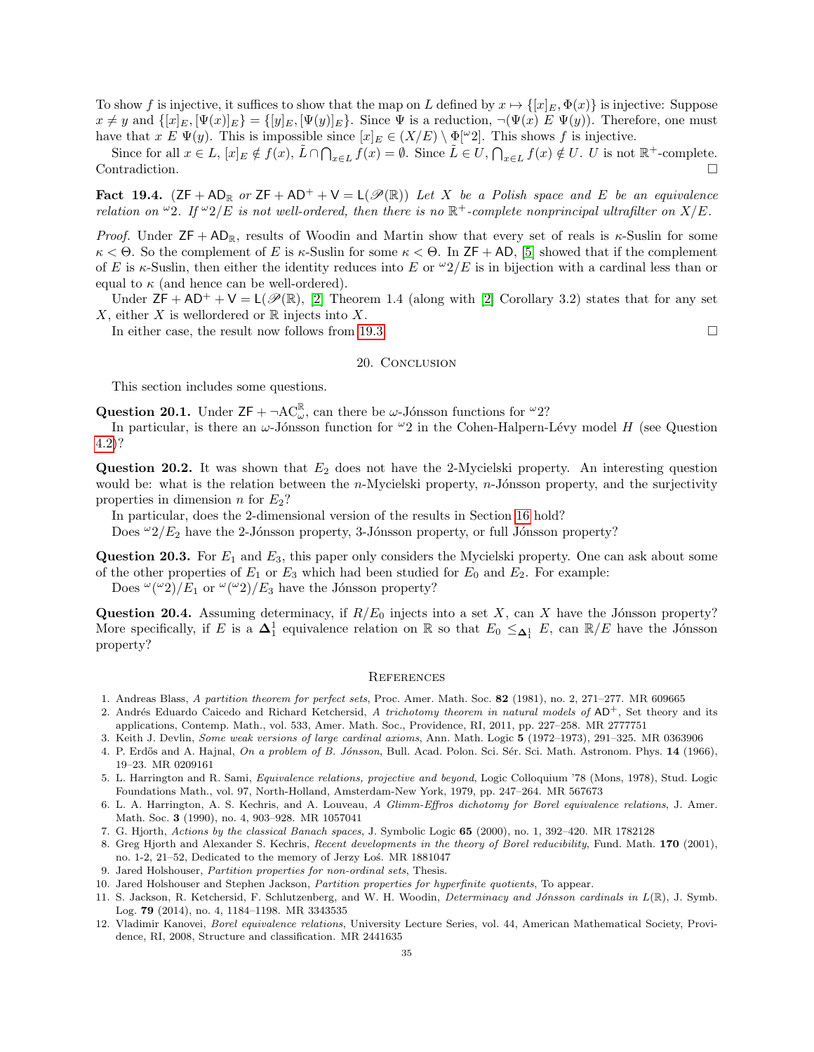To show $f$ is injective, it suffices to show that the map on $L$ defined by $x \mapsto \{[x]_E, \Phi(x)\}$ is injective: Suppose $x \neq y$ and $\{[x]_E, [\Psi(x)]_E\} = \{[y]_E, [\Psi(y)]_E\}$. Since $\Psi$ is a reduction, $\neg(\Psi(x)\ E\ \Psi(y))$. Therefore, one must have that $x\ E\ \Psi(y)$. This is impossible since $[x]_E \in (X/E) \setminus \Phi[{}^\omega 2]$. This shows $f$ is injective.

Since for all $x \in L$, $[x]_E \notin f(x)$, $\tilde{L} \cap \bigcap_{x\in L} f(x) = \emptyset$. Since $\tilde{L} \in U$, $\bigcap_{x \in L} f(x) \notin U$. $U$ is not $\mathbb{R}^+$-complete. Contradiction. □

**Fact 19.4.** ($\mathsf{ZF} + \mathsf{AD}_\mathbb{R}$ *or* $\mathsf{ZF} + \mathsf{AD}^+ + \mathsf{V} = \mathsf{L}(\mathscr{P}(\mathbb{R}))$) *Let $X$ be a Polish space and $E$ be an equivalence relation on ${}^\omega 2$. If ${}^\omega 2/E$ is not well-ordered, then there is no $\mathbb{R}^+$-complete nonprincipal ultrafilter on $X/E$.*

*Proof.* Under $\mathsf{ZF} + \mathsf{AD}_\mathbb{R}$, results of Woodin and Martin show that every set of reals is $\kappa$-Suslin for some $\kappa < \Theta$. So the complement of $E$ is $\kappa$-Suslin for some $\kappa < \Theta$. In $\mathsf{ZF} + \mathsf{AD}$, [5] showed that if the complement of $E$ is $\kappa$-Suslin, then either the identity reduces into $E$ or ${}^\omega 2/E$ is in bijection with a cardinal less than or equal to $\kappa$ (and hence can be well-ordered).

Under $\mathsf{ZF} + \mathsf{AD}^+ + \mathsf{V} = \mathsf{L}(\mathscr{P}(\mathbb{R}))$, [2] Theorem 1.4 (along with [2] Corollary 3.2) states that for any set $X$, either $X$ is wellordered or $\mathbb{R}$ injects into $X$.

In either case, the result now follows from 19.3. □

## 20. Conclusion

This section includes some questions.

**Question 20.1.** Under $\mathsf{ZF} + \neg\mathrm{AC}_\omega^\mathbb{R}$, can there be $\omega$-Jónsson functions for ${}^\omega 2$?

In particular, is there an $\omega$-Jónsson function for ${}^\omega 2$ in the Cohen-Halpern-Lévy model $H$ (see Question 4.2)?

**Question 20.2.** It was shown that $E_2$ does not have the 2-Mycielski property. An interesting question would be: what is the relation between the $n$-Mycielski property, $n$-Jónsson property, and the surjectivity properties in dimension $n$ for $E_2$?

In particular, does the 2-dimensional version of the results in Section 16 hold?

Does ${}^\omega 2/E_2$ have the 2-Jónsson property, 3-Jónsson property, or full Jónsson property?

**Question 20.3.** For $E_1$ and $E_3$, this paper only considers the Mycielski property. One can ask about some of the other properties of $E_1$ or $E_3$ which had been studied for $E_0$ and $E_2$. For example:

Does ${}^\omega({}^\omega 2)/E_1$ or ${}^\omega({}^\omega 2)/E_3$ have the Jónsson property?

**Question 20.4.** Assuming determinacy, if $R/E_0$ injects into a set $X$, can $X$ have the Jónsson property? More specifically, if $E$ is a $\mathbf{\Delta}^1_1$ equivalence relation on $\mathbb{R}$ so that $E_0 \leq_{\mathbf{\Delta}^1_1} E$, can $\mathbb{R}/E$ have the Jónsson property?

## References

1. Andreas Blass, *A partition theorem for perfect sets*, Proc. Amer. Math. Soc. **82** (1981), no. 2, 271–277. MR 609665
2. Andrés Eduardo Caicedo and Richard Ketchersid, *A trichotomy theorem in natural models of* $\mathsf{AD}^+$, Set theory and its applications, Contemp. Math., vol. 533, Amer. Math. Soc., Providence, RI, 2011, pp. 227–258. MR 2777751
3. Keith J. Devlin, *Some weak versions of large cardinal axioms*, Ann. Math. Logic **5** (1972–1973), 291–325. MR 0363906
4. P. Erdős and A. Hajnal, *On a problem of B. Jónsson*, Bull. Acad. Polon. Sci. Sér. Sci. Math. Astronom. Phys. **14** (1966), 19–23. MR 0209161
5. L. Harrington and R. Sami, *Equivalence relations, projective and beyond*, Logic Colloquium '78 (Mons, 1978), Stud. Logic Foundations Math., vol. 97, North-Holland, Amsterdam-New York, 1979, pp. 247–264. MR 567673
6. L. A. Harrington, A. S. Kechris, and A. Louveau, *A Glimm-Effros dichotomy for Borel equivalence relations*, J. Amer. Math. Soc. **3** (1990), no. 4, 903–928. MR 1057041
7. G. Hjorth, *Actions by the classical Banach spaces*, J. Symbolic Logic **65** (2000), no. 1, 392–420. MR 1782128
8. Greg Hjorth and Alexander S. Kechris, *Recent developments in the theory of Borel reducibility*, Fund. Math. **170** (2001), no. 1-2, 21–52, Dedicated to the memory of Jerzy Łoś. MR 1881047
9. Jared Holshouser, *Partition properties for non-ordinal sets*, Thesis.
10. Jared Holshouser and Stephen Jackson, *Partition properties for hyperfinite quotients*, To appear.
11. S. Jackson, R. Ketchersid, F. Schlutzenberg, and W. H. Woodin, *Determinacy and Jónsson cardinals in L(ℝ)*, J. Symb. Log. **79** (2014), no. 4, 1184–1198. MR 3343535
12. Vladimir Kanovei, *Borel equivalence relations*, University Lecture Series, vol. 44, American Mathematical Society, Providence, RI, 2008, Structure and classification. MR 2441635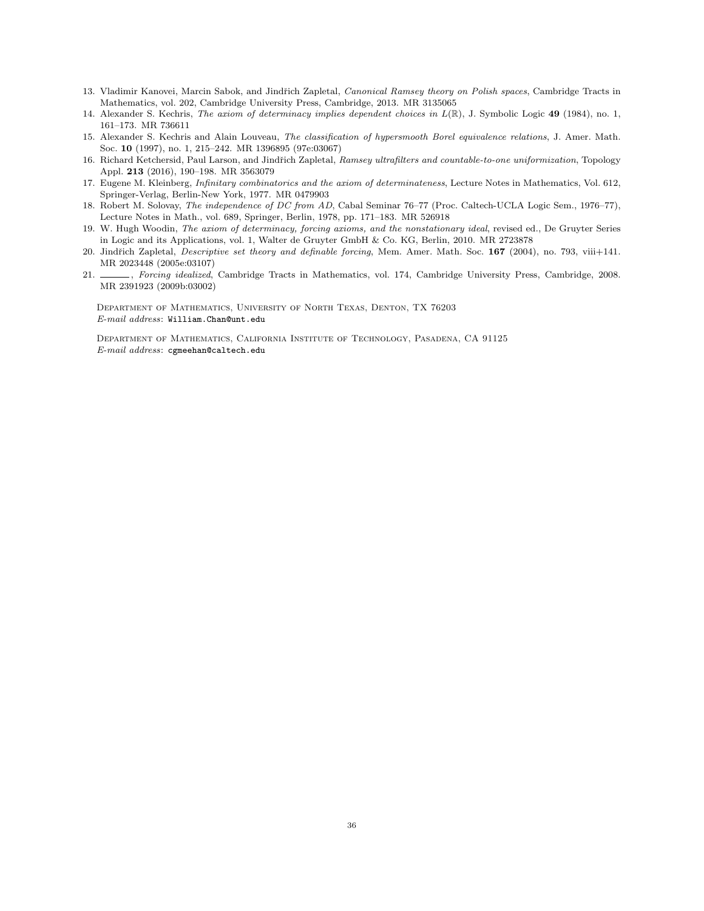13. Vladimir Kanovei, Marcin Sabok, and Jindřich Zapletal, *Canonical Ramsey theory on Polish spaces*, Cambridge Tracts in Mathematics, vol. 202, Cambridge University Press, Cambridge, 2013. MR 3135065
14. Alexander S. Kechris, *The axiom of determinacy implies dependent choices in $L(\mathbb{R})$*, J. Symbolic Logic **49** (1984), no. 1, 161–173. MR 736611
15. Alexander S. Kechris and Alain Louveau, *The classification of hypersmooth Borel equivalence relations*, J. Amer. Math. Soc. **10** (1997), no. 1, 215–242. MR 1396895 (97e:03067)
16. Richard Ketchersid, Paul Larson, and Jindřich Zapletal, *Ramsey ultrafilters and countable-to-one uniformization*, Topology Appl. **213** (2016), 190–198. MR 3563079
17. Eugene M. Kleinberg, *Infinitary combinatorics and the axiom of determinateness*, Lecture Notes in Mathematics, Vol. 612, Springer-Verlag, Berlin-New York, 1977. MR 0479903
18. Robert M. Solovay, *The independence of DC from AD*, Cabal Seminar 76–77 (Proc. Caltech-UCLA Logic Sem., 1976–77), Lecture Notes in Math., vol. 689, Springer, Berlin, 1978, pp. 171–183. MR 526918
19. W. Hugh Woodin, *The axiom of determinacy, forcing axioms, and the nonstationary ideal*, revised ed., De Gruyter Series in Logic and its Applications, vol. 1, Walter de Gruyter GmbH & Co. KG, Berlin, 2010. MR 2723878
20. Jindřich Zapletal, *Descriptive set theory and definable forcing*, Mem. Amer. Math. Soc. **167** (2004), no. 793, viii+141. MR 2023448 (2005e:03107)
21. ———, *Forcing idealized*, Cambridge Tracts in Mathematics, vol. 174, Cambridge University Press, Cambridge, 2008. MR 2391923 (2009b:03002)

Department of Mathematics, University of North Texas, Denton, TX 76203
*E-mail address*: William.Chan@unt.edu

Department of Mathematics, California Institute of Technology, Pasadena, CA 91125
*E-mail address*: cgmeehan@caltech.edu